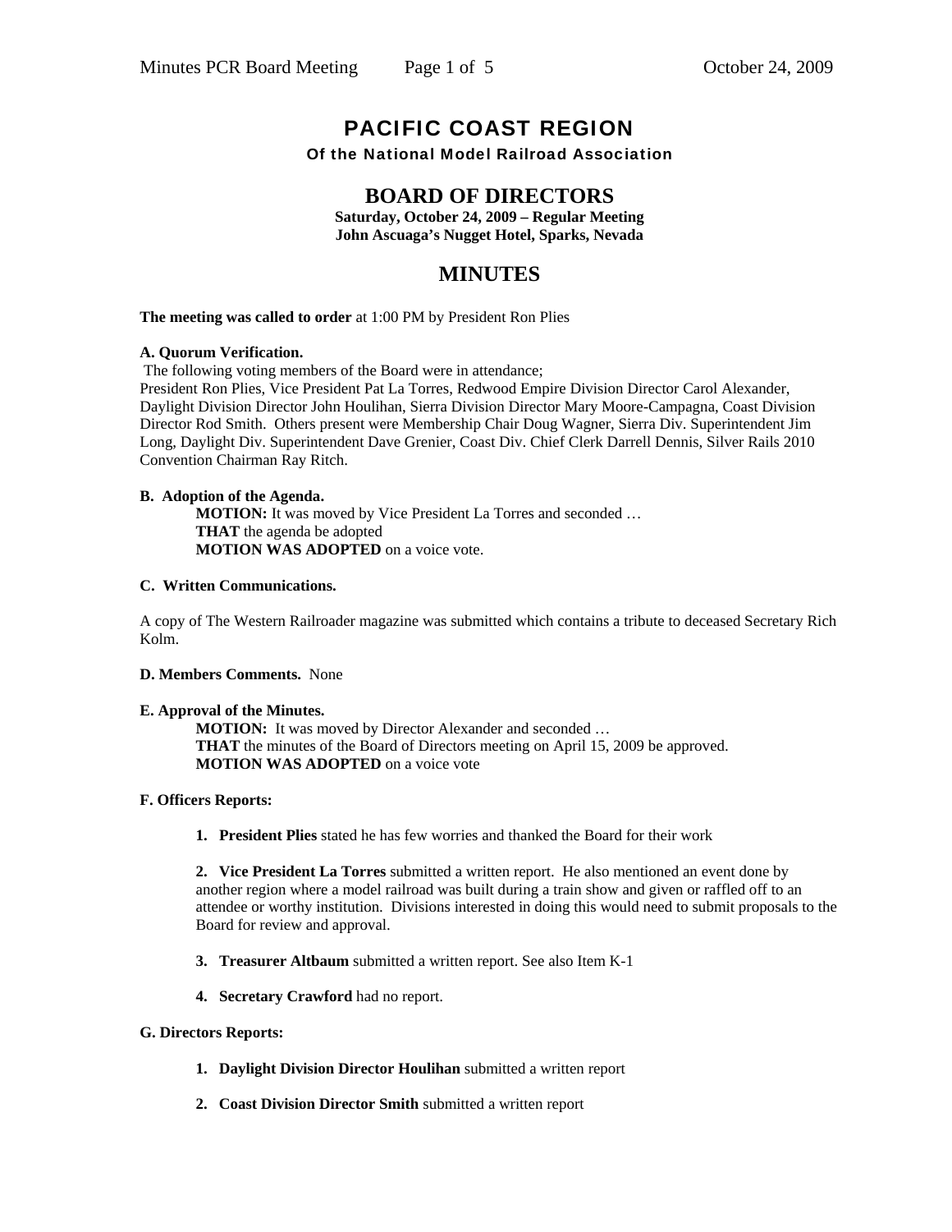# PACIFIC COAST REGION

**Of the National Model Railroad Association**

## BOARD OF DIRECTORS

**Saturday, October 24, 2009 – Regular Meeting**
**John Ascuaga's Nugget Hotel, Sparks, Nevada**

## MINUTES

**The meeting was called to order** at 1:00 PM by President Ron Plies

**A. Quorum Verification.**
The following voting members of the Board were in attendance;
President Ron Plies, Vice President Pat La Torres, Redwood Empire Division Director Carol Alexander, Daylight Division Director John Houlihan, Sierra Division Director Mary Moore-Campagna, Coast Division Director Rod Smith. Others present were Membership Chair Doug Wagner, Sierra Div. Superintendent Jim Long, Daylight Div. Superintendent Dave Grenier, Coast Div. Chief Clerk Darrell Dennis, Silver Rails 2010 Convention Chairman Ray Ritch.

**B. Adoption of the Agenda.**

> **MOTION:** It was moved by Vice President La Torres and seconded …
> **THAT** the agenda be adopted
> **MOTION WAS ADOPTED** on a voice vote.

**C. Written Communications.**

A copy of The Western Railroader magazine was submitted which contains a tribute to deceased Secretary Rich Kolm.

**D. Members Comments.** None

**E. Approval of the Minutes.**

> **MOTION:** It was moved by Director Alexander and seconded …
> **THAT** the minutes of the Board of Directors meeting on April 15, 2009 be approved.
> **MOTION WAS ADOPTED** on a voice vote

**F. Officers Reports:**

1. **President Plies** stated he has few worries and thanked the Board for their work

2. **Vice President La Torres** submitted a written report. He also mentioned an event done by another region where a model railroad was built during a train show and given or raffled off to an attendee or worthy institution. Divisions interested in doing this would need to submit proposals to the Board for review and approval.

3. **Treasurer Altbaum** submitted a written report. See also Item K-1

4. **Secretary Crawford** had no report.

**G. Directors Reports:**

1. **Daylight Division Director Houlihan** submitted a written report

2. **Coast Division Director Smith** submitted a written report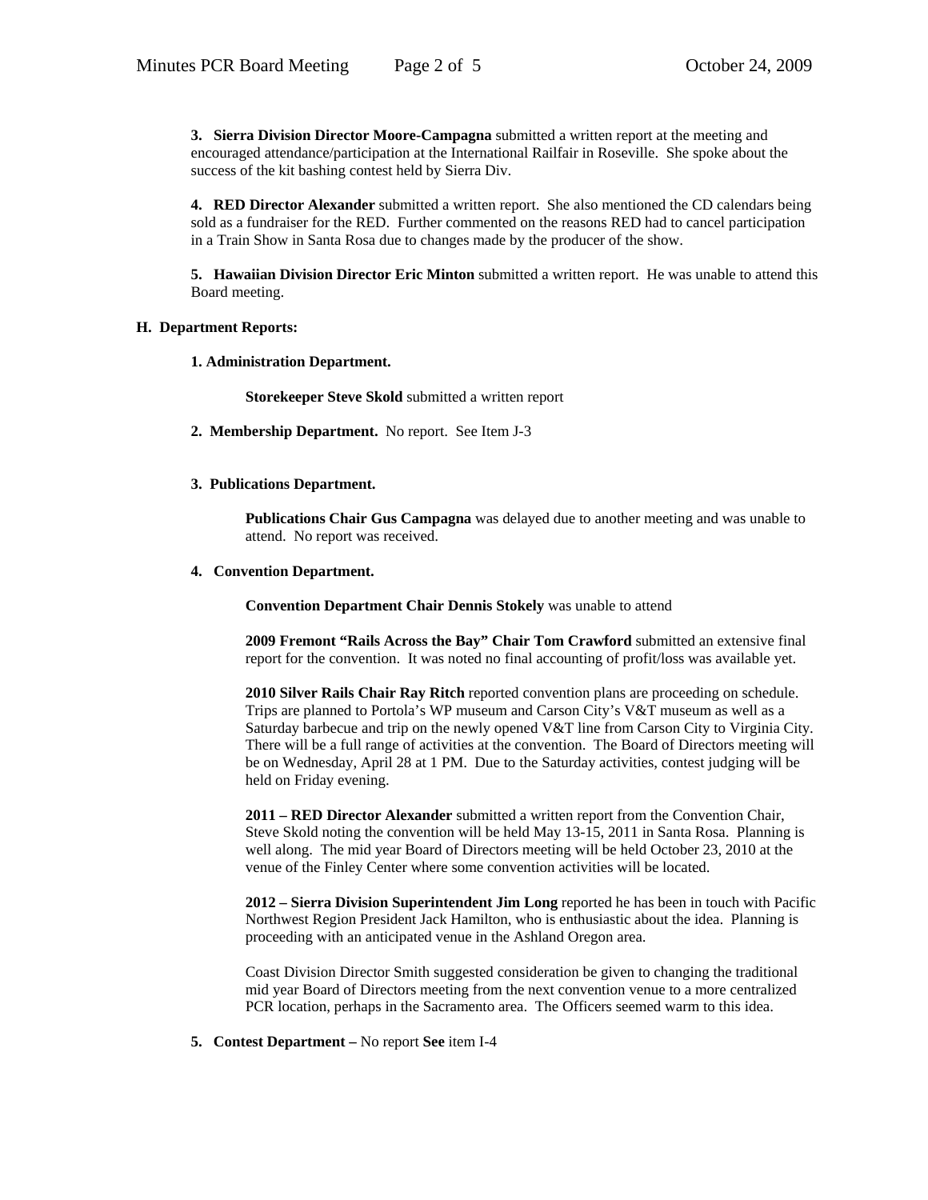**3. Sierra Division Director Moore-Campagna** submitted a written report at the meeting and encouraged attendance/participation at the International Railfair in Roseville. She spoke about the success of the kit bashing contest held by Sierra Div.

**4. RED Director Alexander** submitted a written report. She also mentioned the CD calendars being sold as a fundraiser for the RED. Further commented on the reasons RED had to cancel participation in a Train Show in Santa Rosa due to changes made by the producer of the show.

**5. Hawaiian Division Director Eric Minton** submitted a written report. He was unable to attend this Board meeting.

**H. Department Reports:**

**1. Administration Department.**

**Storekeeper Steve Skold** submitted a written report

**2. Membership Department.** No report. See Item J-3

**3. Publications Department.**

**Publications Chair Gus Campagna** was delayed due to another meeting and was unable to attend. No report was received.

**4. Convention Department.**

**Convention Department Chair Dennis Stokely** was unable to attend

**2009 Fremont "Rails Across the Bay" Chair Tom Crawford** submitted an extensive final report for the convention. It was noted no final accounting of profit/loss was available yet.

**2010 Silver Rails Chair Ray Ritch** reported convention plans are proceeding on schedule. Trips are planned to Portola's WP museum and Carson City's V&T museum as well as a Saturday barbecue and trip on the newly opened V&T line from Carson City to Virginia City. There will be a full range of activities at the convention. The Board of Directors meeting will be on Wednesday, April 28 at 1 PM. Due to the Saturday activities, contest judging will be held on Friday evening.

**2011 – RED Director Alexander** submitted a written report from the Convention Chair, Steve Skold noting the convention will be held May 13-15, 2011 in Santa Rosa. Planning is well along. The mid year Board of Directors meeting will be held October 23, 2010 at the venue of the Finley Center where some convention activities will be located.

**2012 – Sierra Division Superintendent Jim Long** reported he has been in touch with Pacific Northwest Region President Jack Hamilton, who is enthusiastic about the idea. Planning is proceeding with an anticipated venue in the Ashland Oregon area.

Coast Division Director Smith suggested consideration be given to changing the traditional mid year Board of Directors meeting from the next convention venue to a more centralized PCR location, perhaps in the Sacramento area. The Officers seemed warm to this idea.

**5. Contest Department –** No report **See** item I-4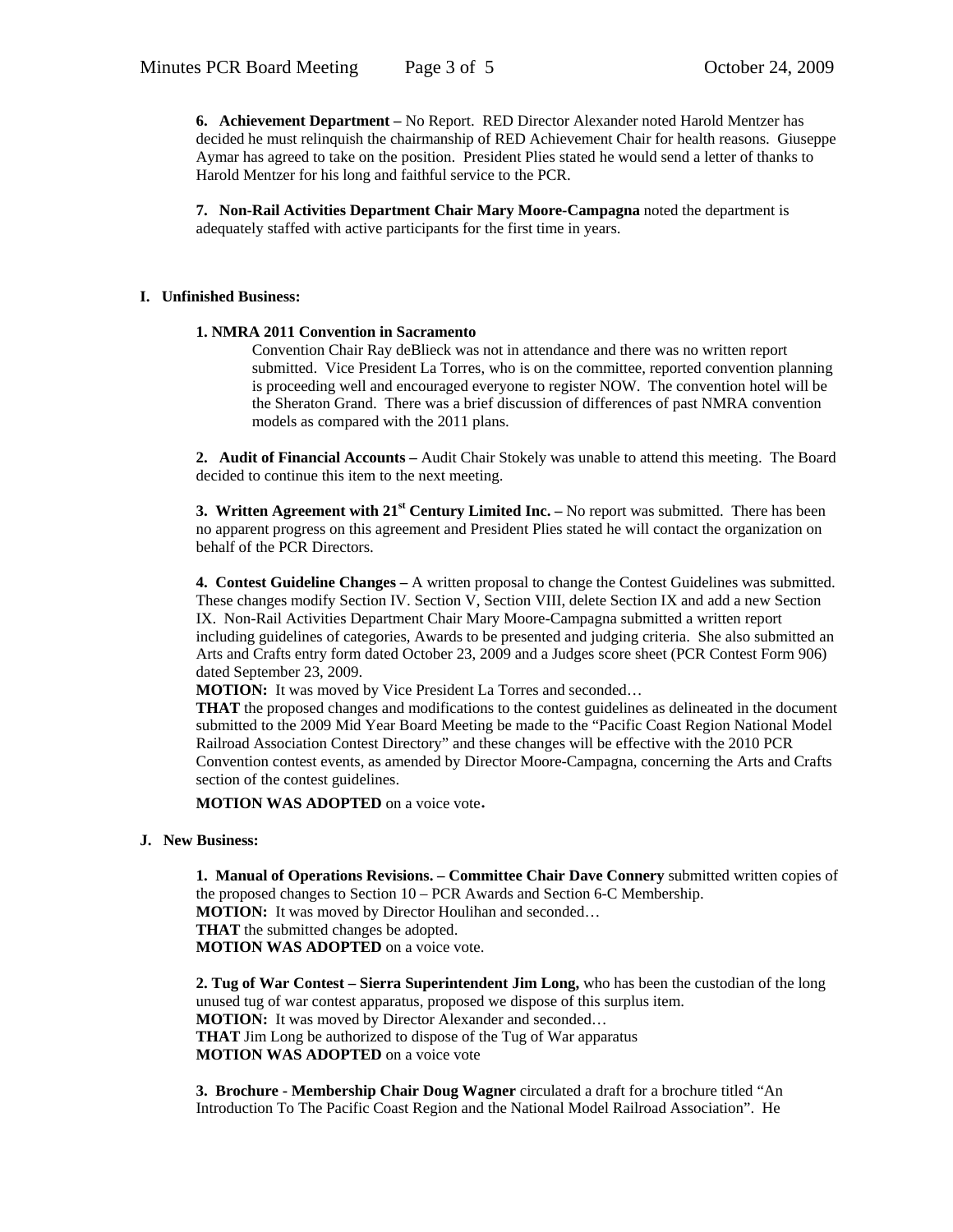**6. Achievement Department –** No Report. RED Director Alexander noted Harold Mentzer has decided he must relinquish the chairmanship of RED Achievement Chair for health reasons. Giuseppe Aymar has agreed to take on the position. President Plies stated he would send a letter of thanks to Harold Mentzer for his long and faithful service to the PCR.

**7. Non-Rail Activities Department Chair Mary Moore-Campagna** noted the department is adequately staffed with active participants for the first time in years.

## I. Unfinished Business:

**1. NMRA 2011 Convention in Sacramento**

Convention Chair Ray deBlieck was not in attendance and there was no written report submitted. Vice President La Torres, who is on the committee, reported convention planning is proceeding well and encouraged everyone to register NOW. The convention hotel will be the Sheraton Grand. There was a brief discussion of differences of past NMRA convention models as compared with the 2011 plans.

**2. Audit of Financial Accounts –** Audit Chair Stokely was unable to attend this meeting. The Board decided to continue this item to the next meeting.

**3. Written Agreement with 21st Century Limited Inc. –** No report was submitted. There has been no apparent progress on this agreement and President Plies stated he will contact the organization on behalf of the PCR Directors.

**4. Contest Guideline Changes –** A written proposal to change the Contest Guidelines was submitted. These changes modify Section IV. Section V, Section VIII, delete Section IX and add a new Section IX. Non-Rail Activities Department Chair Mary Moore-Campagna submitted a written report including guidelines of categories, Awards to be presented and judging criteria. She also submitted an Arts and Crafts entry form dated October 23, 2009 and a Judges score sheet (PCR Contest Form 906) dated September 23, 2009.

**MOTION:** It was moved by Vice President La Torres and seconded…

**THAT** the proposed changes and modifications to the contest guidelines as delineated in the document submitted to the 2009 Mid Year Board Meeting be made to the "Pacific Coast Region National Model Railroad Association Contest Directory" and these changes will be effective with the 2010 PCR Convention contest events, as amended by Director Moore-Campagna, concerning the Arts and Crafts section of the contest guidelines.

**MOTION WAS ADOPTED** on a voice vote.

## J. New Business:

**1. Manual of Operations Revisions. – Committee Chair Dave Connery** submitted written copies of the proposed changes to Section 10 – PCR Awards and Section 6-C Membership.

**MOTION:** It was moved by Director Houlihan and seconded…

**THAT** the submitted changes be adopted.

**MOTION WAS ADOPTED** on a voice vote.

**2. Tug of War Contest – Sierra Superintendent Jim Long,** who has been the custodian of the long unused tug of war contest apparatus, proposed we dispose of this surplus item.

**MOTION:** It was moved by Director Alexander and seconded…

**THAT** Jim Long be authorized to dispose of the Tug of War apparatus

**MOTION WAS ADOPTED** on a voice vote

**3. Brochure - Membership Chair Doug Wagner** circulated a draft for a brochure titled "An Introduction To The Pacific Coast Region and the National Model Railroad Association". He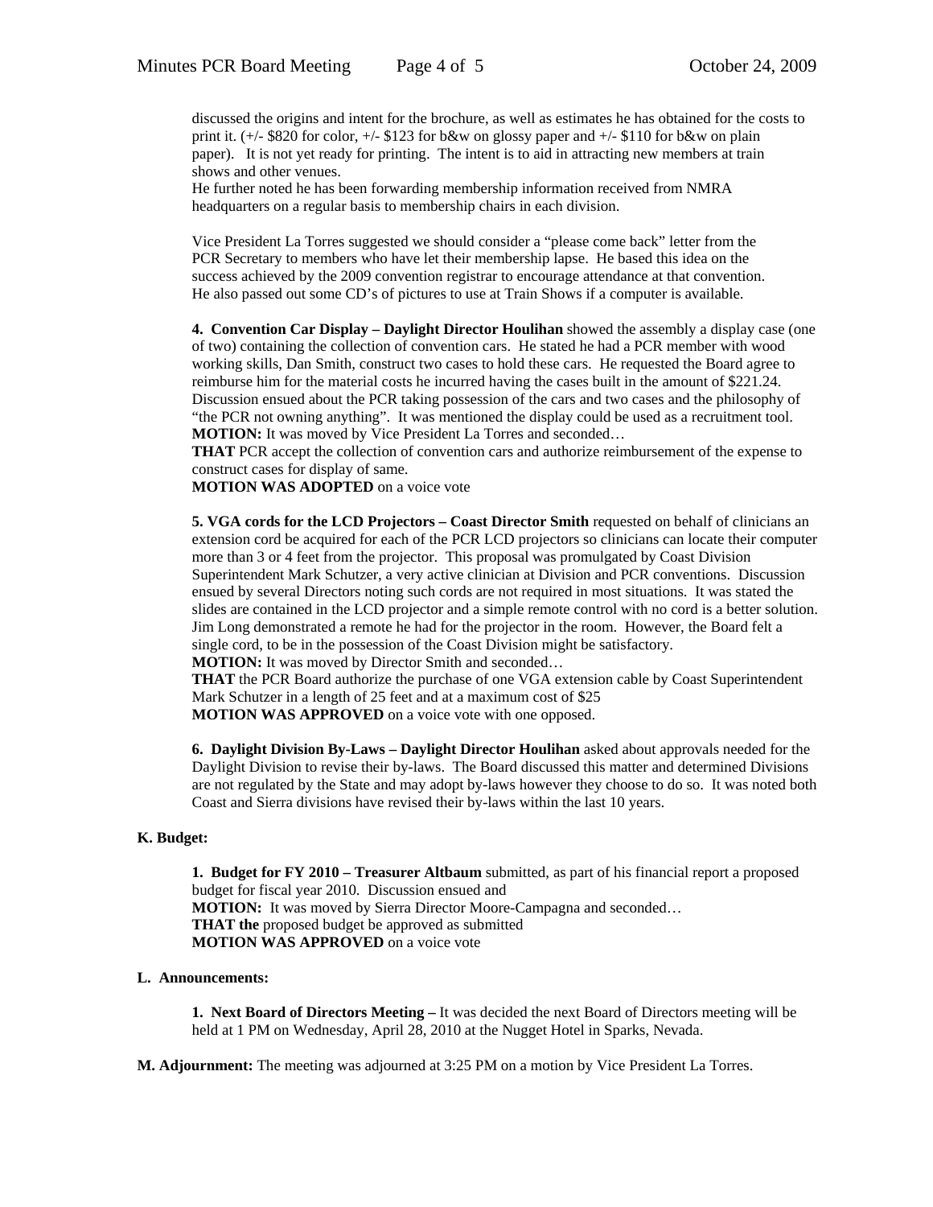discussed the origins and intent for the brochure, as well as estimates he has obtained for the costs to print it. (+/- $820 for color, +/- $123 for b&w on glossy paper and +/- $110 for b&w on plain paper). It is not yet ready for printing. The intent is to aid in attracting new members at train shows and other venues.
He further noted he has been forwarding membership information received from NMRA headquarters on a regular basis to membership chairs in each division.

Vice President La Torres suggested we should consider a "please come back" letter from the PCR Secretary to members who have let their membership lapse. He based this idea on the success achieved by the 2009 convention registrar to encourage attendance at that convention. He also passed out some CD's of pictures to use at Train Shows if a computer is available.

**4. Convention Car Display – Daylight Director Houlihan** showed the assembly a display case (one of two) containing the collection of convention cars. He stated he had a PCR member with wood working skills, Dan Smith, construct two cases to hold these cars. He requested the Board agree to reimburse him for the material costs he incurred having the cases built in the amount of $221.24. Discussion ensued about the PCR taking possession of the cars and two cases and the philosophy of "the PCR not owning anything". It was mentioned the display could be used as a recruitment tool.
**MOTION:** It was moved by Vice President La Torres and seconded…
**THAT** PCR accept the collection of convention cars and authorize reimbursement of the expense to construct cases for display of same.
**MOTION WAS ADOPTED** on a voice vote

**5. VGA cords for the LCD Projectors – Coast Director Smith** requested on behalf of clinicians an extension cord be acquired for each of the PCR LCD projectors so clinicians can locate their computer more than 3 or 4 feet from the projector. This proposal was promulgated by Coast Division Superintendent Mark Schutzer, a very active clinician at Division and PCR conventions. Discussion ensued by several Directors noting such cords are not required in most situations. It was stated the slides are contained in the LCD projector and a simple remote control with no cord is a better solution. Jim Long demonstrated a remote he had for the projector in the room. However, the Board felt a single cord, to be in the possession of the Coast Division might be satisfactory.
**MOTION:** It was moved by Director Smith and seconded…
**THAT** the PCR Board authorize the purchase of one VGA extension cable by Coast Superintendent Mark Schutzer in a length of 25 feet and at a maximum cost of $25
**MOTION WAS APPROVED** on a voice vote with one opposed.

**6. Daylight Division By-Laws – Daylight Director Houlihan** asked about approvals needed for the Daylight Division to revise their by-laws. The Board discussed this matter and determined Divisions are not regulated by the State and may adopt by-laws however they choose to do so. It was noted both Coast and Sierra divisions have revised their by-laws within the last 10 years.

**K. Budget:**

**1. Budget for FY 2010 – Treasurer Altbaum** submitted, as part of his financial report a proposed budget for fiscal year 2010. Discussion ensued and
**MOTION:** It was moved by Sierra Director Moore-Campagna and seconded…
**THAT the** proposed budget be approved as submitted
**MOTION WAS APPROVED** on a voice vote

**L. Announcements:**

**1. Next Board of Directors Meeting –** It was decided the next Board of Directors meeting will be held at 1 PM on Wednesday, April 28, 2010 at the Nugget Hotel in Sparks, Nevada.

**M. Adjournment:** The meeting was adjourned at 3:25 PM on a motion by Vice President La Torres.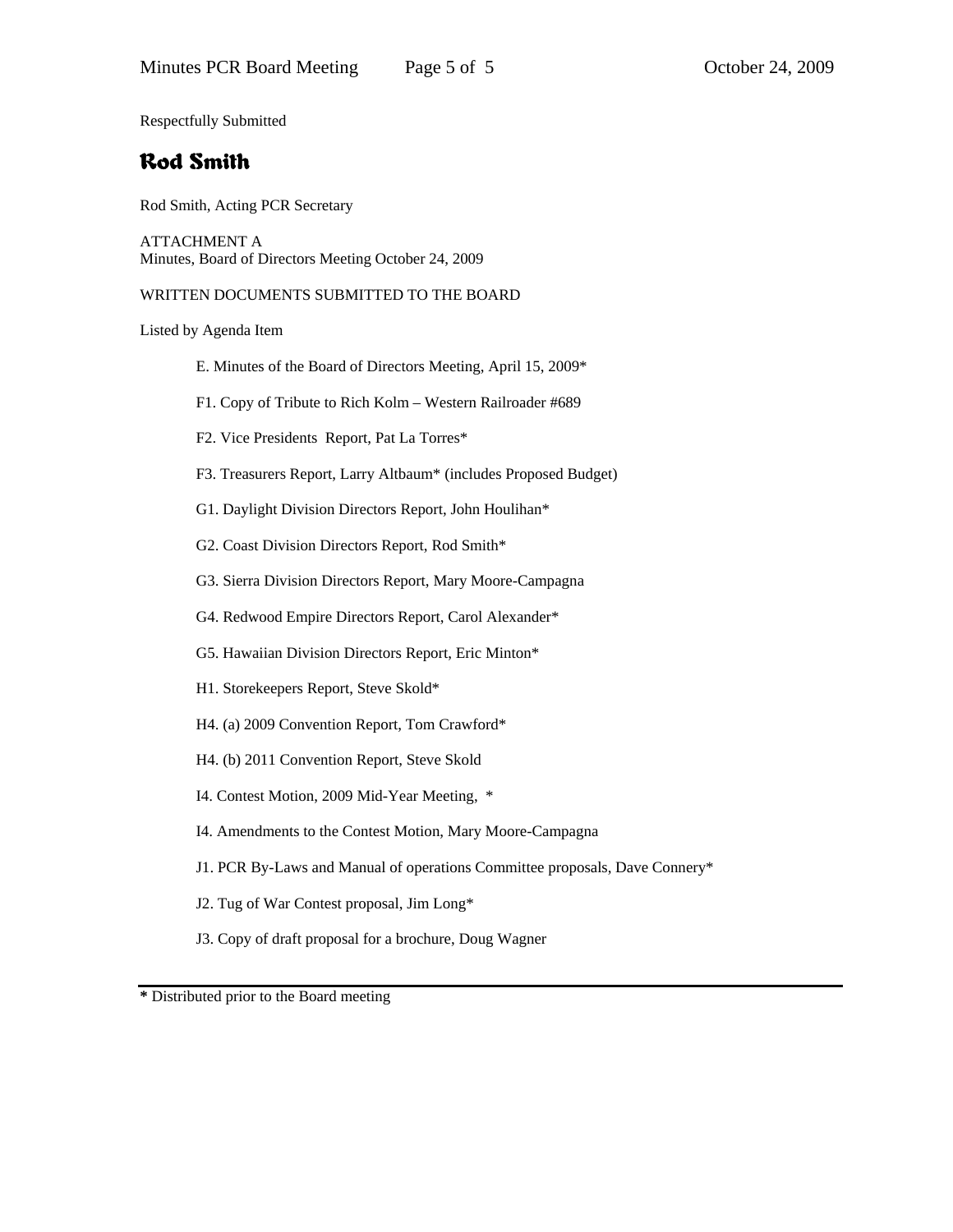Respectfully Submitted

**Rod Smith**

Rod Smith, Acting PCR Secretary

ATTACHMENT A
Minutes, Board of Directors Meeting October 24, 2009

WRITTEN DOCUMENTS SUBMITTED TO THE BOARD

Listed by Agenda Item

E. Minutes of the Board of Directors Meeting, April 15, 2009*

F1. Copy of Tribute to Rich Kolm – Western Railroader #689

F2. Vice Presidents Report, Pat La Torres*

F3. Treasurers Report, Larry Altbaum* (includes Proposed Budget)

G1. Daylight Division Directors Report, John Houlihan*

G2. Coast Division Directors Report, Rod Smith*

G3. Sierra Division Directors Report, Mary Moore-Campagna

G4. Redwood Empire Directors Report, Carol Alexander*

G5. Hawaiian Division Directors Report, Eric Minton*

H1. Storekeepers Report, Steve Skold*

H4. (a) 2009 Convention Report, Tom Crawford*

H4. (b) 2011 Convention Report, Steve Skold

I4. Contest Motion, 2009 Mid-Year Meeting, *

I4. Amendments to the Contest Motion, Mary Moore-Campagna

J1. PCR By-Laws and Manual of operations Committee proposals, Dave Connery*

J2. Tug of War Contest proposal, Jim Long*

J3. Copy of draft proposal for a brochure, Doug Wagner

---

**\*** Distributed prior to the Board meeting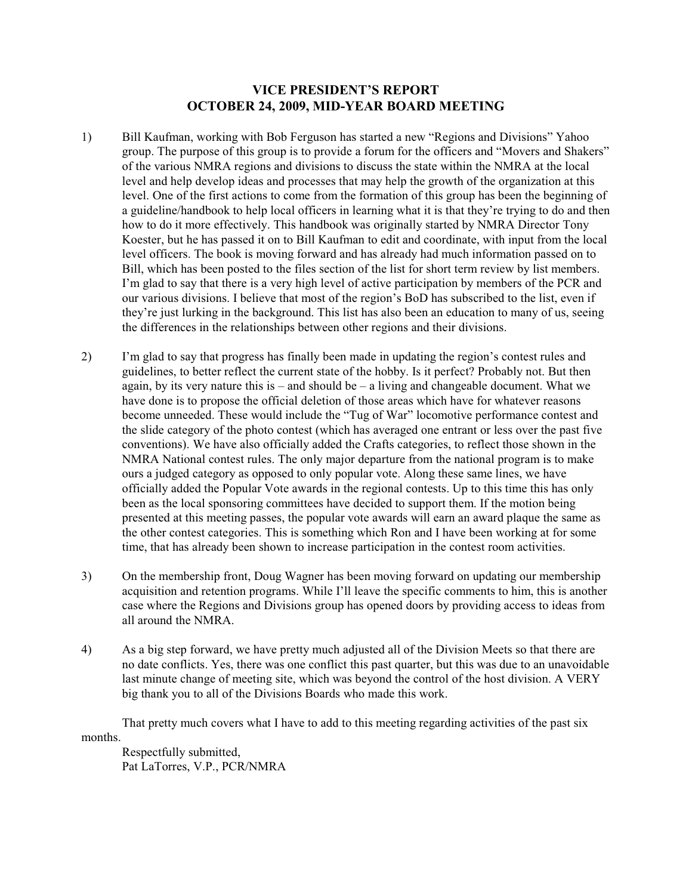# VICE PRESIDENT'S REPORT
# OCTOBER 24, 2009, MID-YEAR BOARD MEETING

1) Bill Kaufman, working with Bob Ferguson has started a new "Regions and Divisions" Yahoo group. The purpose of this group is to provide a forum for the officers and "Movers and Shakers" of the various NMRA regions and divisions to discuss the state within the NMRA at the local level and help develop ideas and processes that may help the growth of the organization at this level. One of the first actions to come from the formation of this group has been the beginning of a guideline/handbook to help local officers in learning what it is that they're trying to do and then how to do it more effectively. This handbook was originally started by NMRA Director Tony Koester, but he has passed it on to Bill Kaufman to edit and coordinate, with input from the local level officers. The book is moving forward and has already had much information passed on to Bill, which has been posted to the files section of the list for short term review by list members. I'm glad to say that there is a very high level of active participation by members of the PCR and our various divisions. I believe that most of the region's BoD has subscribed to the list, even if they're just lurking in the background. This list has also been an education to many of us, seeing the differences in the relationships between other regions and their divisions.

2) I'm glad to say that progress has finally been made in updating the region's contest rules and guidelines, to better reflect the current state of the hobby. Is it perfect? Probably not. But then again, by its very nature this is – and should be – a living and changeable document. What we have done is to propose the official deletion of those areas which have for whatever reasons become unneeded. These would include the "Tug of War" locomotive performance contest and the slide category of the photo contest (which has averaged one entrant or less over the past five conventions). We have also officially added the Crafts categories, to reflect those shown in the NMRA National contest rules. The only major departure from the national program is to make ours a judged category as opposed to only popular vote. Along these same lines, we have officially added the Popular Vote awards in the regional contests. Up to this time this has only been as the local sponsoring committees have decided to support them. If the motion being presented at this meeting passes, the popular vote awards will earn an award plaque the same as the other contest categories. This is something which Ron and I have been working at for some time, that has already been shown to increase participation in the contest room activities.

3) On the membership front, Doug Wagner has been moving forward on updating our membership acquisition and retention programs. While I'll leave the specific comments to him, this is another case where the Regions and Divisions group has opened doors by providing access to ideas from all around the NMRA.

4) As a big step forward, we have pretty much adjusted all of the Division Meets so that there are no date conflicts. Yes, there was one conflict this past quarter, but this was due to an unavoidable last minute change of meeting site, which was beyond the control of the host division. A VERY big thank you to all of the Divisions Boards who made this work.

That pretty much covers what I have to add to this meeting regarding activities of the past six months.

Respectfully submitted,
Pat LaTorres, V.P., PCR/NMRA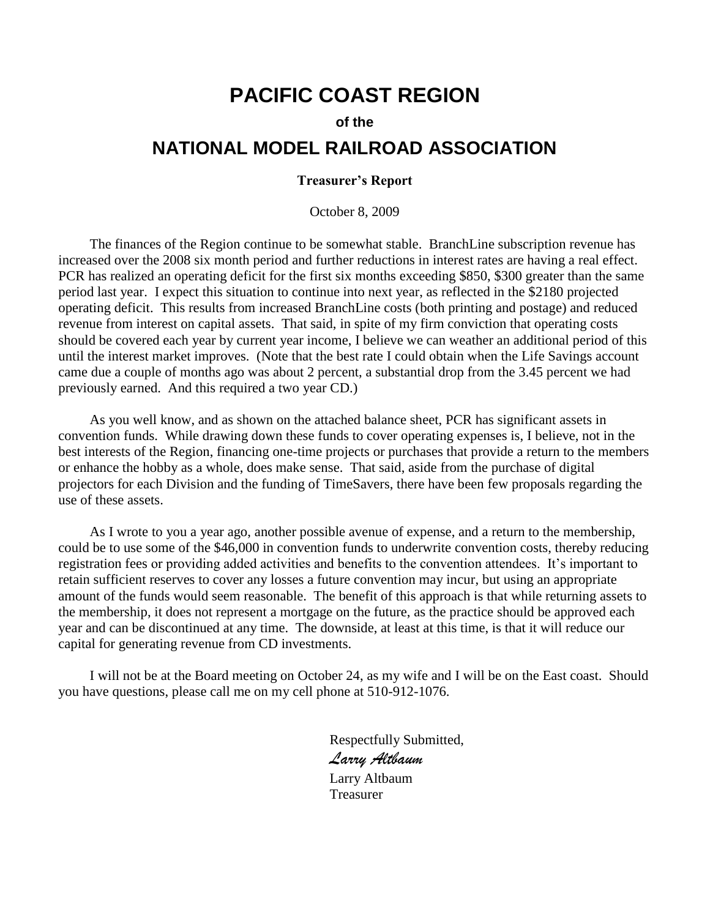# PACIFIC COAST REGION

**of the**

## NATIONAL MODEL RAILROAD ASSOCIATION

**Treasurer's Report**

October 8, 2009

The finances of the Region continue to be somewhat stable. BranchLine subscription revenue has increased over the 2008 six month period and further reductions in interest rates are having a real effect. PCR has realized an operating deficit for the first six months exceeding $850, $300 greater than the same period last year. I expect this situation to continue into next year, as reflected in the $2180 projected operating deficit. This results from increased BranchLine costs (both printing and postage) and reduced revenue from interest on capital assets. That said, in spite of my firm conviction that operating costs should be covered each year by current year income, I believe we can weather an additional period of this until the interest market improves. (Note that the best rate I could obtain when the Life Savings account came due a couple of months ago was about 2 percent, a substantial drop from the 3.45 percent we had previously earned. And this required a two year CD.)

As you well know, and as shown on the attached balance sheet, PCR has significant assets in convention funds. While drawing down these funds to cover operating expenses is, I believe, not in the best interests of the Region, financing one-time projects or purchases that provide a return to the members or enhance the hobby as a whole, does make sense. That said, aside from the purchase of digital projectors for each Division and the funding of TimeSavers, there have been few proposals regarding the use of these assets.

As I wrote to you a year ago, another possible avenue of expense, and a return to the membership, could be to use some of the $46,000 in convention funds to underwrite convention costs, thereby reducing registration fees or providing added activities and benefits to the convention attendees. It's important to retain sufficient reserves to cover any losses a future convention may incur, but using an appropriate amount of the funds would seem reasonable. The benefit of this approach is that while returning assets to the membership, it does not represent a mortgage on the future, as the practice should be approved each year and can be discontinued at any time. The downside, at least at this time, is that it will reduce our capital for generating revenue from CD investments.

I will not be at the Board meeting on October 24, as my wife and I will be on the East coast. Should you have questions, please call me on my cell phone at 510-912-1076.

Respectfully Submitted,

*Larry Altbaum*

Larry Altbaum
Treasurer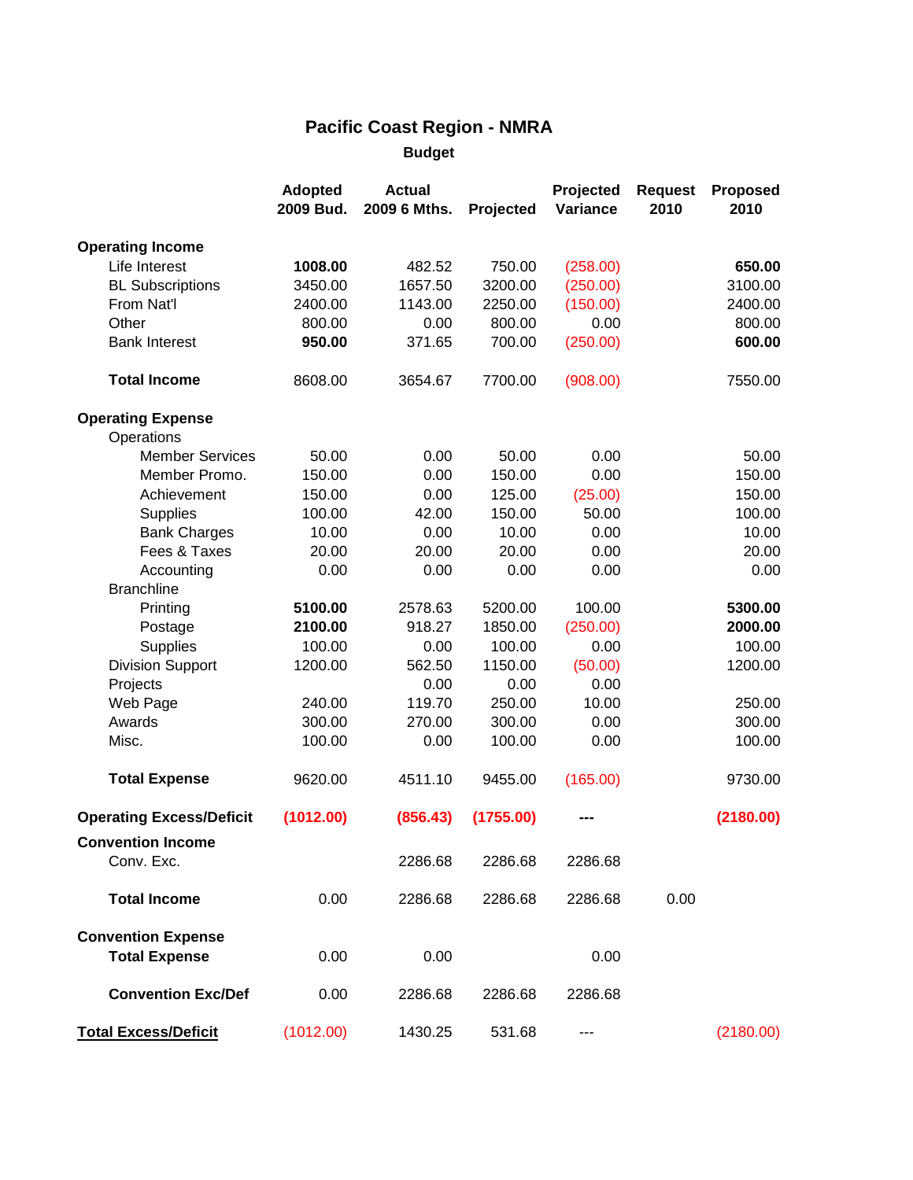# Pacific Coast Region - NMRA

## Budget

| | Adopted 2009 Bud. | Actual 2009 6 Mths. | Projected | Projected Variance | Request 2010 | Proposed 2010 |
|---|---|---|---|---|---|---|
| **Operating Income** | | | | | | |
| Life Interest | **1008.00** | 482.52 | 750.00 | (258.00) | | **650.00** |
| BL Subscriptions | 3450.00 | 1657.50 | 3200.00 | (250.00) | | 3100.00 |
| From Nat'l | 2400.00 | 1143.00 | 2250.00 | (150.00) | | 2400.00 |
| Other | 800.00 | 0.00 | 800.00 | 0.00 | | 800.00 |
| Bank Interest | **950.00** | 371.65 | 700.00 | (250.00) | | **600.00** |
| **Total Income** | 8608.00 | 3654.67 | 7700.00 | (908.00) | | 7550.00 |
| **Operating Expense** | | | | | | |
| Operations | | | | | | |
| Member Services | 50.00 | 0.00 | 50.00 | 0.00 | | 50.00 |
| Member Promo. | 150.00 | 0.00 | 150.00 | 0.00 | | 150.00 |
| Achievement | 150.00 | 0.00 | 125.00 | (25.00) | | 150.00 |
| Supplies | 100.00 | 42.00 | 150.00 | 50.00 | | 100.00 |
| Bank Charges | 10.00 | 0.00 | 10.00 | 0.00 | | 10.00 |
| Fees & Taxes | 20.00 | 20.00 | 20.00 | 0.00 | | 20.00 |
| Accounting | 0.00 | 0.00 | 0.00 | 0.00 | | 0.00 |
| Branchline | | | | | | |
| Printing | **5100.00** | 2578.63 | 5200.00 | 100.00 | | **5300.00** |
| Postage | **2100.00** | 918.27 | 1850.00 | (250.00) | | **2000.00** |
| Supplies | 100.00 | 0.00 | 100.00 | 0.00 | | 100.00 |
| Division Support | 1200.00 | 562.50 | 1150.00 | (50.00) | | 1200.00 |
| Projects | | 0.00 | 0.00 | 0.00 | | |
| Web Page | 240.00 | 119.70 | 250.00 | 10.00 | | 250.00 |
| Awards | 300.00 | 270.00 | 300.00 | 0.00 | | 300.00 |
| Misc. | 100.00 | 0.00 | 100.00 | 0.00 | | 100.00 |
| **Total Expense** | 9620.00 | 4511.10 | 9455.00 | (165.00) | | 9730.00 |
| **Operating Excess/Deficit** | **(1012.00)** | **(856.43)** | **(1755.00)** | **---** | | **(2180.00)** |
| **Convention Income** | | | | | | |
| Conv. Exc. | | 2286.68 | 2286.68 | 2286.68 | | |
| **Total Income** | 0.00 | 2286.68 | 2286.68 | 2286.68 | 0.00 | |
| **Convention Expense** | | | | | | |
| **Total Expense** | 0.00 | 0.00 | | 0.00 | | |
| **Convention Exc/Def** | 0.00 | 2286.68 | 2286.68 | 2286.68 | | |
| **Total Excess/Deficit** | (1012.00) | 1430.25 | 531.68 | --- | | (2180.00) |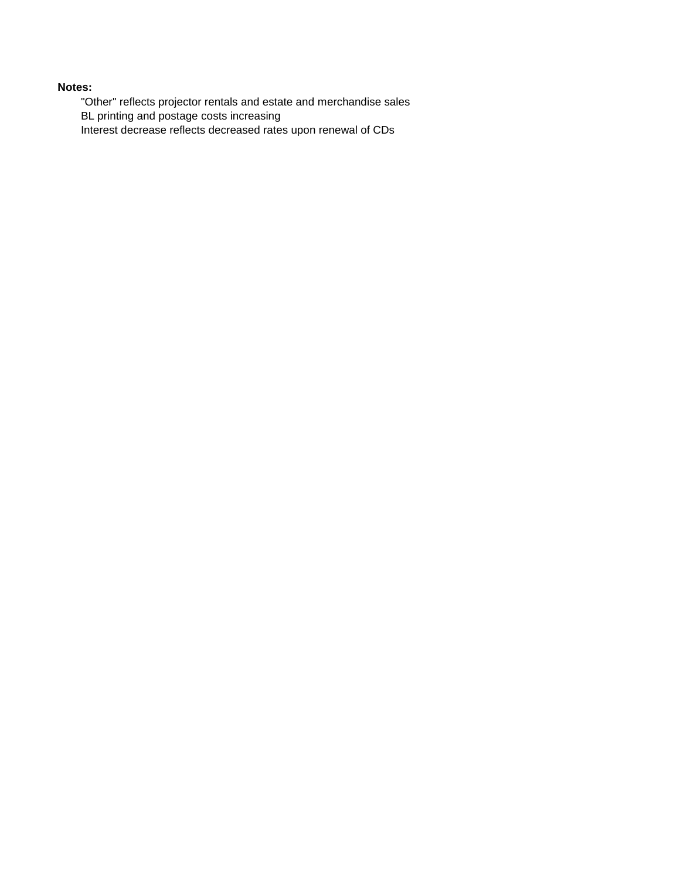**Notes:**

- "Other" reflects projector rentals and estate and merchandise sales
- BL printing and postage costs increasing
- Interest decrease reflects decreased rates upon renewal of CDs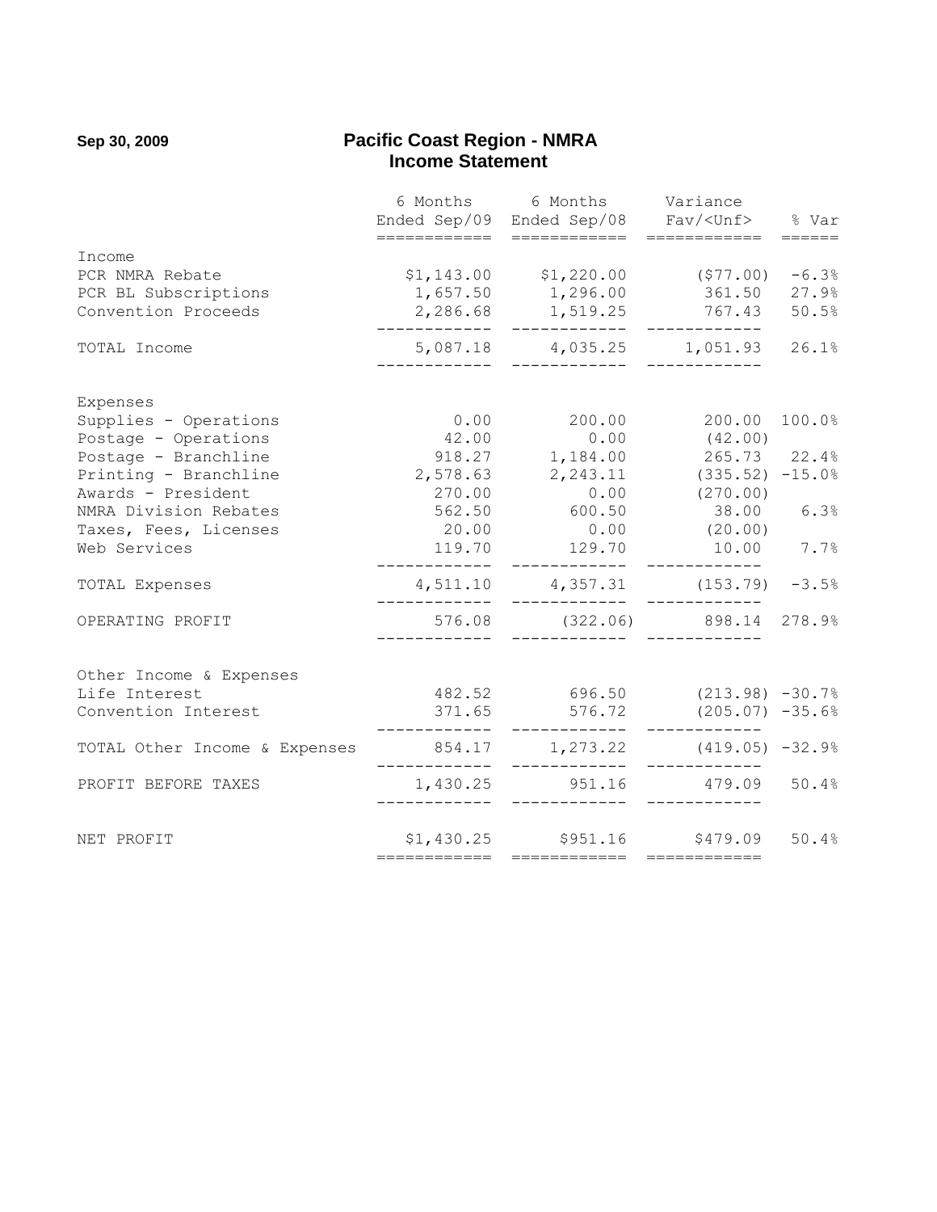Sep 30, 2009

# Pacific Coast Region - NMRA
## Income Statement

| | 6 Months Ended Sep/09 | 6 Months Ended Sep/08 | Variance Fav/<Unf> | % Var |
|---|---|---|---|---|
| **Income** | | | | |
| PCR NMRA Rebate | $1,143.00 | $1,220.00 | ($77.00) | -6.3% |
| PCR BL Subscriptions | 1,657.50 | 1,296.00 | 361.50 | 27.9% |
| Convention Proceeds | 2,286.68 | 1,519.25 | 767.43 | 50.5% |
| TOTAL Income | 5,087.18 | 4,035.25 | 1,051.93 | 26.1% |
| **Expenses** | | | | |
| Supplies - Operations | 0.00 | 200.00 | 200.00 | 100.0% |
| Postage - Operations | 42.00 | 0.00 | (42.00) | |
| Postage - Branchline | 918.27 | 1,184.00 | 265.73 | 22.4% |
| Printing - Branchline | 2,578.63 | 2,243.11 | (335.52) | -15.0% |
| Awards - President | 270.00 | 0.00 | (270.00) | |
| NMRA Division Rebates | 562.50 | 600.50 | 38.00 | 6.3% |
| Taxes, Fees, Licenses | 20.00 | 0.00 | (20.00) | |
| Web Services | 119.70 | 129.70 | 10.00 | 7.7% |
| TOTAL Expenses | 4,511.10 | 4,357.31 | (153.79) | -3.5% |
| OPERATING PROFIT | 576.08 | (322.06) | 898.14 | 278.9% |
| **Other Income & Expenses** | | | | |
| Life Interest | 482.52 | 696.50 | (213.98) | -30.7% |
| Convention Interest | 371.65 | 576.72 | (205.07) | -35.6% |
| TOTAL Other Income & Expenses | 854.17 | 1,273.22 | (419.05) | -32.9% |
| PROFIT BEFORE TAXES | 1,430.25 | 951.16 | 479.09 | 50.4% |
| NET PROFIT | $1,430.25 | $951.16 | $479.09 | 50.4% |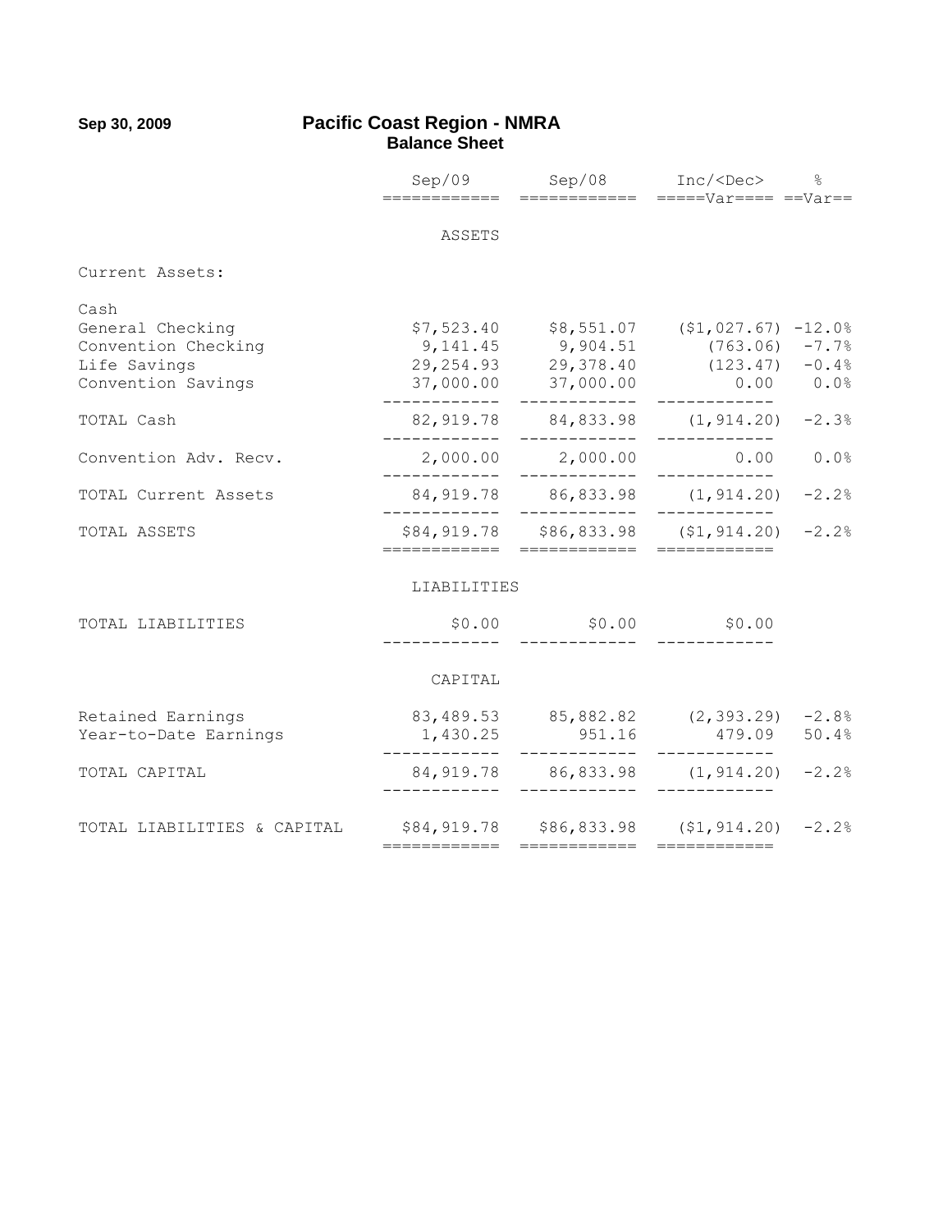Sep 30, 2009

# Pacific Coast Region - NMRA
## Balance Sheet

| | Sep/09 | Sep/08 | Inc/<Dec> Var | % Var |
|---|---|---|---|---|
| | | **ASSETS** | | |
| Current Assets: | | | | |
| Cash | | | | |
| General Checking | $7,523.40 | $8,551.07 | ($1,027.67) | -12.0% |
| Convention Checking | 9,141.45 | 9,904.51 | (763.06) | -7.7% |
| Life Savings | 29,254.93 | 29,378.40 | (123.47) | -0.4% |
| Convention Savings | 37,000.00 | 37,000.00 | 0.00 | 0.0% |
| TOTAL Cash | 82,919.78 | 84,833.98 | (1,914.20) | -2.3% |
| Convention Adv. Recv. | 2,000.00 | 2,000.00 | 0.00 | 0.0% |
| TOTAL Current Assets | 84,919.78 | 86,833.98 | (1,914.20) | -2.2% |
| TOTAL ASSETS | $84,919.78 | $86,833.98 | ($1,914.20) | -2.2% |
| | | **LIABILITIES** | | |
| TOTAL LIABILITIES | $0.00 | $0.00 | $0.00 | |
| | | **CAPITAL** | | |
| Retained Earnings | 83,489.53 | 85,882.82 | (2,393.29) | -2.8% |
| Year-to-Date Earnings | 1,430.25 | 951.16 | 479.09 | 50.4% |
| TOTAL CAPITAL | 84,919.78 | 86,833.98 | (1,914.20) | -2.2% |
| TOTAL LIABILITIES & CAPITAL | $84,919.78 | $86,833.98 | ($1,914.20) | -2.2% |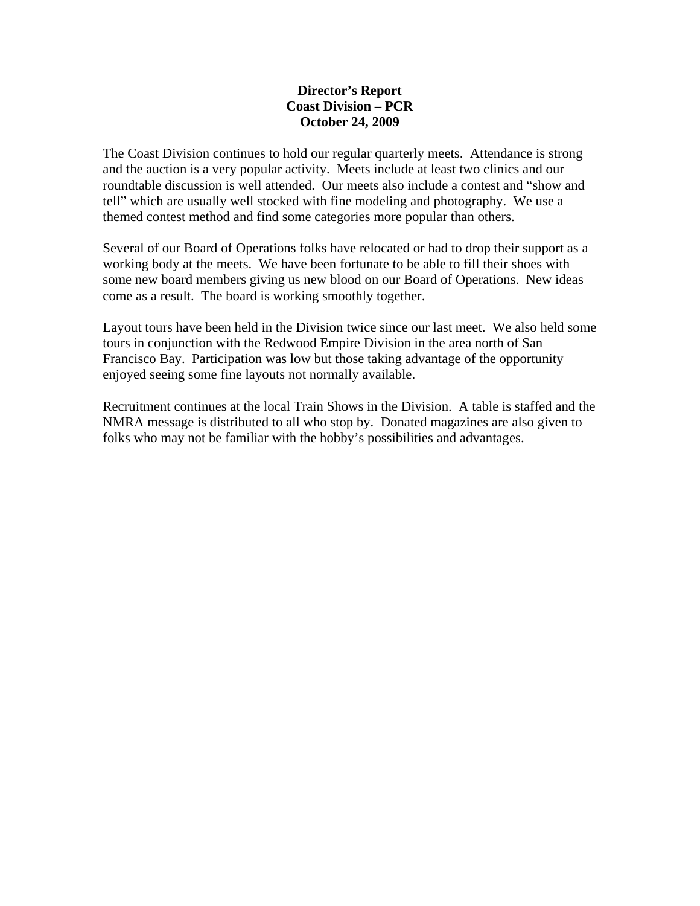**Director's Report**
**Coast Division – PCR**
**October 24, 2009**

The Coast Division continues to hold our regular quarterly meets. Attendance is strong and the auction is a very popular activity. Meets include at least two clinics and our roundtable discussion is well attended. Our meets also include a contest and "show and tell" which are usually well stocked with fine modeling and photography. We use a themed contest method and find some categories more popular than others.

Several of our Board of Operations folks have relocated or had to drop their support as a working body at the meets. We have been fortunate to be able to fill their shoes with some new board members giving us new blood on our Board of Operations. New ideas come as a result. The board is working smoothly together.

Layout tours have been held in the Division twice since our last meet. We also held some tours in conjunction with the Redwood Empire Division in the area north of San Francisco Bay. Participation was low but those taking advantage of the opportunity enjoyed seeing some fine layouts not normally available.

Recruitment continues at the local Train Shows in the Division. A table is staffed and the NMRA message is distributed to all who stop by. Donated magazines are also given to folks who may not be familiar with the hobby's possibilities and advantages.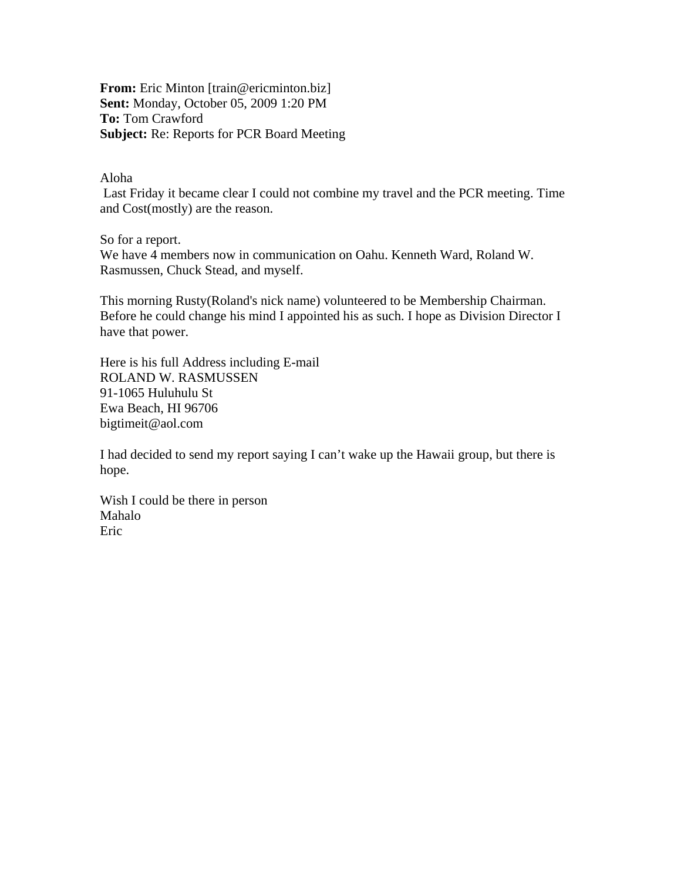**From:** Eric Minton [train@ericminton.biz]
**Sent:** Monday, October 05, 2009 1:20 PM
**To:** Tom Crawford
**Subject:** Re: Reports for PCR Board Meeting

Aloha
Last Friday it became clear I could not combine my travel and the PCR meeting. Time and Cost(mostly) are the reason.

So for a report.
We have 4 members now in communication on Oahu. Kenneth Ward, Roland W. Rasmussen, Chuck Stead, and myself.

This morning Rusty(Roland's nick name) volunteered to be Membership Chairman. Before he could change his mind I appointed his as such. I hope as Division Director I have that power.

Here is his full Address including E-mail
ROLAND W. RASMUSSEN
91-1065 Huluhulu St
Ewa Beach, HI 96706
bigtimeit@aol.com

I had decided to send my report saying I can't wake up the Hawaii group, but there is hope.

Wish I could be there in person
Mahalo
Eric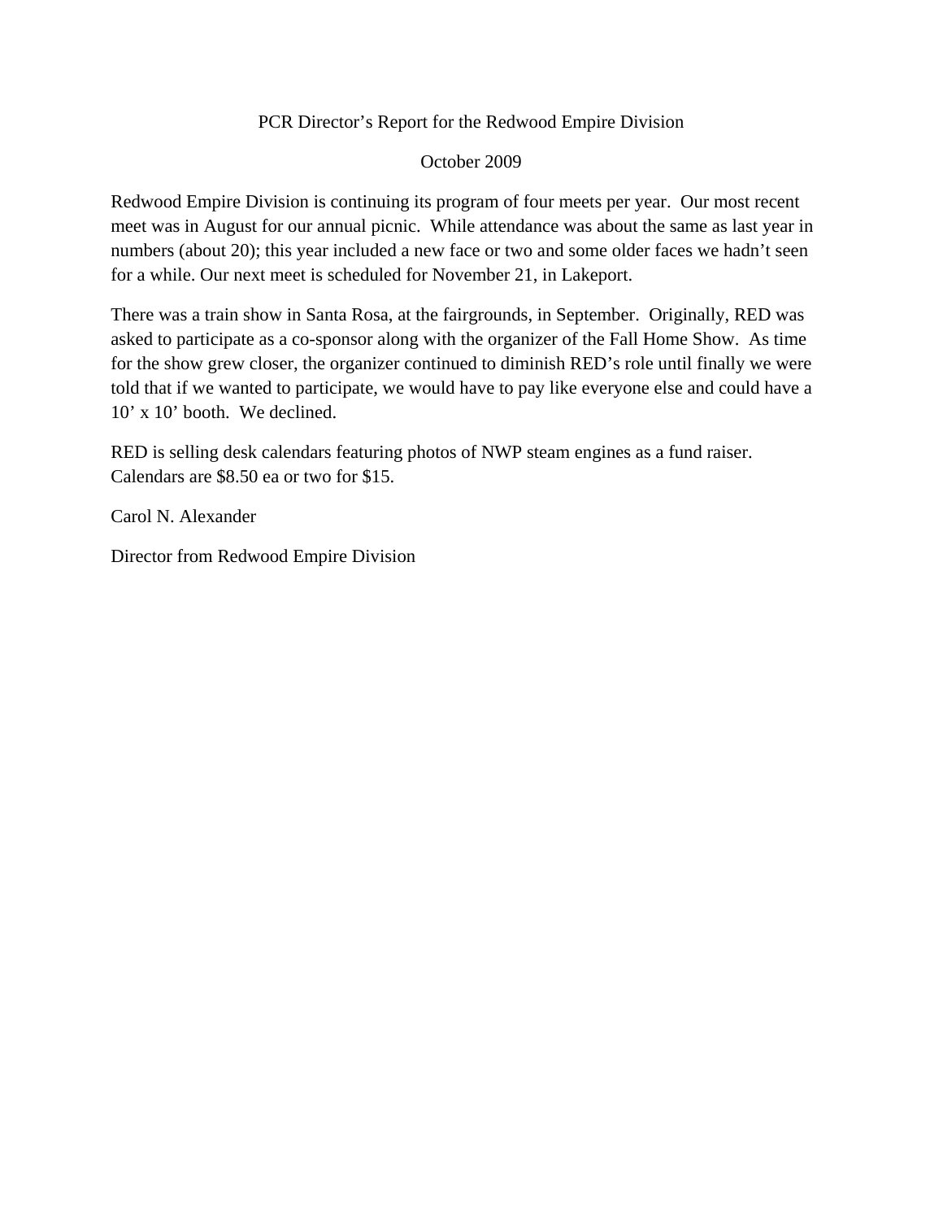PCR Director's Report for the Redwood Empire Division

October 2009

Redwood Empire Division is continuing its program of four meets per year. Our most recent meet was in August for our annual picnic. While attendance was about the same as last year in numbers (about 20); this year included a new face or two and some older faces we hadn't seen for a while. Our next meet is scheduled for November 21, in Lakeport.

There was a train show in Santa Rosa, at the fairgrounds, in September. Originally, RED was asked to participate as a co-sponsor along with the organizer of the Fall Home Show. As time for the show grew closer, the organizer continued to diminish RED's role until finally we were told that if we wanted to participate, we would have to pay like everyone else and could have a 10' x 10' booth. We declined.

RED is selling desk calendars featuring photos of NWP steam engines as a fund raiser. Calendars are $8.50 ea or two for $15.

Carol N. Alexander

Director from Redwood Empire Division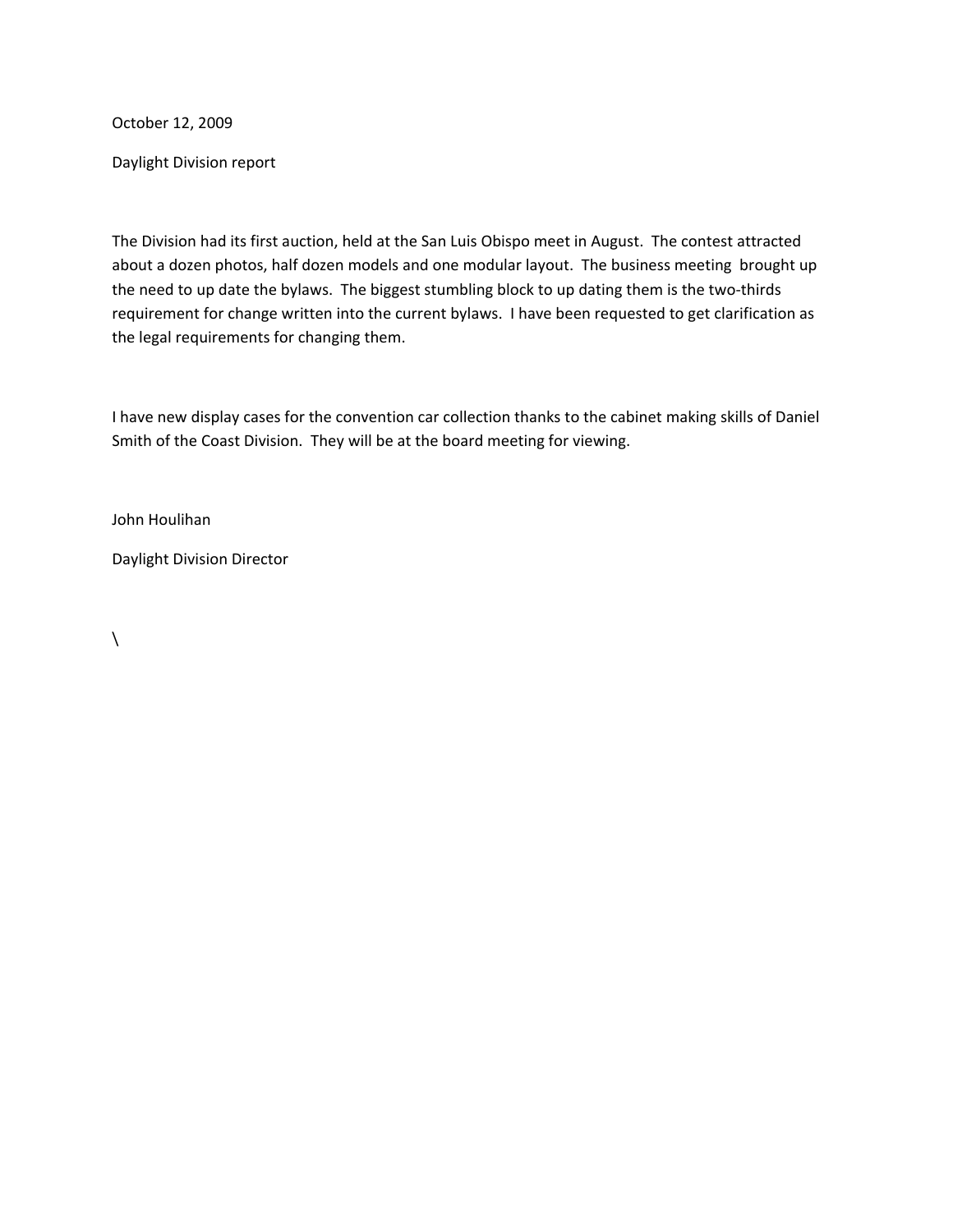October 12, 2009

Daylight Division report

The Division had its first auction, held at the San Luis Obispo meet in August. The contest attracted about a dozen photos, half dozen models and one modular layout. The business meeting brought up the need to up date the bylaws. The biggest stumbling block to up dating them is the two-thirds requirement for change written into the current bylaws. I have been requested to get clarification as the legal requirements for changing them.

I have new display cases for the convention car collection thanks to the cabinet making skills of Daniel Smith of the Coast Division. They will be at the board meeting for viewing.

John Houlihan

Daylight Division Director

\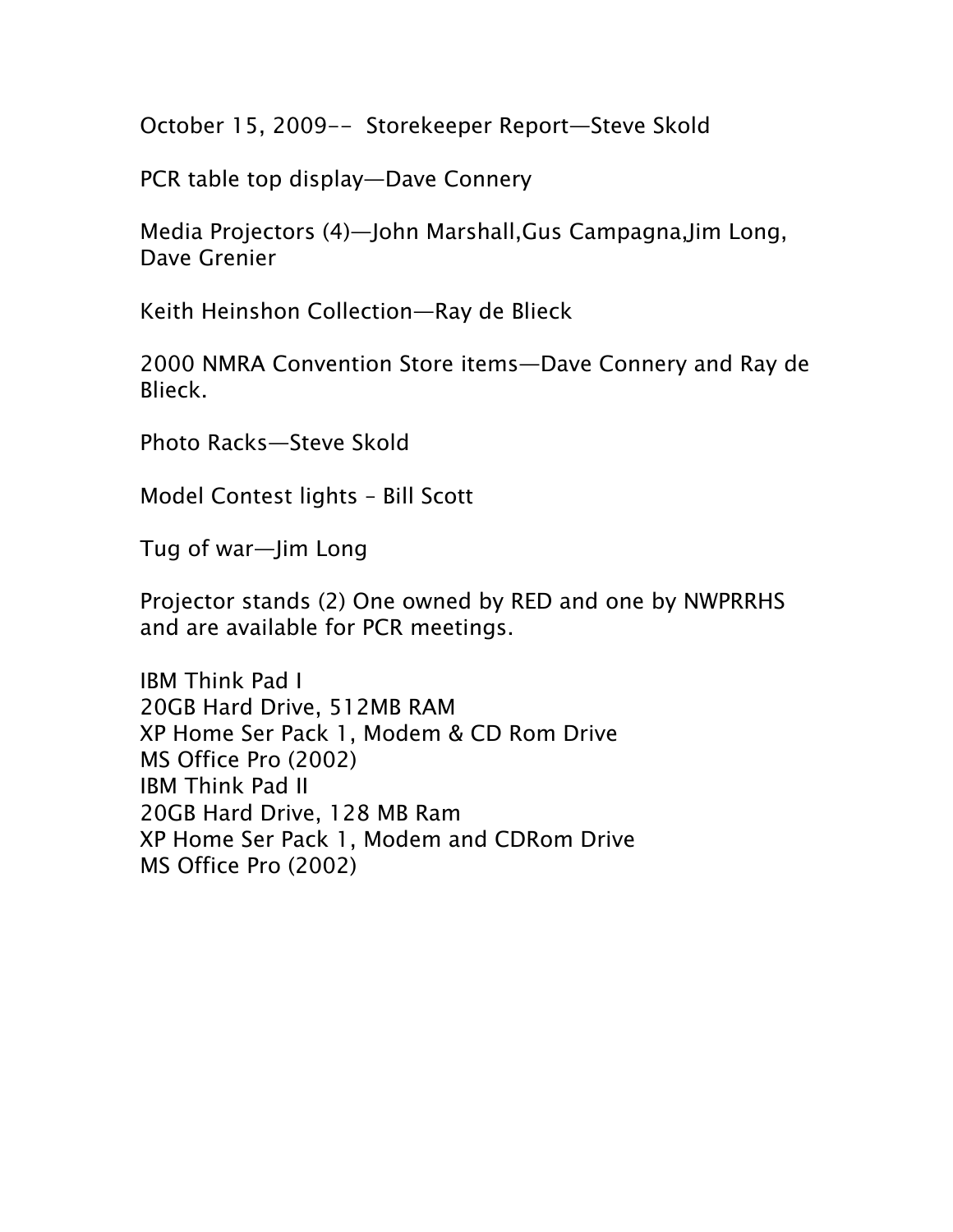October 15, 2009-- Storekeeper Report—Steve Skold

PCR table top display—Dave Connery

Media Projectors (4)—John Marshall,Gus Campagna,Jim Long, Dave Grenier

Keith Heinshon Collection—Ray de Blieck

2000 NMRA Convention Store items—Dave Connery and Ray de Blieck.

Photo Racks—Steve Skold

Model Contest lights – Bill Scott

Tug of war—Jim Long

Projector stands (2) One owned by RED and one by NWPRRHS and are available for PCR meetings.

IBM Think Pad I
20GB Hard Drive, 512MB RAM
XP Home Ser Pack 1, Modem & CD Rom Drive
MS Office Pro (2002)
IBM Think Pad II
20GB Hard Drive, 128 MB Ram
XP Home Ser Pack 1, Modem and CDRom Drive
MS Office Pro (2002)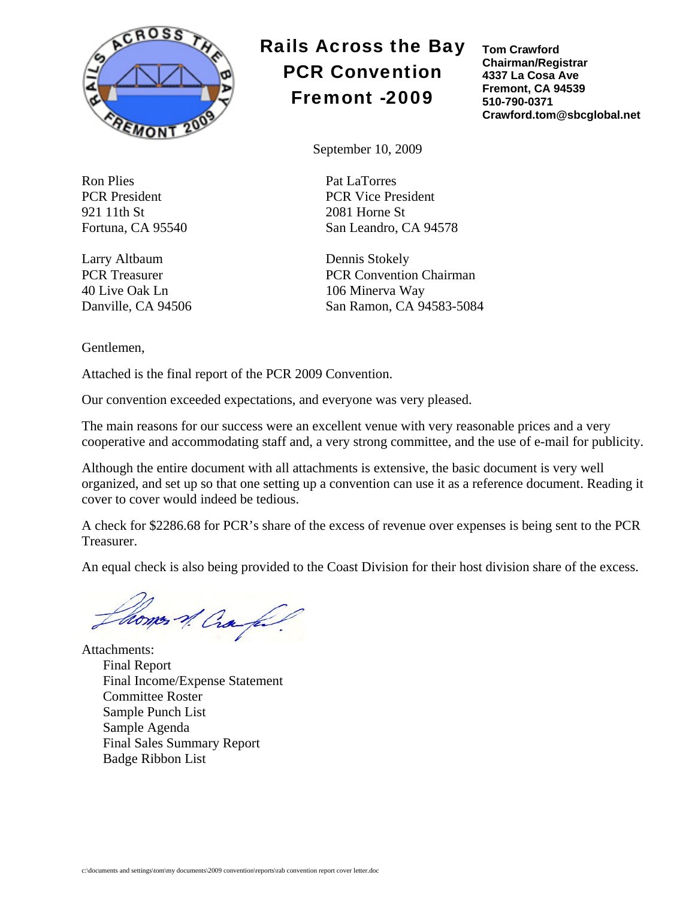# Rails Across the Bay PCR Convention Fremont -2009

**Tom Crawford**
**Chairman/Registrar**
**4337 La Cosa Ave**
**Fremont, CA 94539**
**510-790-0371**
**Crawford.tom@sbcglobal.net**

September 10, 2009

Ron Plies
PCR President
921 11th St
Fortuna, CA 95540

Pat LaTorres
PCR Vice President
2081 Horne St
San Leandro, CA 94578

Larry Altbaum
PCR Treasurer
40 Live Oak Ln
Danville, CA 94506

Dennis Stokely
PCR Convention Chairman
106 Minerva Way
San Ramon, CA 94583-5084

Gentlemen,

Attached is the final report of the PCR 2009 Convention.

Our convention exceeded expectations, and everyone was very pleased.

The main reasons for our success were an excellent venue with very reasonable prices and a very cooperative and accommodating staff and, a very strong committee, and the use of e-mail for publicity.

Although the entire document with all attachments is extensive, the basic document is very well organized, and set up so that one setting up a convention can use it as a reference document. Reading it cover to cover would indeed be tedious.

A check for $2286.68 for PCR's share of the excess of revenue over expenses is being sent to the PCR Treasurer.

An equal check is also being provided to the Coast Division for their host division share of the excess.

Thomas N. Crawford

Attachments:
- Final Report
- Final Income/Expense Statement
- Committee Roster
- Sample Punch List
- Sample Agenda
- Final Sales Summary Report
- Badge Ribbon List

c:\documents and settings\tom\my documents\2009 convention\reports\rab convention report cover letter.doc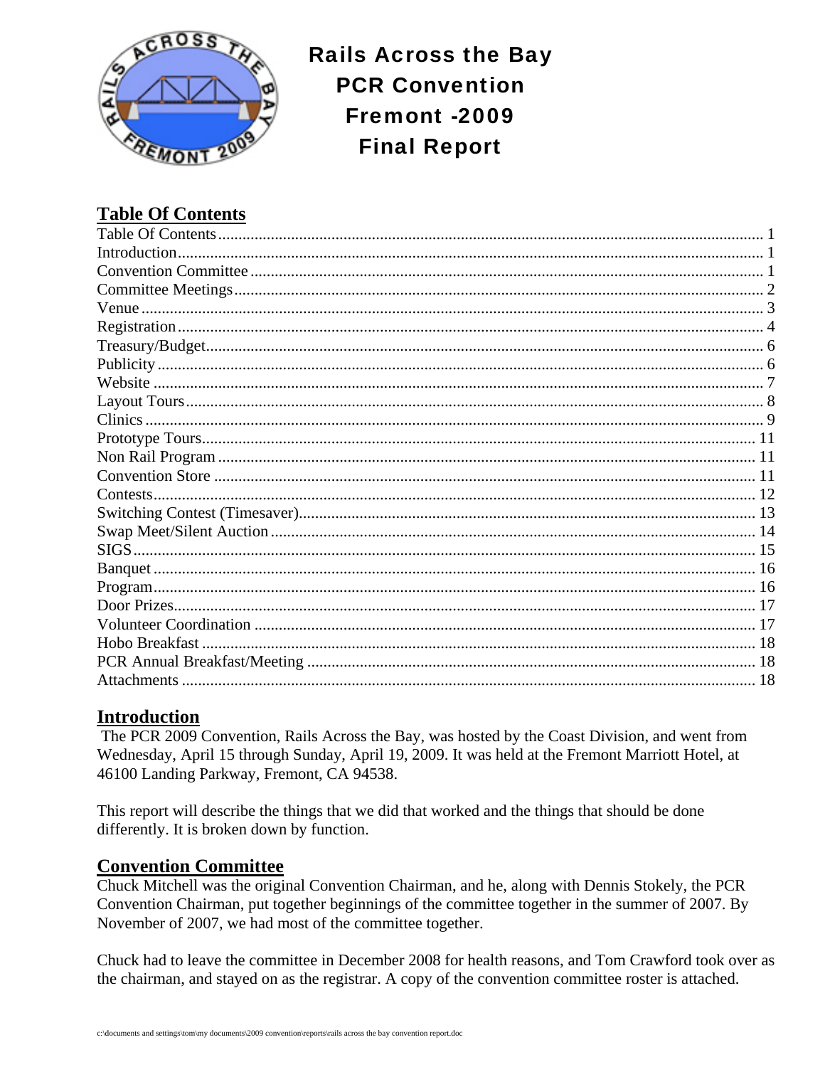# Rails Across the Bay
# PCR Convention
# Fremont -2009
# Final Report

## Table Of Contents

| | |
|---|---|
| Table Of Contents | 1 |
| Introduction | 1 |
| Convention Committee | 1 |
| Committee Meetings | 2 |
| Venue | 3 |
| Registration | 4 |
| Treasury/Budget | 6 |
| Publicity | 6 |
| Website | 7 |
| Layout Tours | 8 |
| Clinics | 9 |
| Prototype Tours | 11 |
| Non Rail Program | 11 |
| Convention Store | 11 |
| Contests | 12 |
| Switching Contest (Timesaver) | 13 |
| Swap Meet/Silent Auction | 14 |
| SIGS | 15 |
| Banquet | 16 |
| Program | 16 |
| Door Prizes | 17 |
| Volunteer Coordination | 17 |
| Hobo Breakfast | 18 |
| PCR Annual Breakfast/Meeting | 18 |
| Attachments | 18 |

## Introduction

The PCR 2009 Convention, Rails Across the Bay, was hosted by the Coast Division, and went from Wednesday, April 15 through Sunday, April 19, 2009. It was held at the Fremont Marriott Hotel, at 46100 Landing Parkway, Fremont, CA 94538.

This report will describe the things that we did that worked and the things that should be done differently. It is broken down by function.

## Convention Committee

Chuck Mitchell was the original Convention Chairman, and he, along with Dennis Stokely, the PCR Convention Chairman, put together beginnings of the committee together in the summer of 2007. By November of 2007, we had most of the committee together.

Chuck had to leave the committee in December 2008 for health reasons, and Tom Crawford took over as the chairman, and stayed on as the registrar. A copy of the convention committee roster is attached.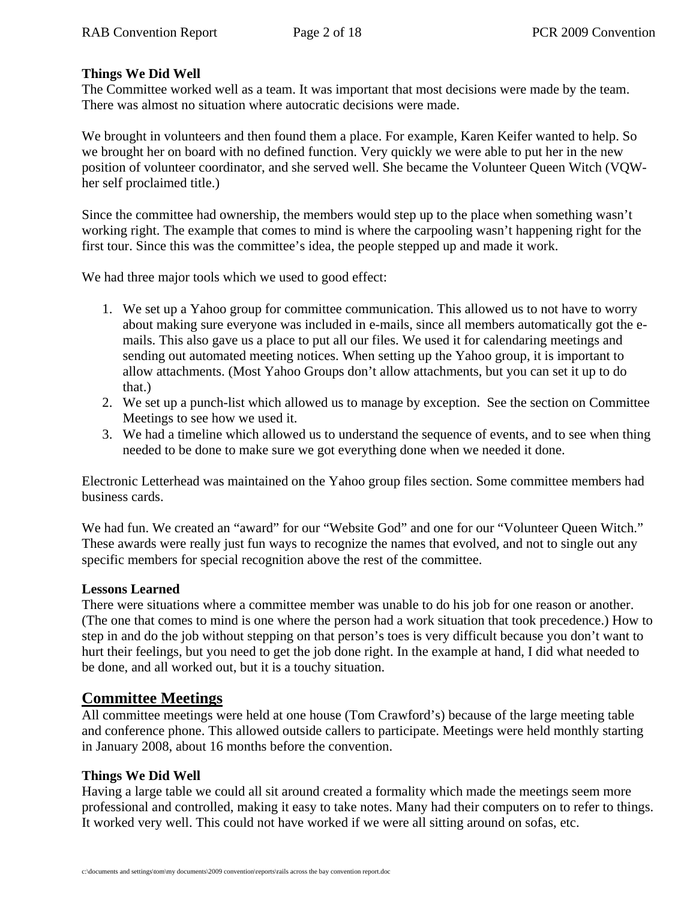**Things We Did Well**

The Committee worked well as a team. It was important that most decisions were made by the team. There was almost no situation where autocratic decisions were made.

We brought in volunteers and then found them a place. For example, Karen Keifer wanted to help. So we brought her on board with no defined function. Very quickly we were able to put her in the new position of volunteer coordinator, and she served well. She became the Volunteer Queen Witch (VQW- her self proclaimed title.)

Since the committee had ownership, the members would step up to the place when something wasn't working right. The example that comes to mind is where the carpooling wasn't happening right for the first tour. Since this was the committee's idea, the people stepped up and made it work.

We had three major tools which we used to good effect:

1. We set up a Yahoo group for committee communication. This allowed us to not have to worry about making sure everyone was included in e-mails, since all members automatically got the e-mails. This also gave us a place to put all our files. We used it for calendaring meetings and sending out automated meeting notices. When setting up the Yahoo group, it is important to allow attachments. (Most Yahoo Groups don't allow attachments, but you can set it up to do that.)
2. We set up a punch-list which allowed us to manage by exception. See the section on Committee Meetings to see how we used it.
3. We had a timeline which allowed us to understand the sequence of events, and to see when thing needed to be done to make sure we got everything done when we needed it done.

Electronic Letterhead was maintained on the Yahoo group files section. Some committee members had business cards.

We had fun. We created an "award" for our "Website God" and one for our "Volunteer Queen Witch." These awards were really just fun ways to recognize the names that evolved, and not to single out any specific members for special recognition above the rest of the committee.

**Lessons Learned**

There were situations where a committee member was unable to do his job for one reason or another. (The one that comes to mind is one where the person had a work situation that took precedence.) How to step in and do the job without stepping on that person's toes is very difficult because you don't want to hurt their feelings, but you need to get the job done right. In the example at hand, I did what needed to be done, and all worked out, but it is a touchy situation.

## Committee Meetings

All committee meetings were held at one house (Tom Crawford's) because of the large meeting table and conference phone. This allowed outside callers to participate. Meetings were held monthly starting in January 2008, about 16 months before the convention.

**Things We Did Well**

Having a large table we could all sit around created a formality which made the meetings seem more professional and controlled, making it easy to take notes. Many had their computers on to refer to things. It worked very well. This could not have worked if we were all sitting around on sofas, etc.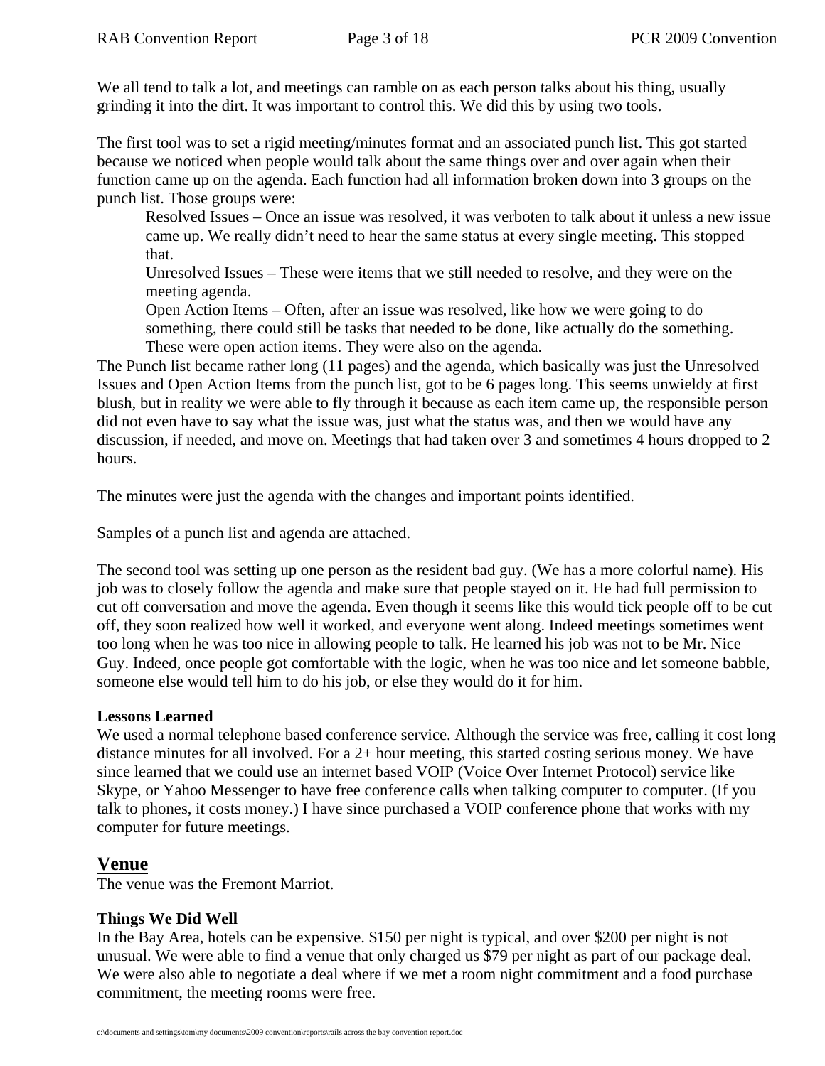We all tend to talk a lot, and meetings can ramble on as each person talks about his thing, usually grinding it into the dirt. It was important to control this. We did this by using two tools.

The first tool was to set a rigid meeting/minutes format and an associated punch list. This got started because we noticed when people would talk about the same things over and over again when their function came up on the agenda. Each function had all information broken down into 3 groups on the punch list. Those groups were:

> Resolved Issues – Once an issue was resolved, it was verboten to talk about it unless a new issue came up. We really didn't need to hear the same status at every single meeting. This stopped that.
>
> Unresolved Issues – These were items that we still needed to resolve, and they were on the meeting agenda.
>
> Open Action Items – Often, after an issue was resolved, like how we were going to do something, there could still be tasks that needed to be done, like actually do the something. These were open action items. They were also on the agenda.

The Punch list became rather long (11 pages) and the agenda, which basically was just the Unresolved Issues and Open Action Items from the punch list, got to be 6 pages long. This seems unwieldy at first blush, but in reality we were able to fly through it because as each item came up, the responsible person did not even have to say what the issue was, just what the status was, and then we would have any discussion, if needed, and move on. Meetings that had taken over 3 and sometimes 4 hours dropped to 2 hours.

The minutes were just the agenda with the changes and important points identified.

Samples of a punch list and agenda are attached.

The second tool was setting up one person as the resident bad guy. (We has a more colorful name). His job was to closely follow the agenda and make sure that people stayed on it. He had full permission to cut off conversation and move the agenda. Even though it seems like this would tick people off to be cut off, they soon realized how well it worked, and everyone went along. Indeed meetings sometimes went too long when he was too nice in allowing people to talk. He learned his job was not to be Mr. Nice Guy. Indeed, once people got comfortable with the logic, when he was too nice and let someone babble, someone else would tell him to do his job, or else they would do it for him.

**Lessons Learned**

We used a normal telephone based conference service. Although the service was free, calling it cost long distance minutes for all involved. For a 2+ hour meeting, this started costing serious money. We have since learned that we could use an internet based VOIP (Voice Over Internet Protocol) service like Skype, or Yahoo Messenger to have free conference calls when talking computer to computer. (If you talk to phones, it costs money.) I have since purchased a VOIP conference phone that works with my computer for future meetings.

## Venue

The venue was the Fremont Marriot.

**Things We Did Well**

In the Bay Area, hotels can be expensive. $150 per night is typical, and over $200 per night is not unusual. We were able to find a venue that only charged us $79 per night as part of our package deal. We were also able to negotiate a deal where if we met a room night commitment and a food purchase commitment, the meeting rooms were free.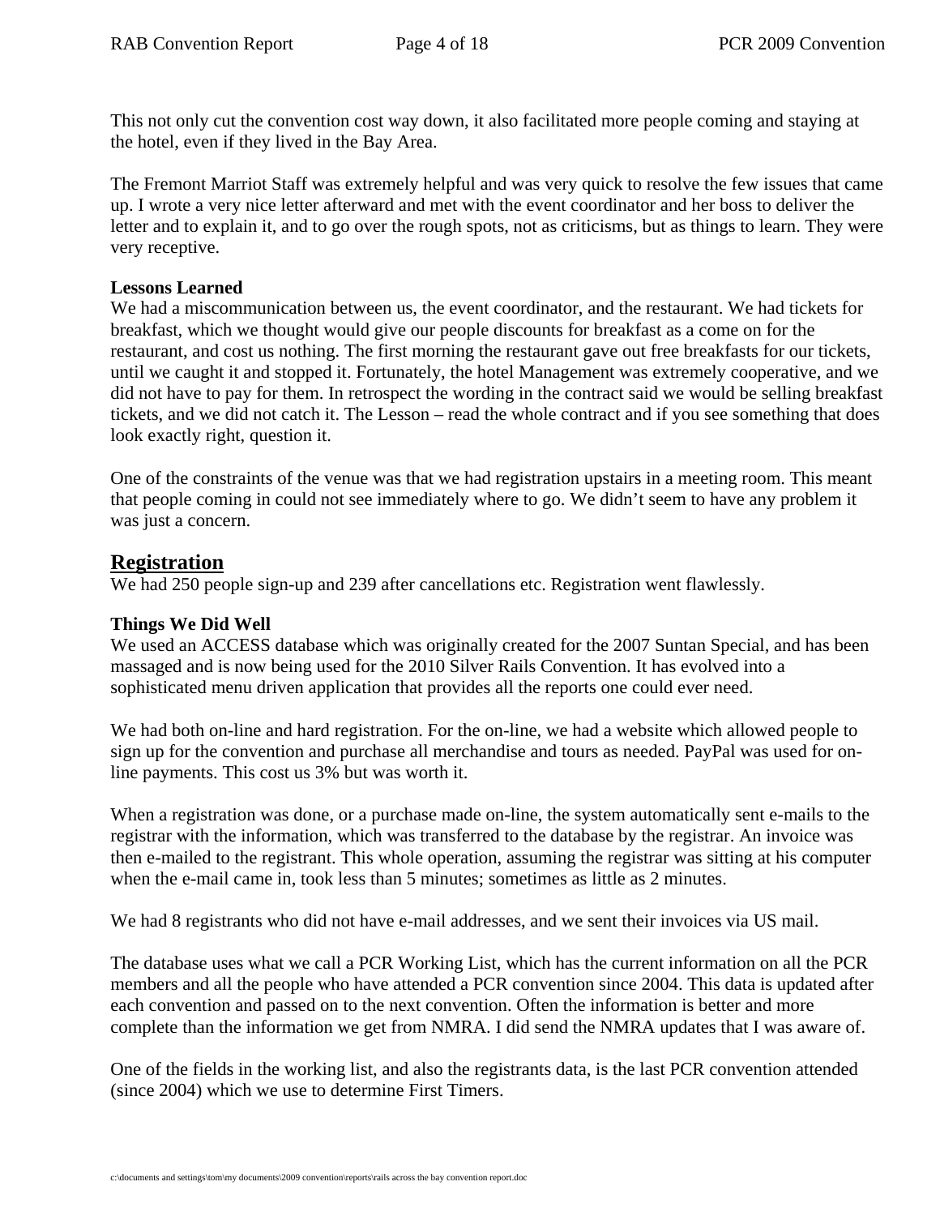This not only cut the convention cost way down, it also facilitated more people coming and staying at the hotel, even if they lived in the Bay Area.

The Fremont Marriot Staff was extremely helpful and was very quick to resolve the few issues that came up. I wrote a very nice letter afterward and met with the event coordinator and her boss to deliver the letter and to explain it, and to go over the rough spots, not as criticisms, but as things to learn. They were very receptive.

**Lessons Learned**

We had a miscommunication between us, the event coordinator, and the restaurant. We had tickets for breakfast, which we thought would give our people discounts for breakfast as a come on for the restaurant, and cost us nothing. The first morning the restaurant gave out free breakfasts for our tickets, until we caught it and stopped it. Fortunately, the hotel Management was extremely cooperative, and we did not have to pay for them. In retrospect the wording in the contract said we would be selling breakfast tickets, and we did not catch it. The Lesson – read the whole contract and if you see something that does look exactly right, question it.

One of the constraints of the venue was that we had registration upstairs in a meeting room. This meant that people coming in could not see immediately where to go. We didn't seem to have any problem it was just a concern.

## Registration

We had 250 people sign-up and 239 after cancellations etc. Registration went flawlessly.

**Things We Did Well**

We used an ACCESS database which was originally created for the 2007 Suntan Special, and has been massaged and is now being used for the 2010 Silver Rails Convention. It has evolved into a sophisticated menu driven application that provides all the reports one could ever need.

We had both on-line and hard registration. For the on-line, we had a website which allowed people to sign up for the convention and purchase all merchandise and tours as needed. PayPal was used for on-line payments. This cost us 3% but was worth it.

When a registration was done, or a purchase made on-line, the system automatically sent e-mails to the registrar with the information, which was transferred to the database by the registrar. An invoice was then e-mailed to the registrant. This whole operation, assuming the registrar was sitting at his computer when the e-mail came in, took less than 5 minutes; sometimes as little as 2 minutes.

We had 8 registrants who did not have e-mail addresses, and we sent their invoices via US mail.

The database uses what we call a PCR Working List, which has the current information on all the PCR members and all the people who have attended a PCR convention since 2004. This data is updated after each convention and passed on to the next convention. Often the information is better and more complete than the information we get from NMRA. I did send the NMRA updates that I was aware of.

One of the fields in the working list, and also the registrants data, is the last PCR convention attended (since 2004) which we use to determine First Timers.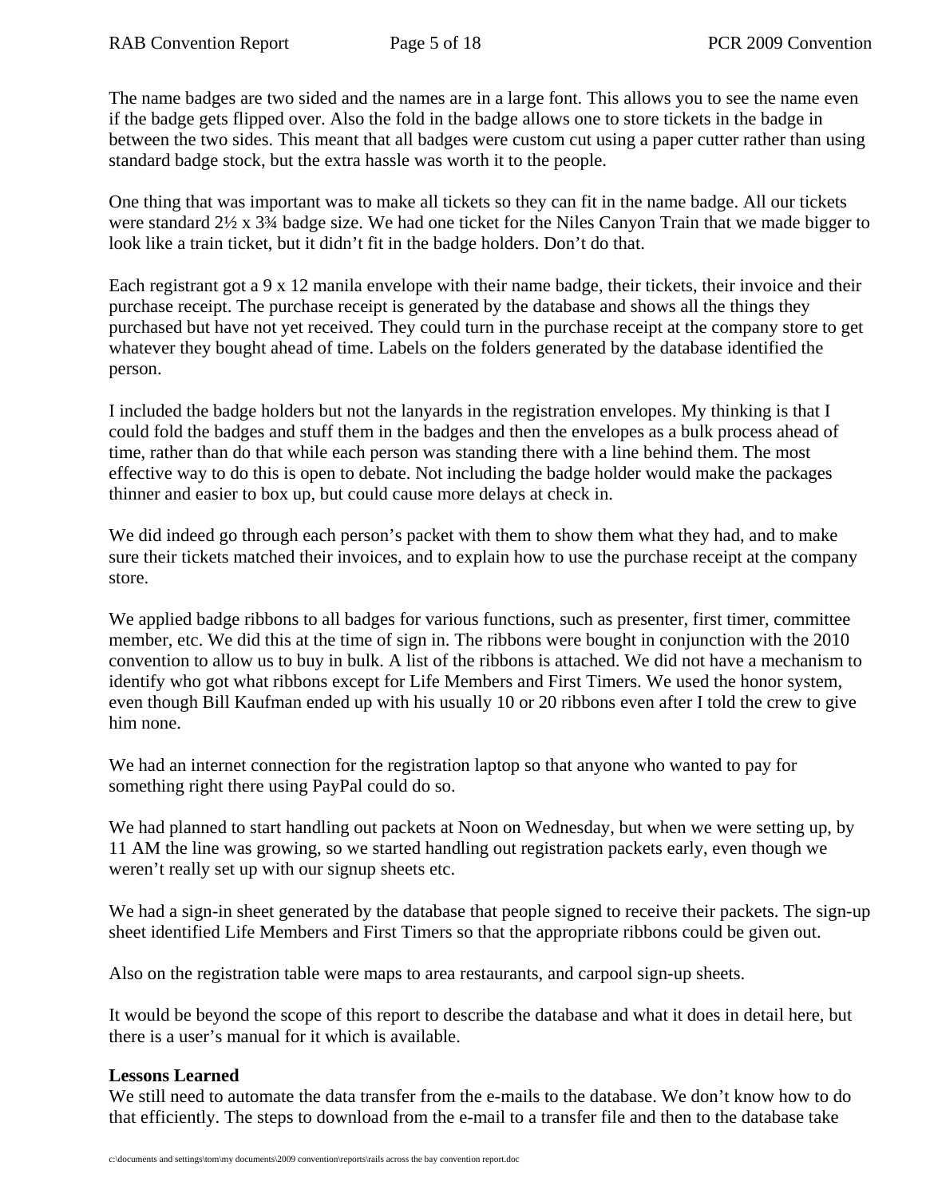The name badges are two sided and the names are in a large font. This allows you to see the name even if the badge gets flipped over. Also the fold in the badge allows one to store tickets in the badge in between the two sides. This meant that all badges were custom cut using a paper cutter rather than using standard badge stock, but the extra hassle was worth it to the people.

One thing that was important was to make all tickets so they can fit in the name badge. All our tickets were standard 2½ x 3¾ badge size. We had one ticket for the Niles Canyon Train that we made bigger to look like a train ticket, but it didn't fit in the badge holders. Don't do that.

Each registrant got a 9 x 12 manila envelope with their name badge, their tickets, their invoice and their purchase receipt. The purchase receipt is generated by the database and shows all the things they purchased but have not yet received. They could turn in the purchase receipt at the company store to get whatever they bought ahead of time. Labels on the folders generated by the database identified the person.

I included the badge holders but not the lanyards in the registration envelopes. My thinking is that I could fold the badges and stuff them in the badges and then the envelopes as a bulk process ahead of time, rather than do that while each person was standing there with a line behind them. The most effective way to do this is open to debate. Not including the badge holder would make the packages thinner and easier to box up, but could cause more delays at check in.

We did indeed go through each person's packet with them to show them what they had, and to make sure their tickets matched their invoices, and to explain how to use the purchase receipt at the company store.

We applied badge ribbons to all badges for various functions, such as presenter, first timer, committee member, etc. We did this at the time of sign in. The ribbons were bought in conjunction with the 2010 convention to allow us to buy in bulk. A list of the ribbons is attached. We did not have a mechanism to identify who got what ribbons except for Life Members and First Timers. We used the honor system, even though Bill Kaufman ended up with his usually 10 or 20 ribbons even after I told the crew to give him none.

We had an internet connection for the registration laptop so that anyone who wanted to pay for something right there using PayPal could do so.

We had planned to start handling out packets at Noon on Wednesday, but when we were setting up, by 11 AM the line was growing, so we started handling out registration packets early, even though we weren't really set up with our signup sheets etc.

We had a sign-in sheet generated by the database that people signed to receive their packets. The sign-up sheet identified Life Members and First Timers so that the appropriate ribbons could be given out.

Also on the registration table were maps to area restaurants, and carpool sign-up sheets.

It would be beyond the scope of this report to describe the database and what it does in detail here, but there is a user's manual for it which is available.

**Lessons Learned**

We still need to automate the data transfer from the e-mails to the database. We don't know how to do that efficiently. The steps to download from the e-mail to a transfer file and then to the database take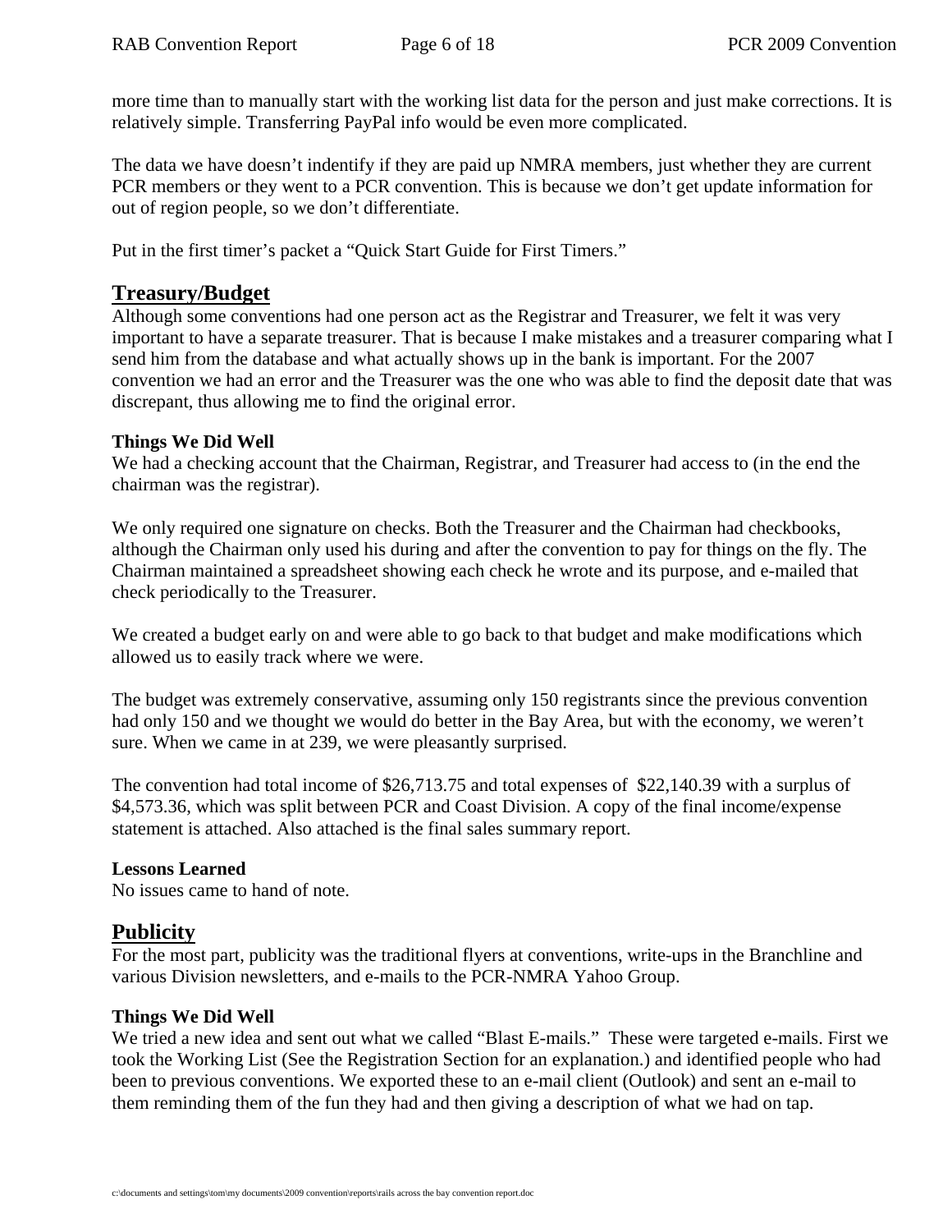more time than to manually start with the working list data for the person and just make corrections. It is relatively simple. Transferring PayPal info would be even more complicated.

The data we have doesn't indentify if they are paid up NMRA members, just whether they are current PCR members or they went to a PCR convention. This is because we don't get update information for out of region people, so we don't differentiate.

Put in the first timer's packet a "Quick Start Guide for First Timers."

## Treasury/Budget

Although some conventions had one person act as the Registrar and Treasurer, we felt it was very important to have a separate treasurer. That is because I make mistakes and a treasurer comparing what I send him from the database and what actually shows up in the bank is important. For the 2007 convention we had an error and the Treasurer was the one who was able to find the deposit date that was discrepant, thus allowing me to find the original error.

### Things We Did Well

We had a checking account that the Chairman, Registrar, and Treasurer had access to (in the end the chairman was the registrar).

We only required one signature on checks. Both the Treasurer and the Chairman had checkbooks, although the Chairman only used his during and after the convention to pay for things on the fly. The Chairman maintained a spreadsheet showing each check he wrote and its purpose, and e-mailed that check periodically to the Treasurer.

We created a budget early on and were able to go back to that budget and make modifications which allowed us to easily track where we were.

The budget was extremely conservative, assuming only 150 registrants since the previous convention had only 150 and we thought we would do better in the Bay Area, but with the economy, we weren't sure. When we came in at 239, we were pleasantly surprised.

The convention had total income of $26,713.75 and total expenses of $22,140.39 with a surplus of $4,573.36, which was split between PCR and Coast Division. A copy of the final income/expense statement is attached. Also attached is the final sales summary report.

### Lessons Learned

No issues came to hand of note.

## Publicity

For the most part, publicity was the traditional flyers at conventions, write-ups in the Branchline and various Division newsletters, and e-mails to the PCR-NMRA Yahoo Group.

### Things We Did Well

We tried a new idea and sent out what we called "Blast E-mails." These were targeted e-mails. First we took the Working List (See the Registration Section for an explanation.) and identified people who had been to previous conventions. We exported these to an e-mail client (Outlook) and sent an e-mail to them reminding them of the fun they had and then giving a description of what we had on tap.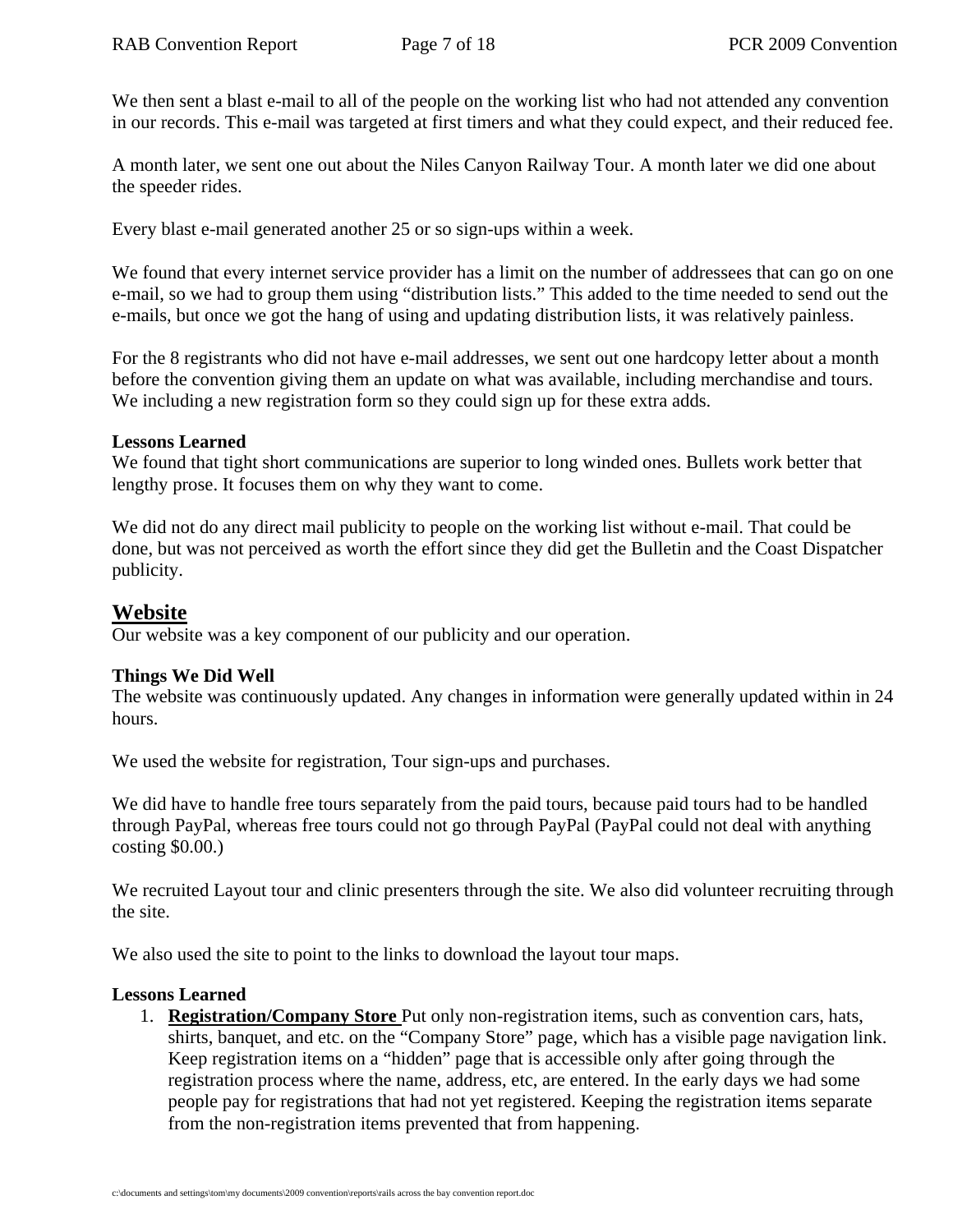We then sent a blast e-mail to all of the people on the working list who had not attended any convention in our records. This e-mail was targeted at first timers and what they could expect, and their reduced fee.

A month later, we sent one out about the Niles Canyon Railway Tour. A month later we did one about the speeder rides.

Every blast e-mail generated another 25 or so sign-ups within a week.

We found that every internet service provider has a limit on the number of addressees that can go on one e-mail, so we had to group them using "distribution lists." This added to the time needed to send out the e-mails, but once we got the hang of using and updating distribution lists, it was relatively painless.

For the 8 registrants who did not have e-mail addresses, we sent out one hardcopy letter about a month before the convention giving them an update on what was available, including merchandise and tours. We including a new registration form so they could sign up for these extra adds.

**Lessons Learned**

We found that tight short communications are superior to long winded ones. Bullets work better that lengthy prose. It focuses them on why they want to come.

We did not do any direct mail publicity to people on the working list without e-mail. That could be done, but was not perceived as worth the effort since they did get the Bulletin and the Coast Dispatcher publicity.

## Website

Our website was a key component of our publicity and our operation.

**Things We Did Well**

The website was continuously updated. Any changes in information were generally updated within in 24 hours.

We used the website for registration, Tour sign-ups and purchases.

We did have to handle free tours separately from the paid tours, because paid tours had to be handled through PayPal, whereas free tours could not go through PayPal (PayPal could not deal with anything costing $0.00.)

We recruited Layout tour and clinic presenters through the site. We also did volunteer recruiting through the site.

We also used the site to point to the links to download the layout tour maps.

**Lessons Learned**

1. **Registration/Company Store** Put only non-registration items, such as convention cars, hats, shirts, banquet, and etc. on the "Company Store" page, which has a visible page navigation link. Keep registration items on a "hidden" page that is accessible only after going through the registration process where the name, address, etc, are entered. In the early days we had some people pay for registrations that had not yet registered. Keeping the registration items separate from the non-registration items prevented that from happening.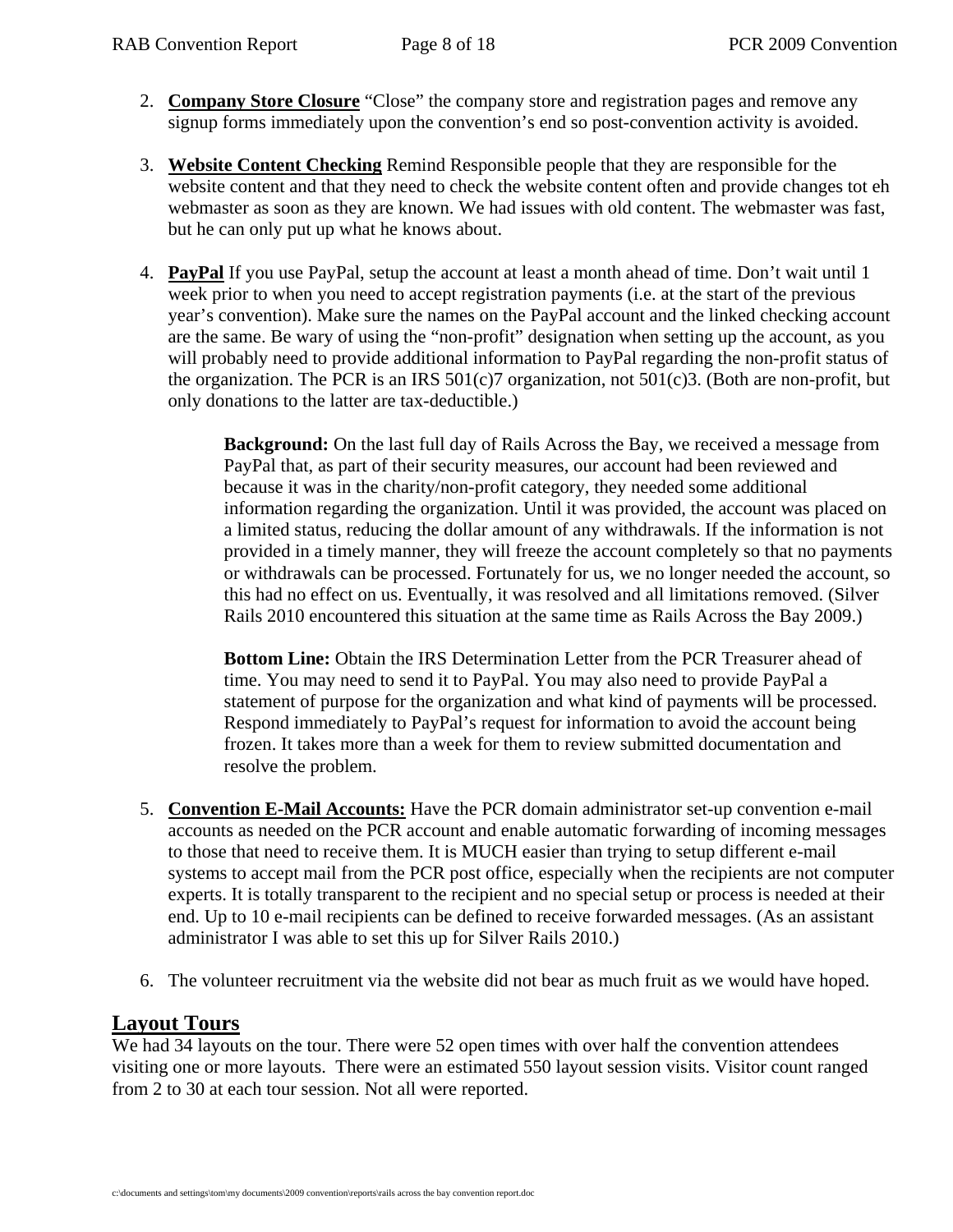2. **Company Store Closure** "Close" the company store and registration pages and remove any signup forms immediately upon the convention's end so post-convention activity is avoided.

3. **Website Content Checking** Remind Responsible people that they are responsible for the website content and that they need to check the website content often and provide changes tot eh webmaster as soon as they are known. We had issues with old content. The webmaster was fast, but he can only put up what he knows about.

4. **PayPal** If you use PayPal, setup the account at least a month ahead of time. Don't wait until 1 week prior to when you need to accept registration payments (i.e. at the start of the previous year's convention). Make sure the names on the PayPal account and the linked checking account are the same. Be wary of using the "non-profit" designation when setting up the account, as you will probably need to provide additional information to PayPal regarding the non-profit status of the organization. The PCR is an IRS 501(c)7 organization, not 501(c)3. (Both are non-profit, but only donations to the latter are tax-deductible.)

   **Background:** On the last full day of Rails Across the Bay, we received a message from PayPal that, as part of their security measures, our account had been reviewed and because it was in the charity/non-profit category, they needed some additional information regarding the organization. Until it was provided, the account was placed on a limited status, reducing the dollar amount of any withdrawals. If the information is not provided in a timely manner, they will freeze the account completely so that no payments or withdrawals can be processed. Fortunately for us, we no longer needed the account, so this had no effect on us. Eventually, it was resolved and all limitations removed. (Silver Rails 2010 encountered this situation at the same time as Rails Across the Bay 2009.)

   **Bottom Line:** Obtain the IRS Determination Letter from the PCR Treasurer ahead of time. You may need to send it to PayPal. You may also need to provide PayPal a statement of purpose for the organization and what kind of payments will be processed. Respond immediately to PayPal's request for information to avoid the account being frozen. It takes more than a week for them to review submitted documentation and resolve the problem.

5. **Convention E-Mail Accounts:** Have the PCR domain administrator set-up convention e-mail accounts as needed on the PCR account and enable automatic forwarding of incoming messages to those that need to receive them. It is MUCH easier than trying to setup different e-mail systems to accept mail from the PCR post office, especially when the recipients are not computer experts. It is totally transparent to the recipient and no special setup or process is needed at their end. Up to 10 e-mail recipients can be defined to receive forwarded messages. (As an assistant administrator I was able to set this up for Silver Rails 2010.)

6. The volunteer recruitment via the website did not bear as much fruit as we would have hoped.

## Layout Tours

We had 34 layouts on the tour. There were 52 open times with over half the convention attendees visiting one or more layouts. There were an estimated 550 layout session visits. Visitor count ranged from 2 to 30 at each tour session. Not all were reported.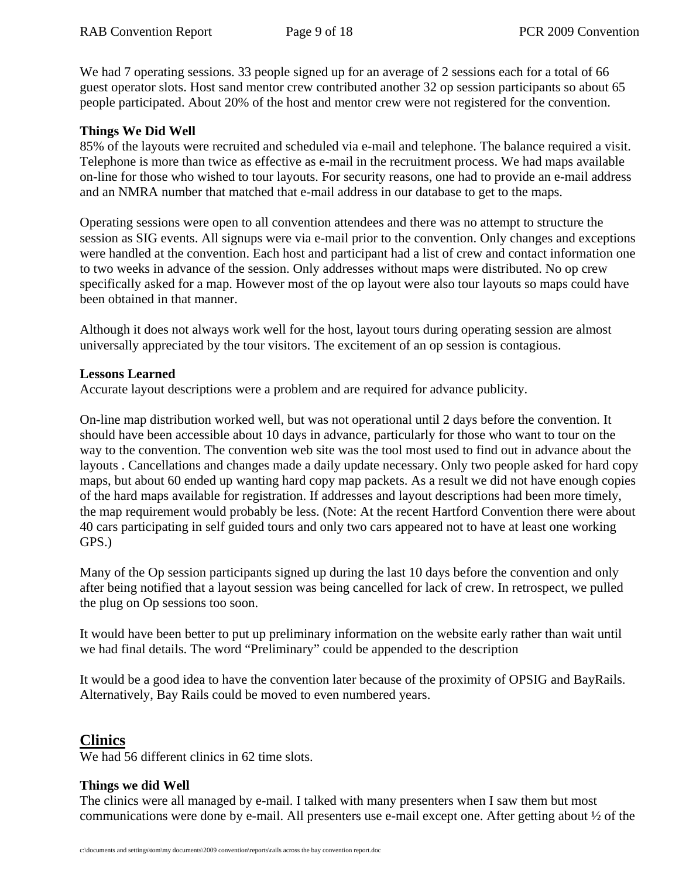We had 7 operating sessions. 33 people signed up for an average of 2 sessions each for a total of 66 guest operator slots. Host sand mentor crew contributed another 32 op session participants so about 65 people participated. About 20% of the host and mentor crew were not registered for the convention.

**Things We Did Well**

85% of the layouts were recruited and scheduled via e-mail and telephone. The balance required a visit. Telephone is more than twice as effective as e-mail in the recruitment process. We had maps available on-line for those who wished to tour layouts. For security reasons, one had to provide an e-mail address and an NMRA number that matched that e-mail address in our database to get to the maps.

Operating sessions were open to all convention attendees and there was no attempt to structure the session as SIG events. All signups were via e-mail prior to the convention. Only changes and exceptions were handled at the convention. Each host and participant had a list of crew and contact information one to two weeks in advance of the session. Only addresses without maps were distributed. No op crew specifically asked for a map. However most of the op layout were also tour layouts so maps could have been obtained in that manner.

Although it does not always work well for the host, layout tours during operating session are almost universally appreciated by the tour visitors. The excitement of an op session is contagious.

**Lessons Learned**

Accurate layout descriptions were a problem and are required for advance publicity.

On-line map distribution worked well, but was not operational until 2 days before the convention. It should have been accessible about 10 days in advance, particularly for those who want to tour on the way to the convention. The convention web site was the tool most used to find out in advance about the layouts . Cancellations and changes made a daily update necessary. Only two people asked for hard copy maps, but about 60 ended up wanting hard copy map packets. As a result we did not have enough copies of the hard maps available for registration. If addresses and layout descriptions had been more timely, the map requirement would probably be less. (Note: At the recent Hartford Convention there were about 40 cars participating in self guided tours and only two cars appeared not to have at least one working GPS.)

Many of the Op session participants signed up during the last 10 days before the convention and only after being notified that a layout session was being cancelled for lack of crew. In retrospect, we pulled the plug on Op sessions too soon.

It would have been better to put up preliminary information on the website early rather than wait until we had final details. The word "Preliminary" could be appended to the description

It would be a good idea to have the convention later because of the proximity of OPSIG and BayRails. Alternatively, Bay Rails could be moved to even numbered years.

## Clinics

We had 56 different clinics in 62 time slots.

**Things we did Well**

The clinics were all managed by e-mail. I talked with many presenters when I saw them but most communications were done by e-mail. All presenters use e-mail except one. After getting about ½ of the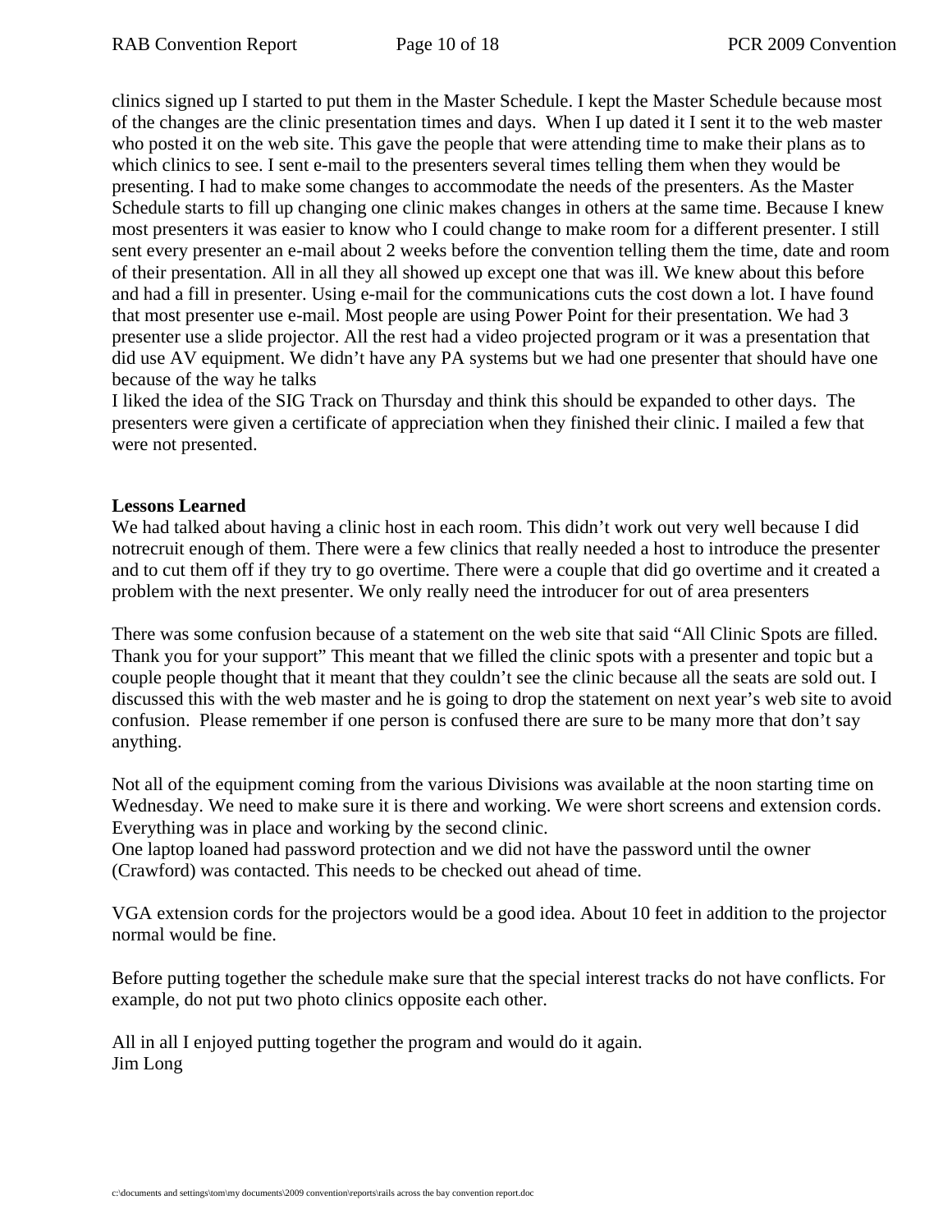clinics signed up I started to put them in the Master Schedule. I kept the Master Schedule because most of the changes are the clinic presentation times and days. When I up dated it I sent it to the web master who posted it on the web site. This gave the people that were attending time to make their plans as to which clinics to see. I sent e-mail to the presenters several times telling them when they would be presenting. I had to make some changes to accommodate the needs of the presenters. As the Master Schedule starts to fill up changing one clinic makes changes in others at the same time. Because I knew most presenters it was easier to know who I could change to make room for a different presenter. I still sent every presenter an e-mail about 2 weeks before the convention telling them the time, date and room of their presentation. All in all they all showed up except one that was ill. We knew about this before and had a fill in presenter. Using e-mail for the communications cuts the cost down a lot. I have found that most presenter use e-mail. Most people are using Power Point for their presentation. We had 3 presenter use a slide projector. All the rest had a video projected program or it was a presentation that did use AV equipment. We didn't have any PA systems but we had one presenter that should have one because of the way he talks

I liked the idea of the SIG Track on Thursday and think this should be expanded to other days. The presenters were given a certificate of appreciation when they finished their clinic. I mailed a few that were not presented.

**Lessons Learned**

We had talked about having a clinic host in each room. This didn't work out very well because I did notrecruit enough of them. There were a few clinics that really needed a host to introduce the presenter and to cut them off if they try to go overtime. There were a couple that did go overtime and it created a problem with the next presenter. We only really need the introducer for out of area presenters

There was some confusion because of a statement on the web site that said "All Clinic Spots are filled. Thank you for your support" This meant that we filled the clinic spots with a presenter and topic but a couple people thought that it meant that they couldn't see the clinic because all the seats are sold out. I discussed this with the web master and he is going to drop the statement on next year's web site to avoid confusion. Please remember if one person is confused there are sure to be many more that don't say anything.

Not all of the equipment coming from the various Divisions was available at the noon starting time on Wednesday. We need to make sure it is there and working. We were short screens and extension cords. Everything was in place and working by the second clinic.

One laptop loaned had password protection and we did not have the password until the owner (Crawford) was contacted. This needs to be checked out ahead of time.

VGA extension cords for the projectors would be a good idea. About 10 feet in addition to the projector normal would be fine.

Before putting together the schedule make sure that the special interest tracks do not have conflicts. For example, do not put two photo clinics opposite each other.

All in all I enjoyed putting together the program and would do it again.
Jim Long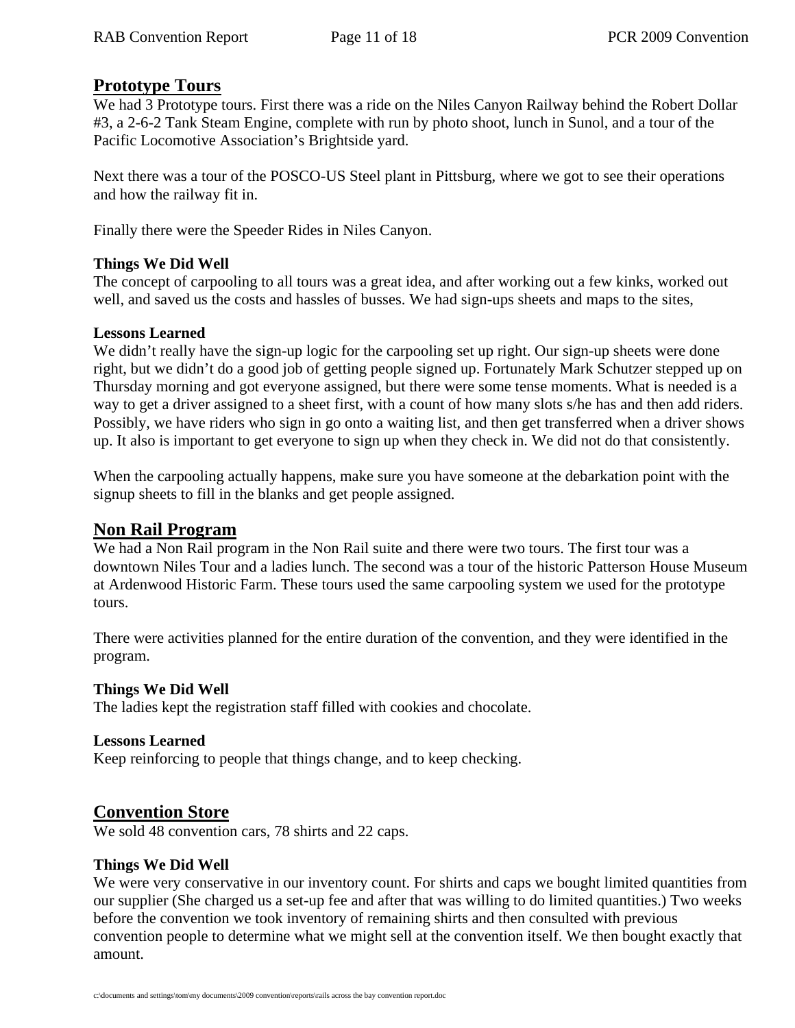## Prototype Tours

We had 3 Prototype tours. First there was a ride on the Niles Canyon Railway behind the Robert Dollar #3, a 2-6-2 Tank Steam Engine, complete with run by photo shoot, lunch in Sunol, and a tour of the Pacific Locomotive Association's Brightside yard.

Next there was a tour of the POSCO-US Steel plant in Pittsburg, where we got to see their operations and how the railway fit in.

Finally there were the Speeder Rides in Niles Canyon.

### Things We Did Well

The concept of carpooling to all tours was a great idea, and after working out a few kinks, worked out well, and saved us the costs and hassles of busses. We had sign-ups sheets and maps to the sites,

### Lessons Learned

We didn't really have the sign-up logic for the carpooling set up right. Our sign-up sheets were done right, but we didn't do a good job of getting people signed up. Fortunately Mark Schutzer stepped up on Thursday morning and got everyone assigned, but there were some tense moments. What is needed is a way to get a driver assigned to a sheet first, with a count of how many slots s/he has and then add riders. Possibly, we have riders who sign in go onto a waiting list, and then get transferred when a driver shows up. It also is important to get everyone to sign up when they check in. We did not do that consistently.

When the carpooling actually happens, make sure you have someone at the debarkation point with the signup sheets to fill in the blanks and get people assigned.

## Non Rail Program

We had a Non Rail program in the Non Rail suite and there were two tours. The first tour was a downtown Niles Tour and a ladies lunch. The second was a tour of the historic Patterson House Museum at Ardenwood Historic Farm. These tours used the same carpooling system we used for the prototype tours.

There were activities planned for the entire duration of the convention, and they were identified in the program.

### Things We Did Well

The ladies kept the registration staff filled with cookies and chocolate.

### Lessons Learned

Keep reinforcing to people that things change, and to keep checking.

## Convention Store

We sold 48 convention cars, 78 shirts and 22 caps.

### Things We Did Well

We were very conservative in our inventory count. For shirts and caps we bought limited quantities from our supplier (She charged us a set-up fee and after that was willing to do limited quantities.) Two weeks before the convention we took inventory of remaining shirts and then consulted with previous convention people to determine what we might sell at the convention itself. We then bought exactly that amount.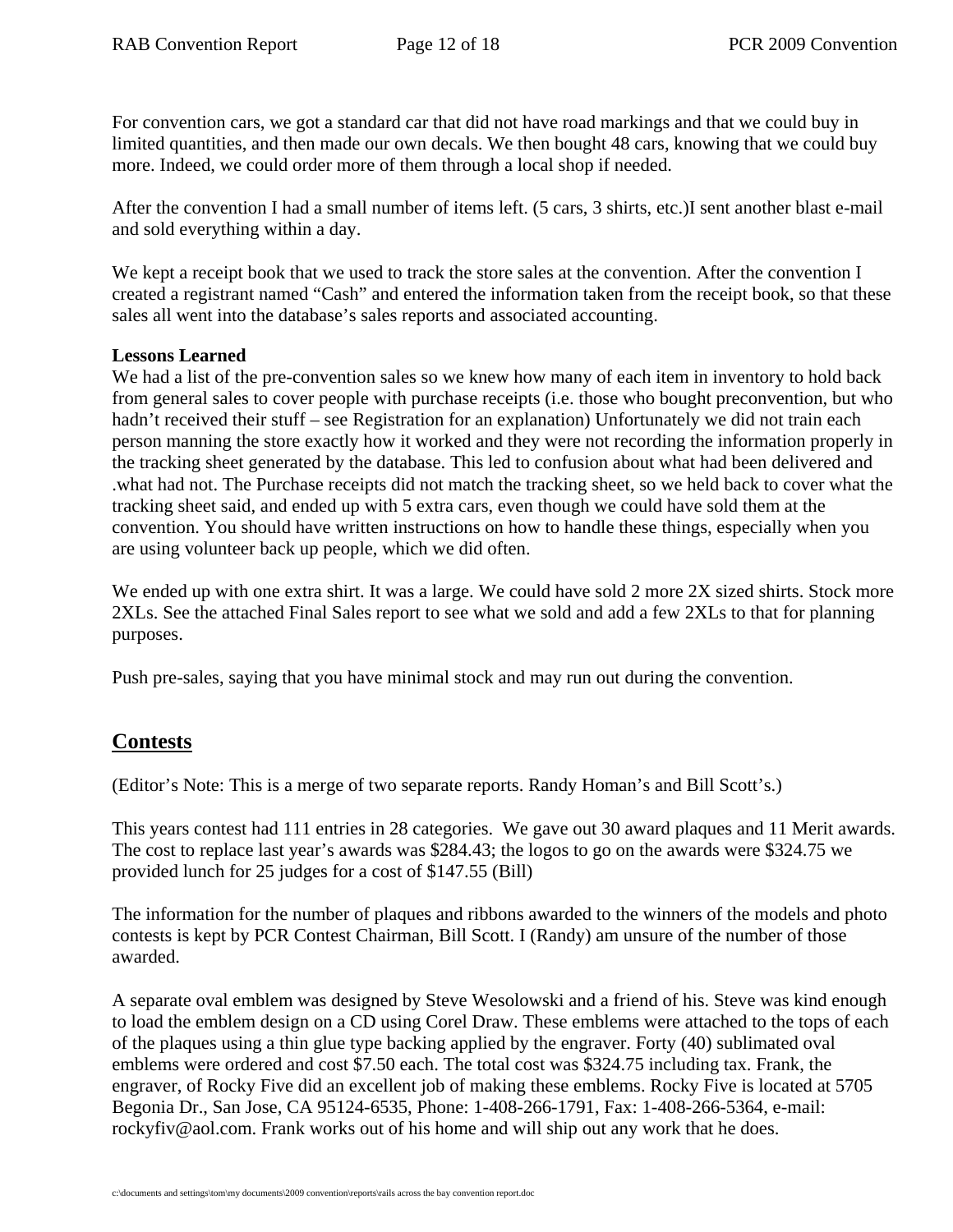For convention cars, we got a standard car that did not have road markings and that we could buy in limited quantities, and then made our own decals. We then bought 48 cars, knowing that we could buy more. Indeed, we could order more of them through a local shop if needed.

After the convention I had a small number of items left. (5 cars, 3 shirts, etc.)I sent another blast e-mail and sold everything within a day.

We kept a receipt book that we used to track the store sales at the convention. After the convention I created a registrant named "Cash" and entered the information taken from the receipt book, so that these sales all went into the database's sales reports and associated accounting.

**Lessons Learned**
We had a list of the pre-convention sales so we knew how many of each item in inventory to hold back from general sales to cover people with purchase receipts (i.e. those who bought preconvention, but who hadn't received their stuff – see Registration for an explanation) Unfortunately we did not train each person manning the store exactly how it worked and they were not recording the information properly in the tracking sheet generated by the database. This led to confusion about what had been delivered and .what had not. The Purchase receipts did not match the tracking sheet, so we held back to cover what the tracking sheet said, and ended up with 5 extra cars, even though we could have sold them at the convention. You should have written instructions on how to handle these things, especially when you are using volunteer back up people, which we did often.

We ended up with one extra shirt. It was a large. We could have sold 2 more 2X sized shirts. Stock more 2XLs. See the attached Final Sales report to see what we sold and add a few 2XLs to that for planning purposes.

Push pre-sales, saying that you have minimal stock and may run out during the convention.

## Contests

(Editor's Note: This is a merge of two separate reports. Randy Homan's and Bill Scott's.)

This years contest had 111 entries in 28 categories. We gave out 30 award plaques and 11 Merit awards. The cost to replace last year's awards was $284.43; the logos to go on the awards were $324.75 we provided lunch for 25 judges for a cost of $147.55 (Bill)

The information for the number of plaques and ribbons awarded to the winners of the models and photo contests is kept by PCR Contest Chairman, Bill Scott. I (Randy) am unsure of the number of those awarded.

A separate oval emblem was designed by Steve Wesolowski and a friend of his. Steve was kind enough to load the emblem design on a CD using Corel Draw. These emblems were attached to the tops of each of the plaques using a thin glue type backing applied by the engraver. Forty (40) sublimated oval emblems were ordered and cost $7.50 each. The total cost was $324.75 including tax. Frank, the engraver, of Rocky Five did an excellent job of making these emblems. Rocky Five is located at 5705 Begonia Dr., San Jose, CA 95124-6535, Phone: 1-408-266-1791, Fax: 1-408-266-5364, e-mail: rockyfiv@aol.com. Frank works out of his home and will ship out any work that he does.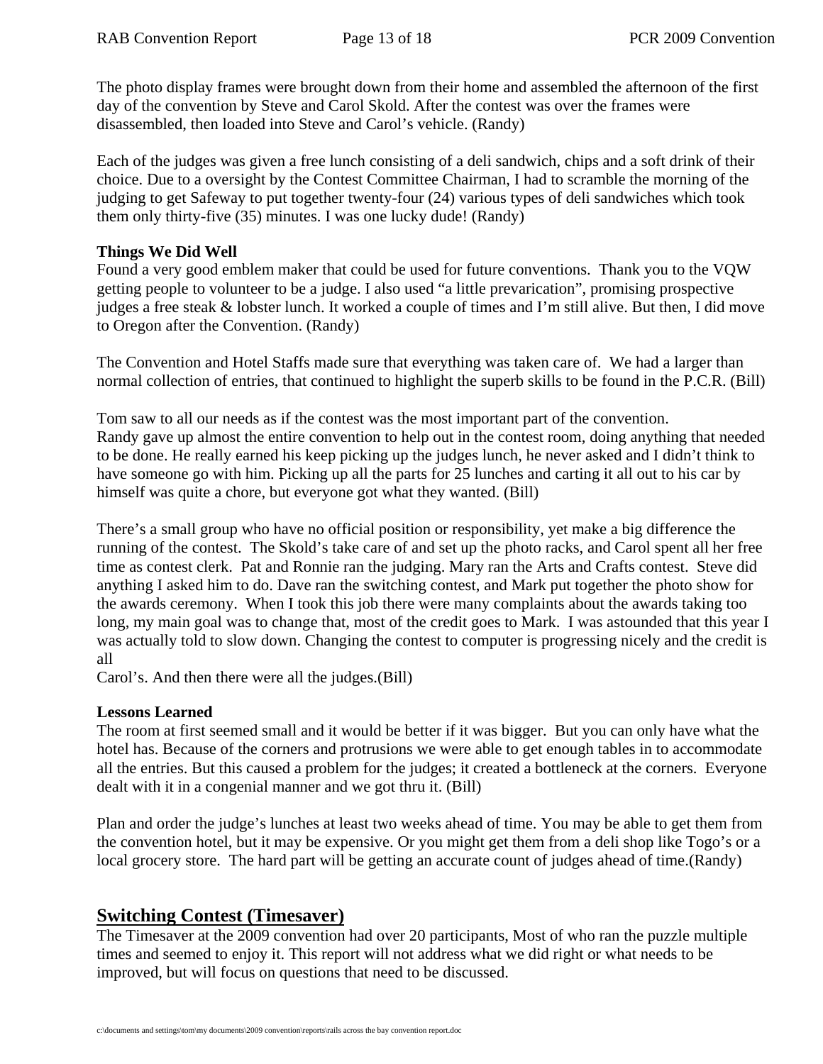The photo display frames were brought down from their home and assembled the afternoon of the first day of the convention by Steve and Carol Skold. After the contest was over the frames were disassembled, then loaded into Steve and Carol's vehicle. (Randy)

Each of the judges was given a free lunch consisting of a deli sandwich, chips and a soft drink of their choice. Due to a oversight by the Contest Committee Chairman, I had to scramble the morning of the judging to get Safeway to put together twenty-four (24) various types of deli sandwiches which took them only thirty-five (35) minutes. I was one lucky dude! (Randy)

**Things We Did Well**

Found a very good emblem maker that could be used for future conventions. Thank you to the VQW getting people to volunteer to be a judge. I also used "a little prevarication", promising prospective judges a free steak & lobster lunch. It worked a couple of times and I'm still alive. But then, I did move to Oregon after the Convention. (Randy)

The Convention and Hotel Staffs made sure that everything was taken care of. We had a larger than normal collection of entries, that continued to highlight the superb skills to be found in the P.C.R. (Bill)

Tom saw to all our needs as if the contest was the most important part of the convention.
Randy gave up almost the entire convention to help out in the contest room, doing anything that needed to be done. He really earned his keep picking up the judges lunch, he never asked and I didn't think to have someone go with him. Picking up all the parts for 25 lunches and carting it all out to his car by himself was quite a chore, but everyone got what they wanted. (Bill)

There's a small group who have no official position or responsibility, yet make a big difference the running of the contest. The Skold's take care of and set up the photo racks, and Carol spent all her free time as contest clerk. Pat and Ronnie ran the judging. Mary ran the Arts and Crafts contest. Steve did anything I asked him to do. Dave ran the switching contest, and Mark put together the photo show for the awards ceremony. When I took this job there were many complaints about the awards taking too long, my main goal was to change that, most of the credit goes to Mark. I was astounded that this year I was actually told to slow down. Changing the contest to computer is progressing nicely and the credit is all
Carol's. And then there were all the judges.(Bill)

**Lessons Learned**

The room at first seemed small and it would be better if it was bigger. But you can only have what the hotel has. Because of the corners and protrusions we were able to get enough tables in to accommodate all the entries. But this caused a problem for the judges; it created a bottleneck at the corners. Everyone dealt with it in a congenial manner and we got thru it. (Bill)

Plan and order the judge's lunches at least two weeks ahead of time. You may be able to get them from the convention hotel, but it may be expensive. Or you might get them from a deli shop like Togo's or a local grocery store. The hard part will be getting an accurate count of judges ahead of time.(Randy)

## Switching Contest (Timesaver)

The Timesaver at the 2009 convention had over 20 participants, Most of who ran the puzzle multiple times and seemed to enjoy it. This report will not address what we did right or what needs to be improved, but will focus on questions that need to be discussed.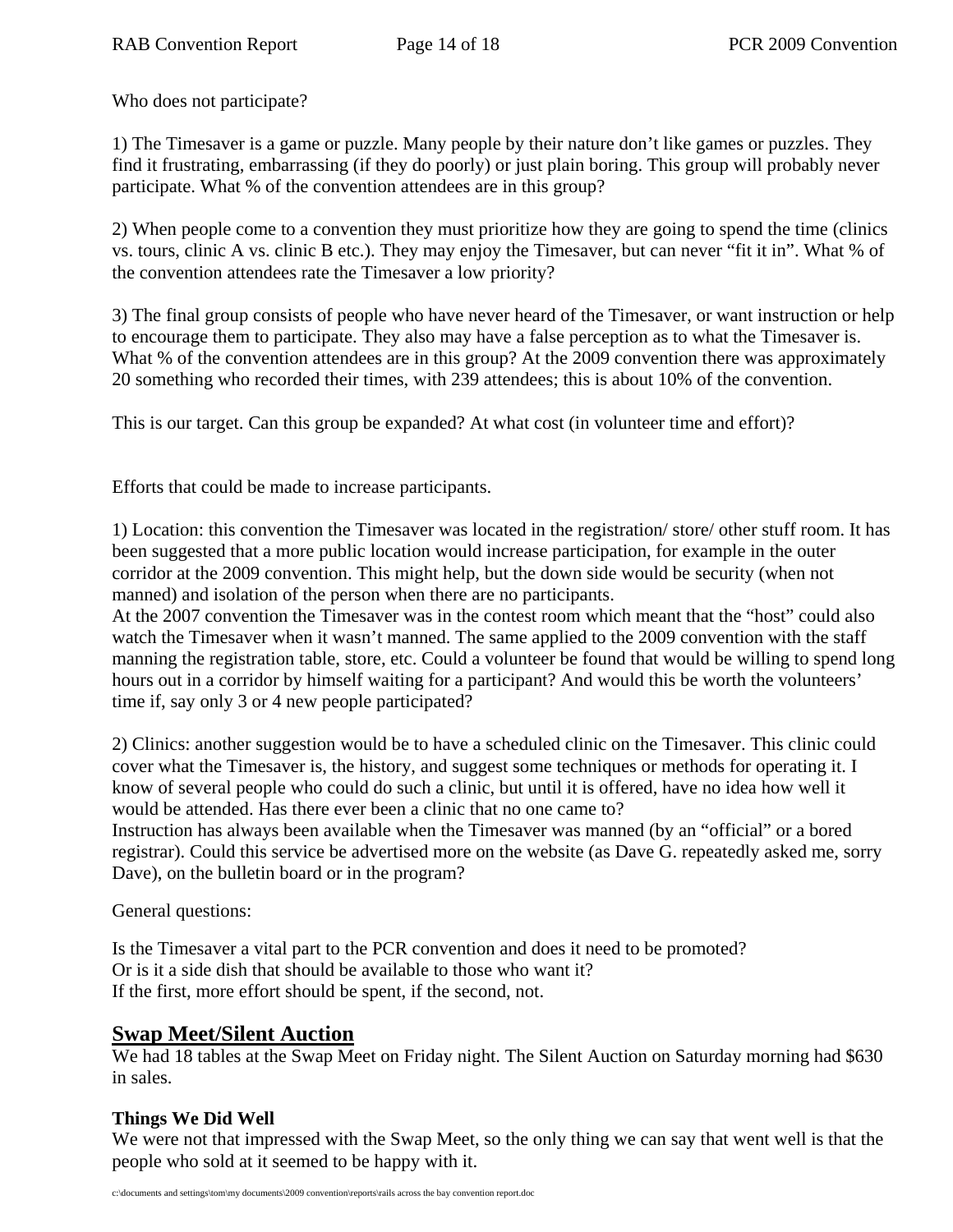Who does not participate?

1) The Timesaver is a game or puzzle. Many people by their nature don't like games or puzzles. They find it frustrating, embarrassing (if they do poorly) or just plain boring. This group will probably never participate. What % of the convention attendees are in this group?

2) When people come to a convention they must prioritize how they are going to spend the time (clinics vs. tours, clinic A vs. clinic B etc.). They may enjoy the Timesaver, but can never "fit it in". What % of the convention attendees rate the Timesaver a low priority?

3) The final group consists of people who have never heard of the Timesaver, or want instruction or help to encourage them to participate. They also may have a false perception as to what the Timesaver is. What % of the convention attendees are in this group? At the 2009 convention there was approximately 20 something who recorded their times, with 239 attendees; this is about 10% of the convention.

This is our target. Can this group be expanded? At what cost (in volunteer time and effort)?

Efforts that could be made to increase participants.

1) Location: this convention the Timesaver was located in the registration/ store/ other stuff room. It has been suggested that a more public location would increase participation, for example in the outer corridor at the 2009 convention. This might help, but the down side would be security (when not manned) and isolation of the person when there are no participants.
At the 2007 convention the Timesaver was in the contest room which meant that the "host" could also watch the Timesaver when it wasn't manned. The same applied to the 2009 convention with the staff manning the registration table, store, etc. Could a volunteer be found that would be willing to spend long hours out in a corridor by himself waiting for a participant? And would this be worth the volunteers' time if, say only 3 or 4 new people participated?

2) Clinics: another suggestion would be to have a scheduled clinic on the Timesaver. This clinic could cover what the Timesaver is, the history, and suggest some techniques or methods for operating it. I know of several people who could do such a clinic, but until it is offered, have no idea how well it would be attended. Has there ever been a clinic that no one came to?
Instruction has always been available when the Timesaver was manned (by an "official" or a bored registrar). Could this service be advertised more on the website (as Dave G. repeatedly asked me, sorry Dave), on the bulletin board or in the program?

General questions:

Is the Timesaver a vital part to the PCR convention and does it need to be promoted?
Or is it a side dish that should be available to those who want it?
If the first, more effort should be spent, if the second, not.

## Swap Meet/Silent Auction

We had 18 tables at the Swap Meet on Friday night. The Silent Auction on Saturday morning had $630 in sales.

### Things We Did Well

We were not that impressed with the Swap Meet, so the only thing we can say that went well is that the people who sold at it seemed to be happy with it.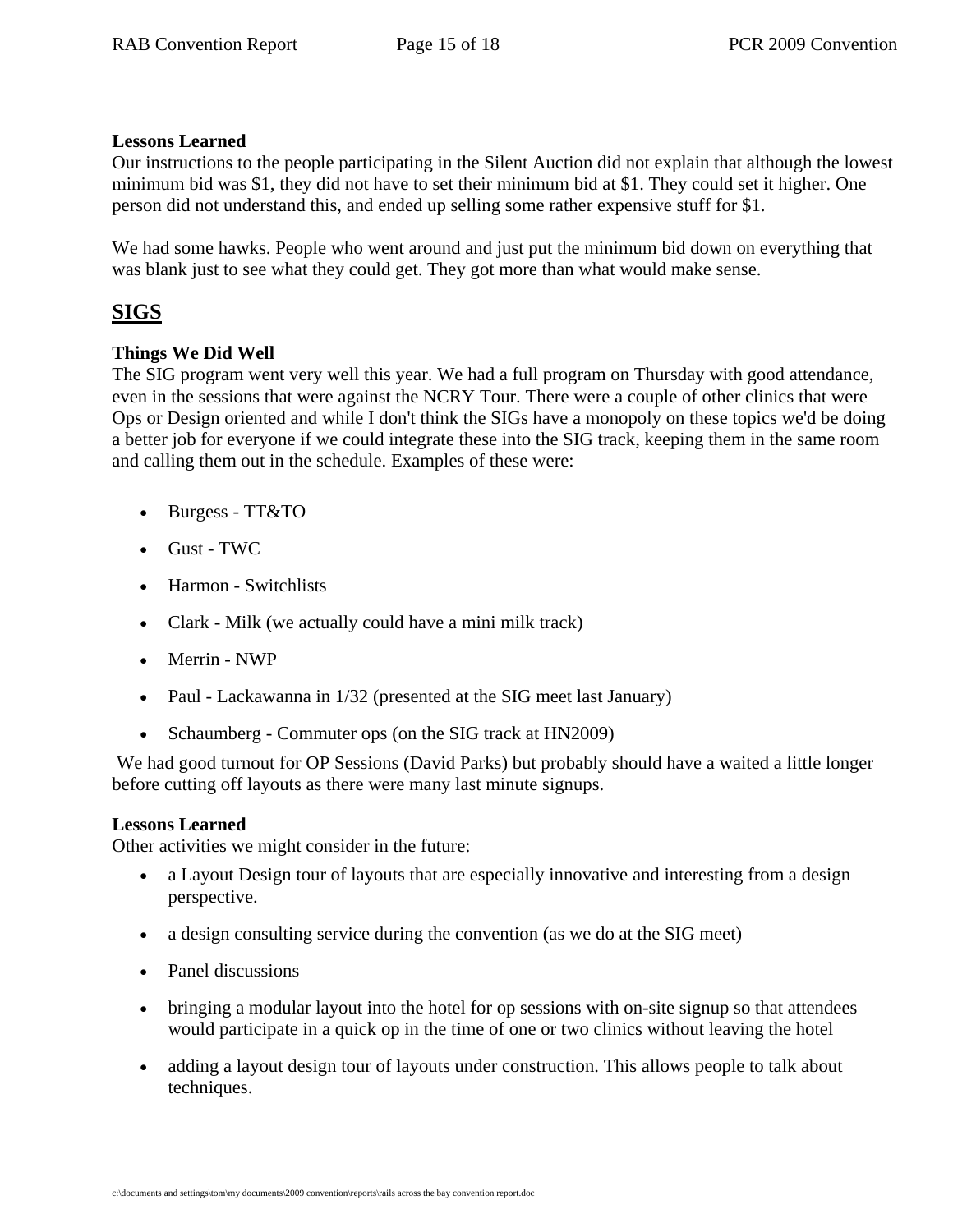**Lessons Learned**

Our instructions to the people participating in the Silent Auction did not explain that although the lowest minimum bid was $1, they did not have to set their minimum bid at $1. They could set it higher. One person did not understand this, and ended up selling some rather expensive stuff for $1.

We had some hawks. People who went around and just put the minimum bid down on everything that was blank just to see what they could get. They got more than what would make sense.

## SIGS

**Things We Did Well**

The SIG program went very well this year. We had a full program on Thursday with good attendance, even in the sessions that were against the NCRY Tour. There were a couple of other clinics that were Ops or Design oriented and while I don't think the SIGs have a monopoly on these topics we'd be doing a better job for everyone if we could integrate these into the SIG track, keeping them in the same room and calling them out in the schedule. Examples of these were:

- Burgess - TT&TO
- Gust - TWC
- Harmon - Switchlists
- Clark - Milk (we actually could have a mini milk track)
- Merrin - NWP
- Paul - Lackawanna in 1/32 (presented at the SIG meet last January)
- Schaumberg - Commuter ops (on the SIG track at HN2009)

We had good turnout for OP Sessions (David Parks) but probably should have a waited a little longer before cutting off layouts as there were many last minute signups.

**Lessons Learned**

Other activities we might consider in the future:

- a Layout Design tour of layouts that are especially innovative and interesting from a design perspective.
- a design consulting service during the convention (as we do at the SIG meet)
- Panel discussions
- bringing a modular layout into the hotel for op sessions with on-site signup so that attendees would participate in a quick op in the time of one or two clinics without leaving the hotel
- adding a layout design tour of layouts under construction. This allows people to talk about techniques.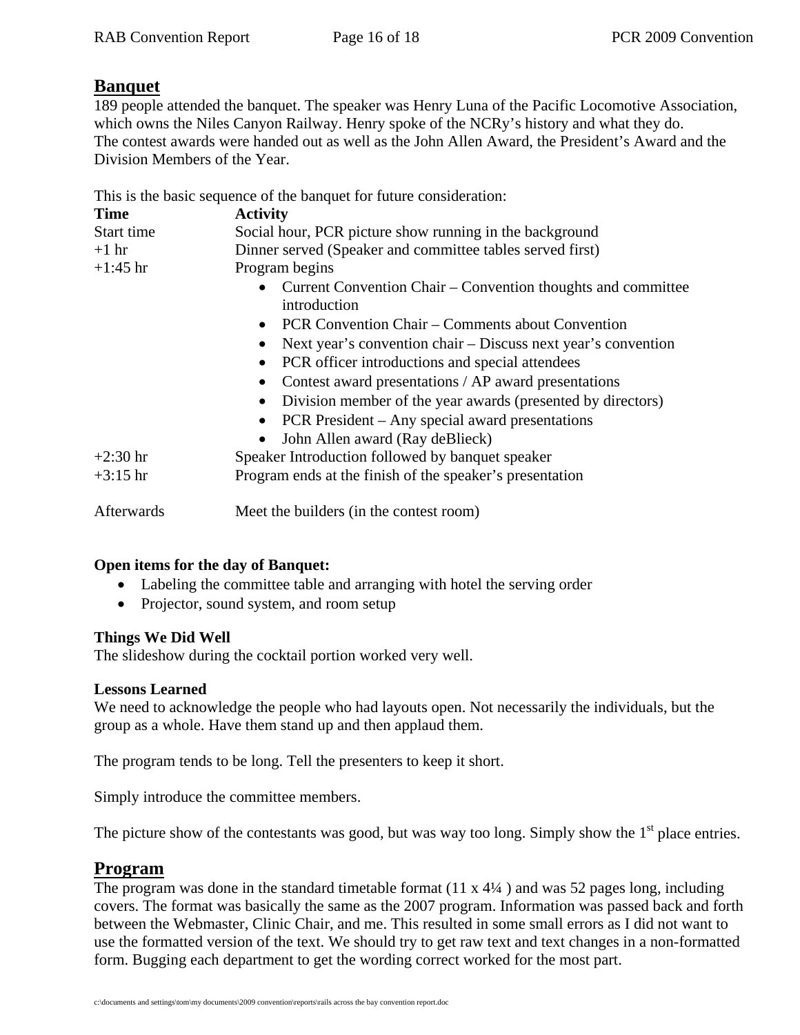## Banquet

189 people attended the banquet. The speaker was Henry Luna of the Pacific Locomotive Association, which owns the Niles Canyon Railway. Henry spoke of the NCRy's history and what they do.
The contest awards were handed out as well as the John Allen Award, the President's Award and the Division Members of the Year.

This is the basic sequence of the banquet for future consideration:

| Time | Activity |
|---|---|
| Start time | Social hour, PCR picture show running in the background |
| +1 hr | Dinner served (Speaker and committee tables served first) |
| +1:45 hr | Program begins<br>• Current Convention Chair – Convention thoughts and committee introduction<br>• PCR Convention Chair – Comments about Convention<br>• Next year's convention chair – Discuss next year's convention<br>• PCR officer introductions and special attendees<br>• Contest award presentations / AP award presentations<br>• Division member of the year awards (presented by directors)<br>• PCR President – Any special award presentations<br>• John Allen award (Ray deBlieck) |
| +2:30 hr | Speaker Introduction followed by banquet speaker |
| +3:15 hr | Program ends at the finish of the speaker's presentation |
| Afterwards | Meet the builders (in the contest room) |

**Open items for the day of Banquet:**

- Labeling the committee table and arranging with hotel the serving order
- Projector, sound system, and room setup

**Things We Did Well**

The slideshow during the cocktail portion worked very well.

**Lessons Learned**

We need to acknowledge the people who had layouts open. Not necessarily the individuals, but the group as a whole. Have them stand up and then applaud them.

The program tends to be long. Tell the presenters to keep it short.

Simply introduce the committee members.

The picture show of the contestants was good, but was way too long. Simply show the 1st place entries.

## Program

The program was done in the standard timetable format (11 x 4¼ ) and was 52 pages long, including covers. The format was basically the same as the 2007 program. Information was passed back and forth between the Webmaster, Clinic Chair, and me. This resulted in some small errors as I did not want to use the formatted version of the text. We should try to get raw text and text changes in a non-formatted form. Bugging each department to get the wording correct worked for the most part.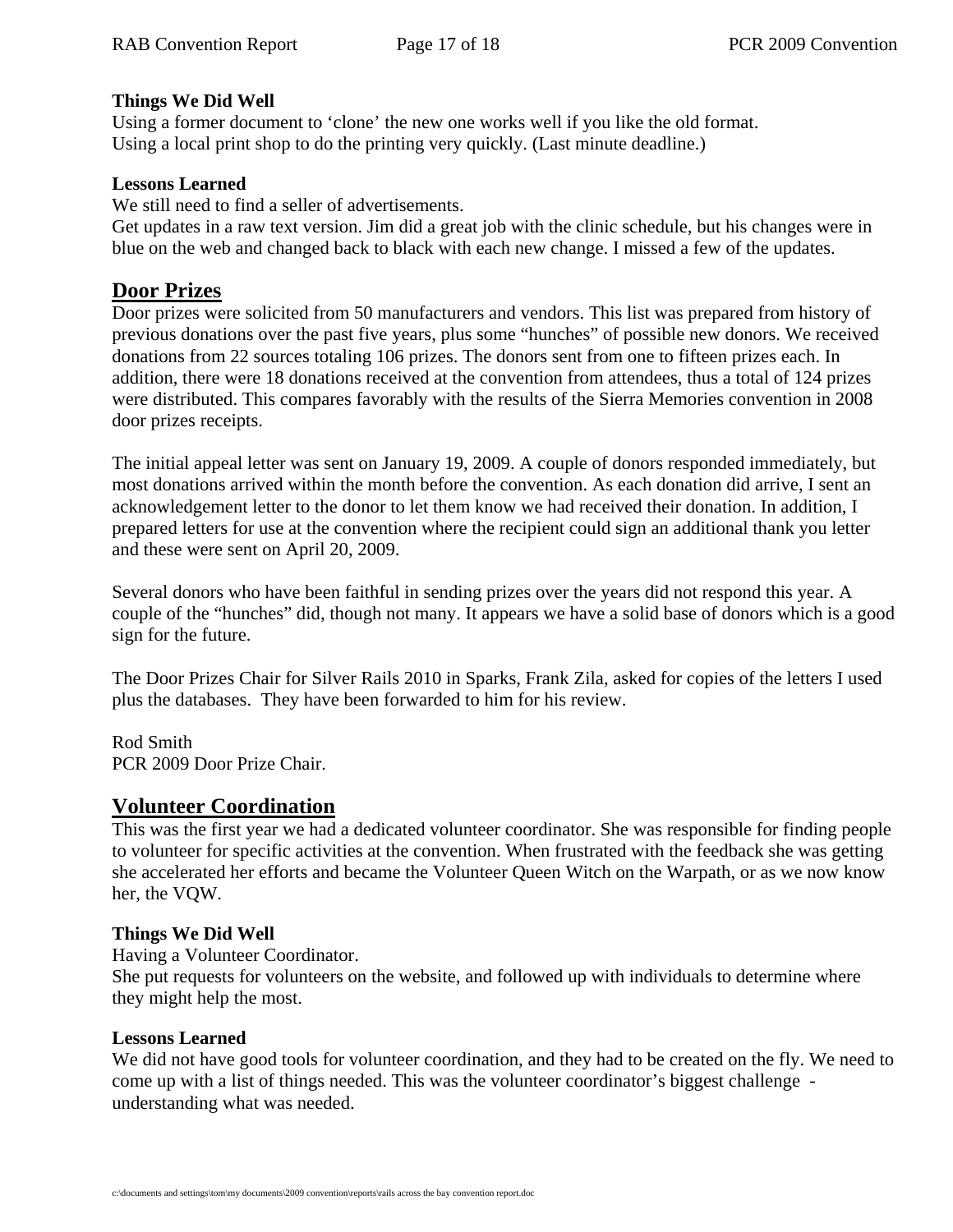**Things We Did Well**

Using a former document to 'clone' the new one works well if you like the old format.
Using a local print shop to do the printing very quickly. (Last minute deadline.)

**Lessons Learned**

We still need to find a seller of advertisements.
Get updates in a raw text version. Jim did a great job with the clinic schedule, but his changes were in blue on the web and changed back to black with each new change. I missed a few of the updates.

## Door Prizes

Door prizes were solicited from 50 manufacturers and vendors. This list was prepared from history of previous donations over the past five years, plus some "hunches" of possible new donors. We received donations from 22 sources totaling 106 prizes. The donors sent from one to fifteen prizes each. In addition, there were 18 donations received at the convention from attendees, thus a total of 124 prizes were distributed. This compares favorably with the results of the Sierra Memories convention in 2008 door prizes receipts.

The initial appeal letter was sent on January 19, 2009. A couple of donors responded immediately, but most donations arrived within the month before the convention. As each donation did arrive, I sent an acknowledgement letter to the donor to let them know we had received their donation. In addition, I prepared letters for use at the convention where the recipient could sign an additional thank you letter and these were sent on April 20, 2009.

Several donors who have been faithful in sending prizes over the years did not respond this year. A couple of the "hunches" did, though not many. It appears we have a solid base of donors which is a good sign for the future.

The Door Prizes Chair for Silver Rails 2010 in Sparks, Frank Zila, asked for copies of the letters I used plus the databases. They have been forwarded to him for his review.

Rod Smith
PCR 2009 Door Prize Chair.

## Volunteer Coordination

This was the first year we had a dedicated volunteer coordinator. She was responsible for finding people to volunteer for specific activities at the convention. When frustrated with the feedback she was getting she accelerated her efforts and became the Volunteer Queen Witch on the Warpath, or as we now know her, the VQW.

**Things We Did Well**

Having a Volunteer Coordinator.
She put requests for volunteers on the website, and followed up with individuals to determine where they might help the most.

**Lessons Learned**

We did not have good tools for volunteer coordination, and they had to be created on the fly. We need to come up with a list of things needed. This was the volunteer coordinator's biggest challenge - understanding what was needed.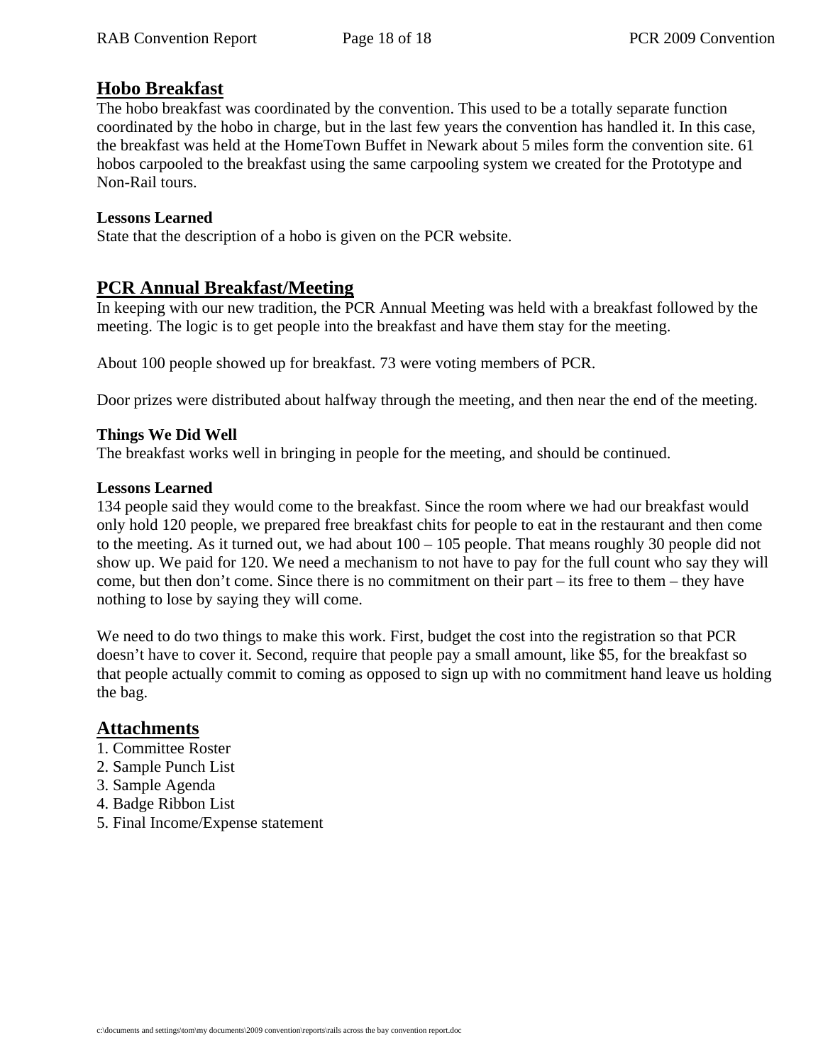## Hobo Breakfast

The hobo breakfast was coordinated by the convention. This used to be a totally separate function coordinated by the hobo in charge, but in the last few years the convention has handled it. In this case, the breakfast was held at the HomeTown Buffet in Newark about 5 miles form the convention site. 61 hobos carpooled to the breakfast using the same carpooling system we created for the Prototype and Non-Rail tours.

### Lessons Learned

State that the description of a hobo is given on the PCR website.

## PCR Annual Breakfast/Meeting

In keeping with our new tradition, the PCR Annual Meeting was held with a breakfast followed by the meeting. The logic is to get people into the breakfast and have them stay for the meeting.

About 100 people showed up for breakfast. 73 were voting members of PCR.

Door prizes were distributed about halfway through the meeting, and then near the end of the meeting.

### Things We Did Well

The breakfast works well in bringing in people for the meeting, and should be continued.

### Lessons Learned

134 people said they would come to the breakfast. Since the room where we had our breakfast would only hold 120 people, we prepared free breakfast chits for people to eat in the restaurant and then come to the meeting. As it turned out, we had about 100 – 105 people. That means roughly 30 people did not show up. We paid for 120. We need a mechanism to not have to pay for the full count who say they will come, but then don't come. Since there is no commitment on their part – its free to them – they have nothing to lose by saying they will come.

We need to do two things to make this work. First, budget the cost into the registration so that PCR doesn't have to cover it. Second, require that people pay a small amount, like $5, for the breakfast so that people actually commit to coming as opposed to sign up with no commitment hand leave us holding the bag.

## Attachments

1. Committee Roster
2. Sample Punch List
3. Sample Agenda
4. Badge Ribbon List
5. Final Income/Expense statement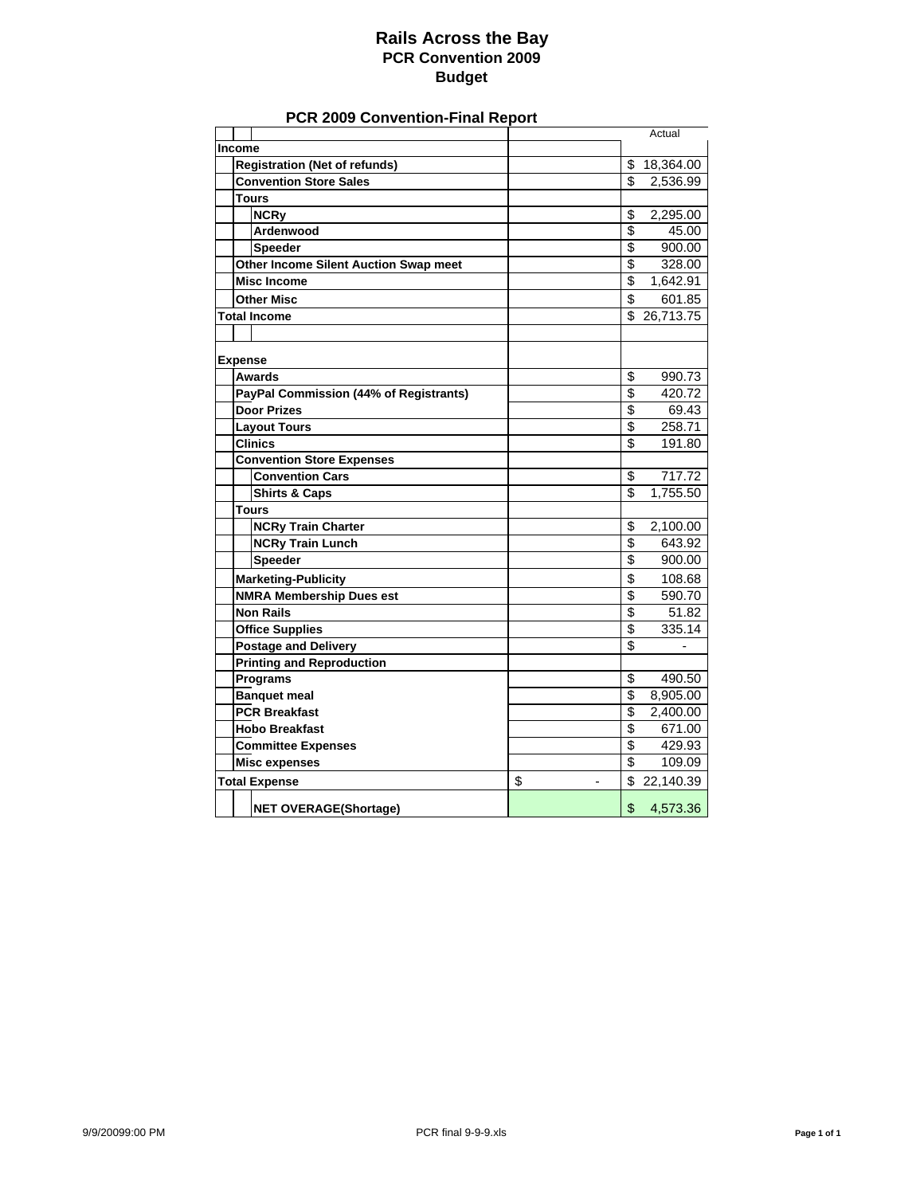# Rails Across the Bay
## PCR Convention 2009
## Budget

### PCR 2009 Convention-Final Report

| | | Actual |
|---|---|---|
| **Income** | | |
| **Registration (Net of refunds)** | | $ 18,364.00 |
| **Convention Store Sales** | | $ 2,536.99 |
| **Tours** | | |
| **NCRy** | | $ 2,295.00 |
| **Ardenwood** | | $ 45.00 |
| **Speeder** | | $ 900.00 |
| **Other Income Silent Auction Swap meet** | | $ 328.00 |
| **Misc Income** | | $ 1,642.91 |
| **Other Misc** | | $ 601.85 |
| **Total Income** | | $ 26,713.75 |
| | | |
| **Expense** | | |
| **Awards** | | $ 990.73 |
| **PayPal Commission (44% of Registrants)** | | $ 420.72 |
| **Door Prizes** | | $ 69.43 |
| **Layout Tours** | | $ 258.71 |
| **Clinics** | | $ 191.80 |
| **Convention Store Expenses** | | |
| **Convention Cars** | | $ 717.72 |
| **Shirts & Caps** | | $ 1,755.50 |
| **Tours** | | |
| **NCRy Train Charter** | | $ 2,100.00 |
| **NCRy Train Lunch** | | $ 643.92 |
| **Speeder** | | $ 900.00 |
| **Marketing-Publicity** | | $ 108.68 |
| **NMRA Membership Dues est** | | $ 590.70 |
| **Non Rails** | | $ 51.82 |
| **Office Supplies** | | $ 335.14 |
| **Postage and Delivery** | | $ - |
| **Printing and Reproduction** | | |
| **Programs** | | $ 490.50 |
| **Banquet meal** | | $ 8,905.00 |
| **PCR Breakfast** | | $ 2,400.00 |
| **Hobo Breakfast** | | $ 671.00 |
| **Committee Expenses** | | $ 429.93 |
| **Misc expenses** | | $ 109.09 |
| **Total Expense** | $ - | $ 22,140.39 |
| **NET OVERAGE(Shortage)** | | $ 4,573.36 |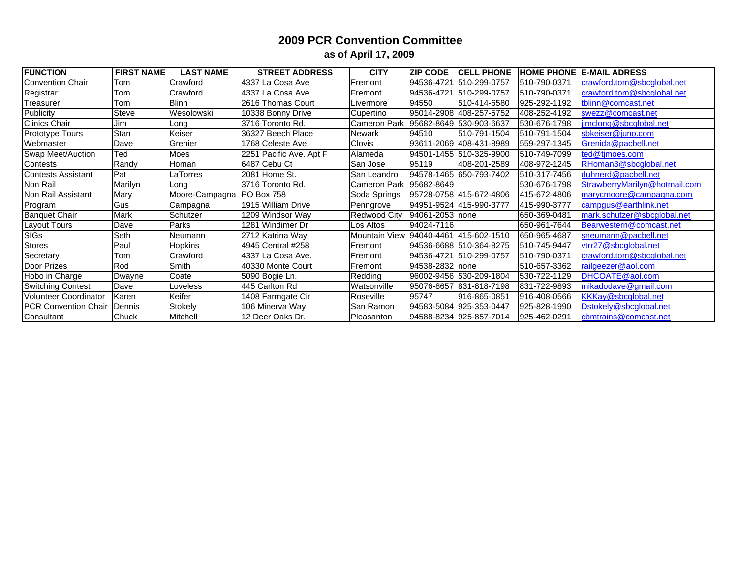# 2009 PCR Convention Committee

## as of April 17, 2009

| FUNCTION | FIRST NAME | LAST NAME | STREET ADDRESS | CITY | ZIP CODE | CELL PHONE | HOME PHONE | E-MAIL ADRESS |
|---|---|---|---|---|---|---|---|---|
| Convention Chair | Tom | Crawford | 4337 La Cosa Ave | Fremont | 94536-4721 | 510-299-0757 | 510-790-0371 | crawford.tom@sbcglobal.net |
| Registrar | Tom | Crawford | 4337 La Cosa Ave | Fremont | 94536-4721 | 510-299-0757 | 510-790-0371 | crawford.tom@sbcglobal.net |
| Treasurer | Tom | Blinn | 2616 Thomas Court | Livermore | 94550 | 510-414-6580 | 925-292-1192 | tblinn@comcast.net |
| Publicity | Steve | Wesolowski | 10338 Bonny Drive | Cupertino | 95014-2908 | 408-257-5752 | 408-252-4192 | swezz@comcast.net |
| Clinics Chair | Jim | Long | 3716 Toronto Rd. | Cameron Park | 95682-8649 | 530-903-6637 | 530-676-1798 | jimclong@sbcglobal.net |
| Prototype Tours | Stan | Keiser | 36327 Beech Place | Newark | 94510 | 510-791-1504 | 510-791-1504 | sbkeiser@juno.com |
| Webmaster | Dave | Grenier | 1768 Celeste Ave | Clovis | 93611-2069 | 408-431-8989 | 559-297-1345 | Grenida@pacbell.net |
| Swap Meet/Auction | Ted | Moes | 2251 Pacific Ave. Apt F | Alameda | 94501-1455 | 510-325-9900 | 510-749-7099 | ted@tjmoes.com |
| Contests | Randy | Homan | 6487 Cebu Ct | San Jose | 95119 | 408-201-2589 | 408-972-1245 | RHoman3@sbcglobal.net |
| Contests Assistant | Pat | LaTorres | 2081 Home St. | San Leandro | 94578-1465 | 650-793-7402 | 510-317-7456 | duhnerd@pacbell.net |
| Non Rail | Marilyn | Long | 3716 Toronto Rd. | Cameron Park | 95682-8649 | | 530-676-1798 | StrawberryMarilyn@hotmail.com |
| Non Rail Assistant | Mary | Moore-Campagna | PO Box 758 | Soda Springs | 95728-0758 | 415-672-4806 | 415-672-4806 | marycmoore@campagna.com |
| Program | Gus | Campagna | 1915 William Drive | Penngrove | 94951-9524 | 415-990-3777 | 415-990-3777 | campgus@earthlink.net |
| Banquet Chair | Mark | Schutzer | 1209 Windsor Way | Redwood City | 94061-2053 | none | 650-369-0481 | mark.schutzer@sbcglobal.net |
| Layout Tours | Dave | Parks | 1281 Windimer Dr | Los Altos | 94024-7116 | | 650-961-7644 | Bearwestern@comcast.net |
| SIGs | Seth | Neumann | 2712 Katrina Way | Mountain View | 94040-4461 | 415-602-1510 | 650-965-4687 | sneumann@pacbell.net |
| Stores | Paul | Hopkins | 4945 Central #258 | Fremont | 94536-6688 | 510-364-8275 | 510-745-9447 | vtrr27@sbcglobal.net |
| Secretary | Tom | Crawford | 4337 La Cosa Ave. | Fremont | 94536-4721 | 510-299-0757 | 510-790-0371 | crawford.tom@sbcglobal.net |
| Door Prizes | Rod | Smith | 40330 Monte Court | Fremont | 94538-2832 | none | 510-657-3362 | railgeezer@aol.com |
| Hobo in Charge | Dwayne | Coate | 5090 Bogie Ln. | Redding | 96002-9456 | 530-209-1804 | 530-722-1129 | DHCOATE@aol.com |
| Switching Contest | Dave | Loveless | 445 Carlton Rd | Watsonville | 95076-8657 | 831-818-7198 | 831-722-9893 | mikadodave@gmail.com |
| Volunteer Coordinator | Karen | Keifer | 1408 Farmgate Cir | Roseville | 95747 | 916-865-0851 | 916-408-0566 | KKKay@sbcglobal.net |
| PCR Convention Chair | Dennis | Stokely | 106 Minerva Way | San Ramon | 94583-5084 | 925-353-0447 | 925-828-1990 | Dstokely@sbcglobal.net |
| Consultant | Chuck | Mitchell | 12 Deer Oaks Dr. | Pleasanton | 94588-8234 | 925-857-7014 | 925-462-0291 | cbmtrains@comcast.net |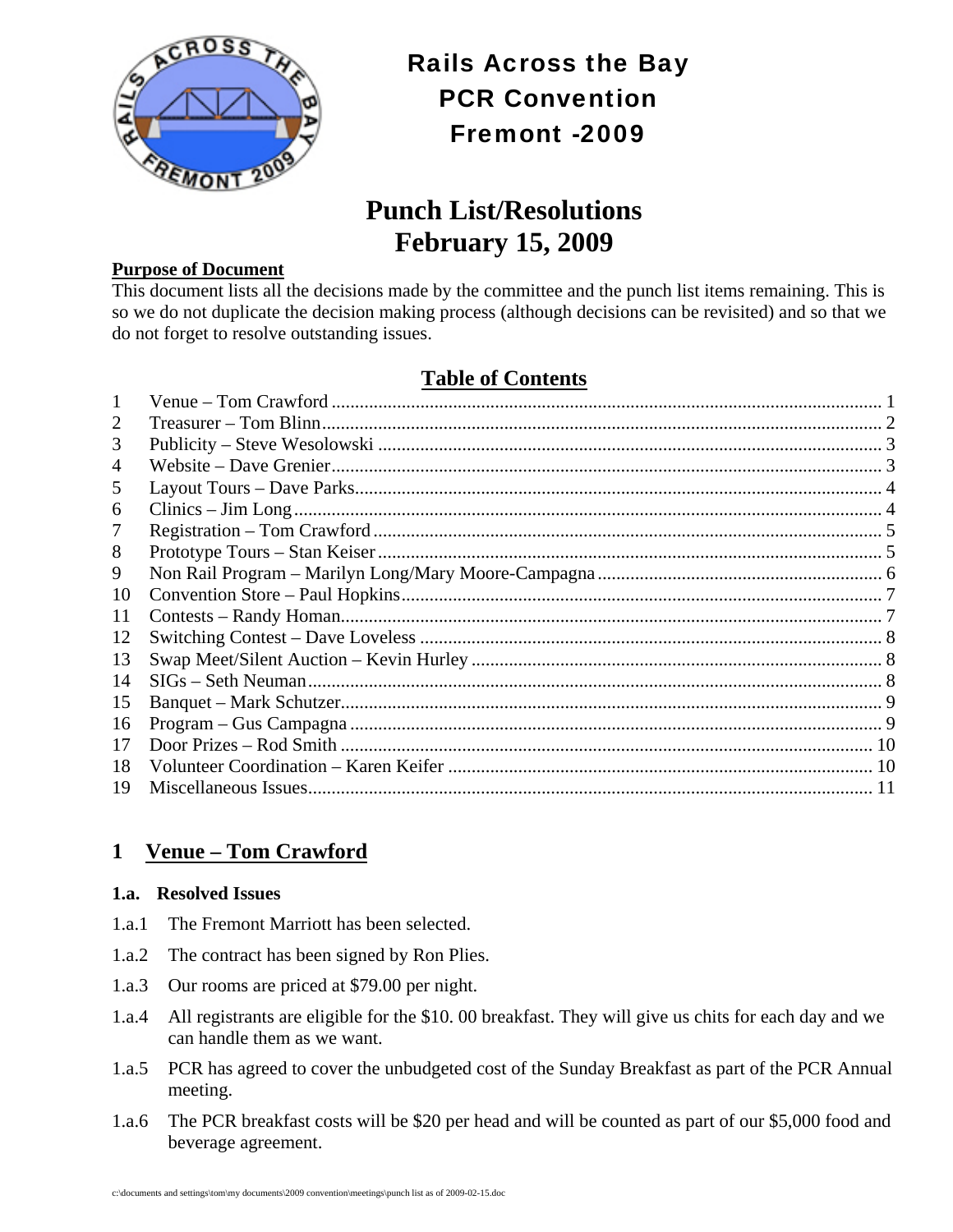# Rails Across the Bay
# PCR Convention
# Fremont -2009

# Punch List/Resolutions
# February 15, 2009

**Purpose of Document**

This document lists all the decisions made by the committee and the punch list items remaining. This is so we do not duplicate the decision making process (although decisions can be revisited) and so that we do not forget to resolve outstanding issues.

## Table of Contents

| | | |
|---|---|---|
| 1 | Venue – Tom Crawford | 1 |
| 2 | Treasurer – Tom Blinn | 2 |
| 3 | Publicity – Steve Wesolowski | 3 |
| 4 | Website – Dave Grenier | 3 |
| 5 | Layout Tours – Dave Parks | 4 |
| 6 | Clinics – Jim Long | 4 |
| 7 | Registration – Tom Crawford | 5 |
| 8 | Prototype Tours – Stan Keiser | 5 |
| 9 | Non Rail Program – Marilyn Long/Mary Moore-Campagna | 6 |
| 10 | Convention Store – Paul Hopkins | 7 |
| 11 | Contests – Randy Homan | 7 |
| 12 | Switching Contest – Dave Loveless | 8 |
| 13 | Swap Meet/Silent Auction – Kevin Hurley | 8 |
| 14 | SIGs – Seth Neuman | 8 |
| 15 | Banquet – Mark Schutzer | 9 |
| 16 | Program – Gus Campagna | 9 |
| 17 | Door Prizes – Rod Smith | 10 |
| 18 | Volunteer Coordination – Karen Keifer | 10 |
| 19 | Miscellaneous Issues | 11 |

## 1 Venue – Tom Crawford

### 1.a. Resolved Issues

1.a.1 The Fremont Marriott has been selected.

1.a.2 The contract has been signed by Ron Plies.

1.a.3 Our rooms are priced at $79.00 per night.

1.a.4 All registrants are eligible for the $10. 00 breakfast. They will give us chits for each day and we can handle them as we want.

1.a.5 PCR has agreed to cover the unbudgeted cost of the Sunday Breakfast as part of the PCR Annual meeting.

1.a.6 The PCR breakfast costs will be $20 per head and will be counted as part of our $5,000 food and beverage agreement.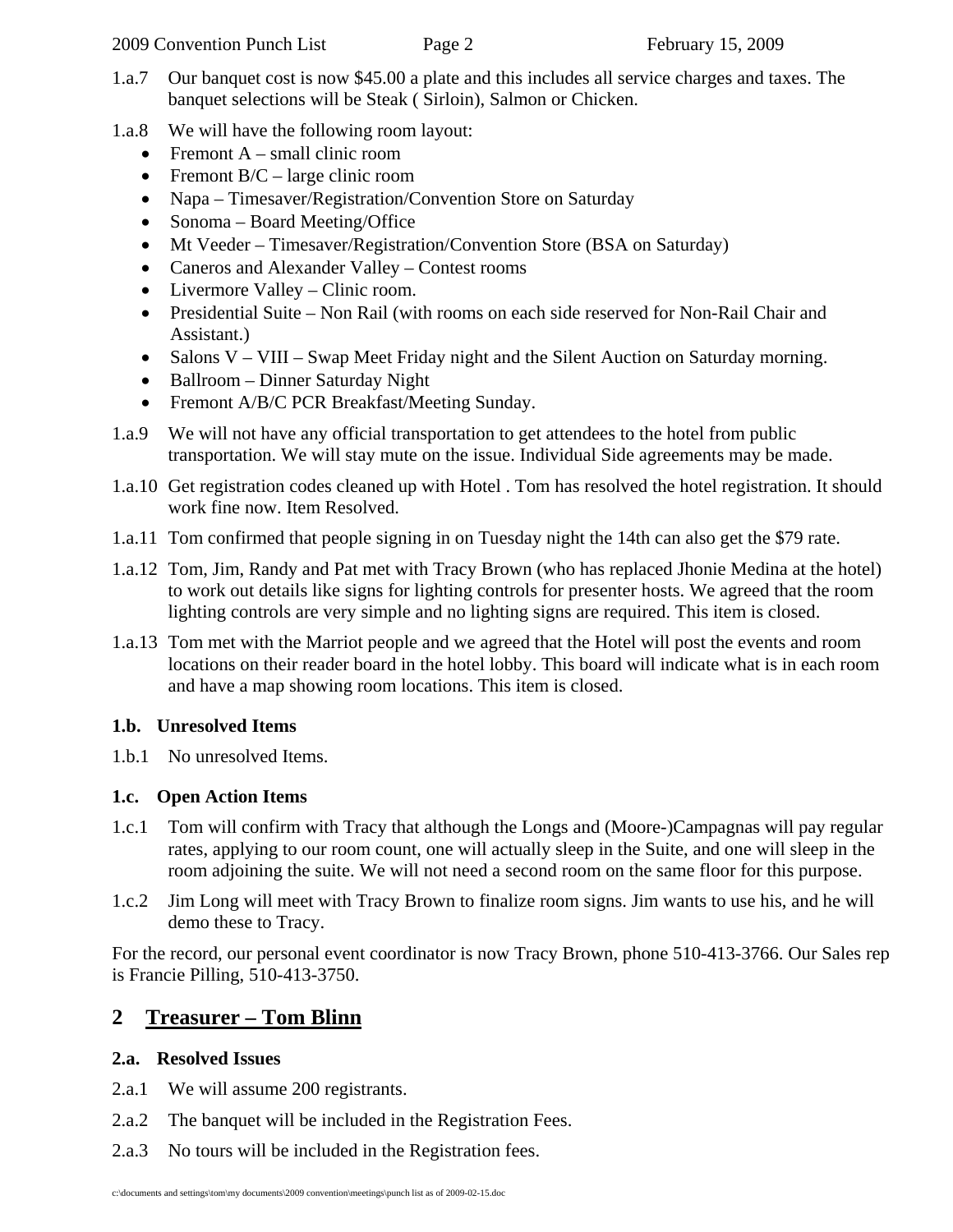1.a.7 Our banquet cost is now $45.00 a plate and this includes all service charges and taxes. The banquet selections will be Steak ( Sirloin), Salmon or Chicken.

1.a.8 We will have the following room layout:

- Fremont A – small clinic room
- Fremont B/C – large clinic room
- Napa – Timesaver/Registration/Convention Store on Saturday
- Sonoma – Board Meeting/Office
- Mt Veeder – Timesaver/Registration/Convention Store (BSA on Saturday)
- Caneros and Alexander Valley – Contest rooms
- Livermore Valley – Clinic room.
- Presidential Suite – Non Rail (with rooms on each side reserved for Non-Rail Chair and Assistant.)
- Salons V – VIII – Swap Meet Friday night and the Silent Auction on Saturday morning.
- Ballroom – Dinner Saturday Night
- Fremont A/B/C PCR Breakfast/Meeting Sunday.

1.a.9 We will not have any official transportation to get attendees to the hotel from public transportation. We will stay mute on the issue. Individual Side agreements may be made.

1.a.10 Get registration codes cleaned up with Hotel . Tom has resolved the hotel registration. It should work fine now. Item Resolved.

1.a.11 Tom confirmed that people signing in on Tuesday night the 14th can also get the $79 rate.

1.a.12 Tom, Jim, Randy and Pat met with Tracy Brown (who has replaced Jhonie Medina at the hotel) to work out details like signs for lighting controls for presenter hosts. We agreed that the room lighting controls are very simple and no lighting signs are required. This item is closed.

1.a.13 Tom met with the Marriot people and we agreed that the Hotel will post the events and room locations on their reader board in the hotel lobby. This board will indicate what is in each room and have a map showing room locations. This item is closed.

### 1.b. Unresolved Items

1.b.1 No unresolved Items.

### 1.c. Open Action Items

1.c.1 Tom will confirm with Tracy that although the Longs and (Moore-)Campagnas will pay regular rates, applying to our room count, one will actually sleep in the Suite, and one will sleep in the room adjoining the suite. We will not need a second room on the same floor for this purpose.

1.c.2 Jim Long will meet with Tracy Brown to finalize room signs. Jim wants to use his, and he will demo these to Tracy.

For the record, our personal event coordinator is now Tracy Brown, phone 510-413-3766. Our Sales rep is Francie Pilling, 510-413-3750.

## 2 Treasurer – Tom Blinn

### 2.a. Resolved Issues

2.a.1 We will assume 200 registrants.

2.a.2 The banquet will be included in the Registration Fees.

2.a.3 No tours will be included in the Registration fees.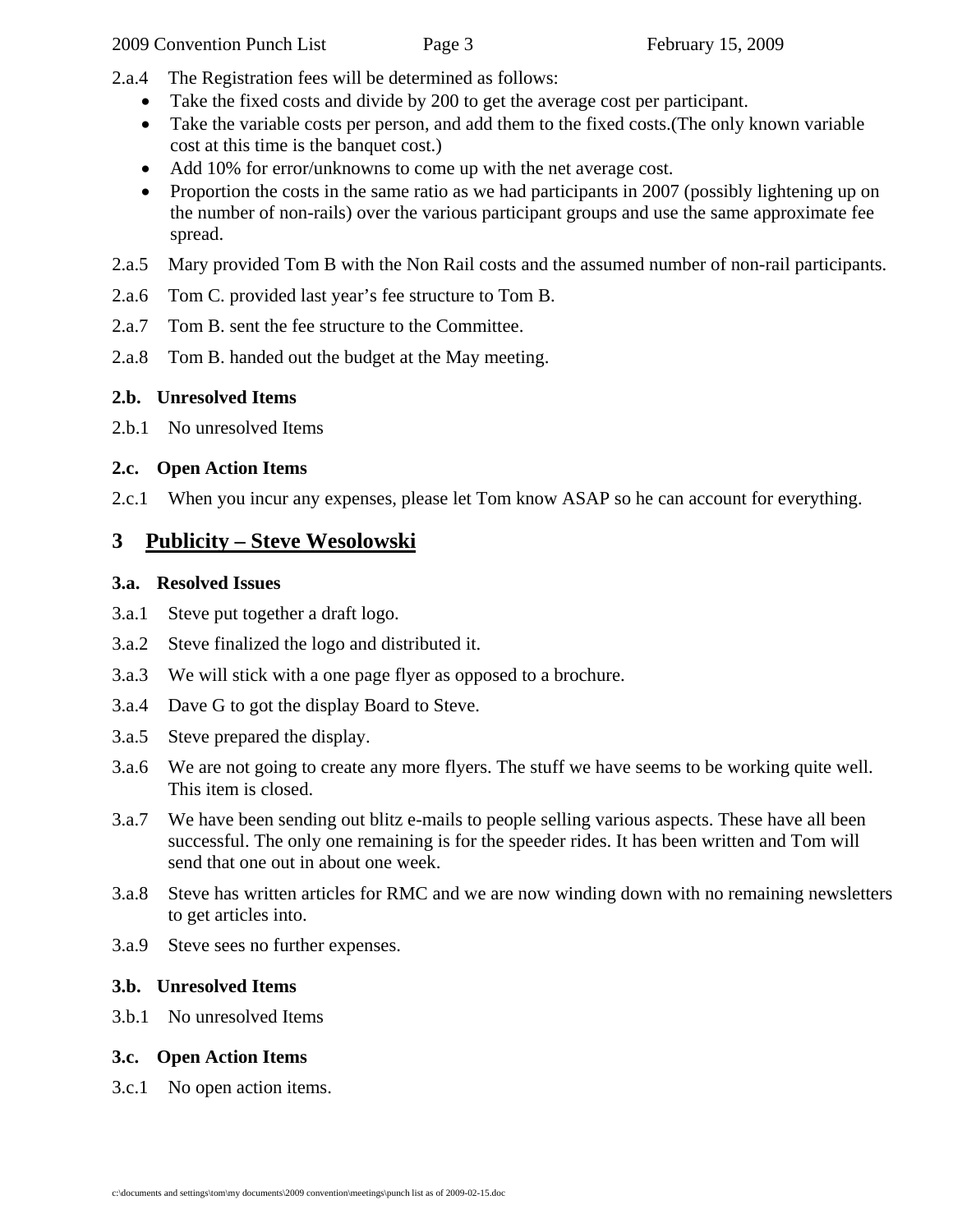2.a.4 The Registration fees will be determined as follows:

- Take the fixed costs and divide by 200 to get the average cost per participant.
- Take the variable costs per person, and add them to the fixed costs.(The only known variable cost at this time is the banquet cost.)
- Add 10% for error/unknowns to come up with the net average cost.
- Proportion the costs in the same ratio as we had participants in 2007 (possibly lightening up on the number of non-rails) over the various participant groups and use the same approximate fee spread.

2.a.5 Mary provided Tom B with the Non Rail costs and the assumed number of non-rail participants.

2.a.6 Tom C. provided last year's fee structure to Tom B.

2.a.7 Tom B. sent the fee structure to the Committee.

2.a.8 Tom B. handed out the budget at the May meeting.

### 2.b. Unresolved Items

2.b.1 No unresolved Items

### 2.c. Open Action Items

2.c.1 When you incur any expenses, please let Tom know ASAP so he can account for everything.

## 3 Publicity – Steve Wesolowski

### 3.a. Resolved Issues

3.a.1 Steve put together a draft logo.

3.a.2 Steve finalized the logo and distributed it.

3.a.3 We will stick with a one page flyer as opposed to a brochure.

3.a.4 Dave G to got the display Board to Steve.

3.a.5 Steve prepared the display.

3.a.6 We are not going to create any more flyers. The stuff we have seems to be working quite well. This item is closed.

3.a.7 We have been sending out blitz e-mails to people selling various aspects. These have all been successful. The only one remaining is for the speeder rides. It has been written and Tom will send that one out in about one week.

3.a.8 Steve has written articles for RMC and we are now winding down with no remaining newsletters to get articles into.

3.a.9 Steve sees no further expenses.

### 3.b. Unresolved Items

3.b.1 No unresolved Items

### 3.c. Open Action Items

3.c.1 No open action items.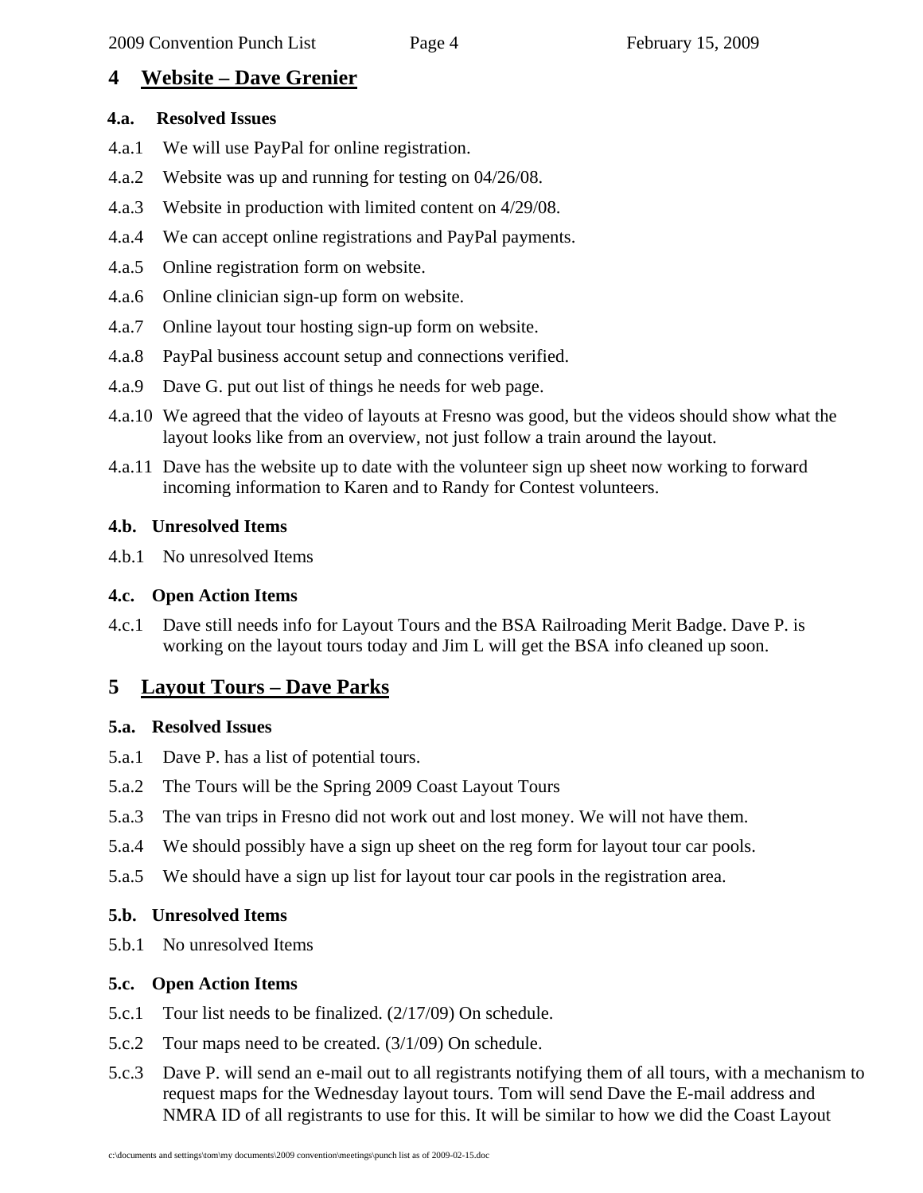## 4 Website – Dave Grenier

### 4.a. Resolved Issues

4.a.1 We will use PayPal for online registration.

4.a.2 Website was up and running for testing on 04/26/08.

4.a.3 Website in production with limited content on 4/29/08.

4.a.4 We can accept online registrations and PayPal payments.

4.a.5 Online registration form on website.

4.a.6 Online clinician sign-up form on website.

4.a.7 Online layout tour hosting sign-up form on website.

4.a.8 PayPal business account setup and connections verified.

4.a.9 Dave G. put out list of things he needs for web page.

4.a.10 We agreed that the video of layouts at Fresno was good, but the videos should show what the layout looks like from an overview, not just follow a train around the layout.

4.a.11 Dave has the website up to date with the volunteer sign up sheet now working to forward incoming information to Karen and to Randy for Contest volunteers.

### 4.b. Unresolved Items

4.b.1 No unresolved Items

### 4.c. Open Action Items

4.c.1 Dave still needs info for Layout Tours and the BSA Railroading Merit Badge. Dave P. is working on the layout tours today and Jim L will get the BSA info cleaned up soon.

## 5 Layout Tours – Dave Parks

### 5.a. Resolved Issues

5.a.1 Dave P. has a list of potential tours.

5.a.2 The Tours will be the Spring 2009 Coast Layout Tours

5.a.3 The van trips in Fresno did not work out and lost money. We will not have them.

5.a.4 We should possibly have a sign up sheet on the reg form for layout tour car pools.

5.a.5 We should have a sign up list for layout tour car pools in the registration area.

### 5.b. Unresolved Items

5.b.1 No unresolved Items

### 5.c. Open Action Items

5.c.1 Tour list needs to be finalized. (2/17/09) On schedule.

5.c.2 Tour maps need to be created. (3/1/09) On schedule.

5.c.3 Dave P. will send an e-mail out to all registrants notifying them of all tours, with a mechanism to request maps for the Wednesday layout tours. Tom will send Dave the E-mail address and NMRA ID of all registrants to use for this. It will be similar to how we did the Coast Layout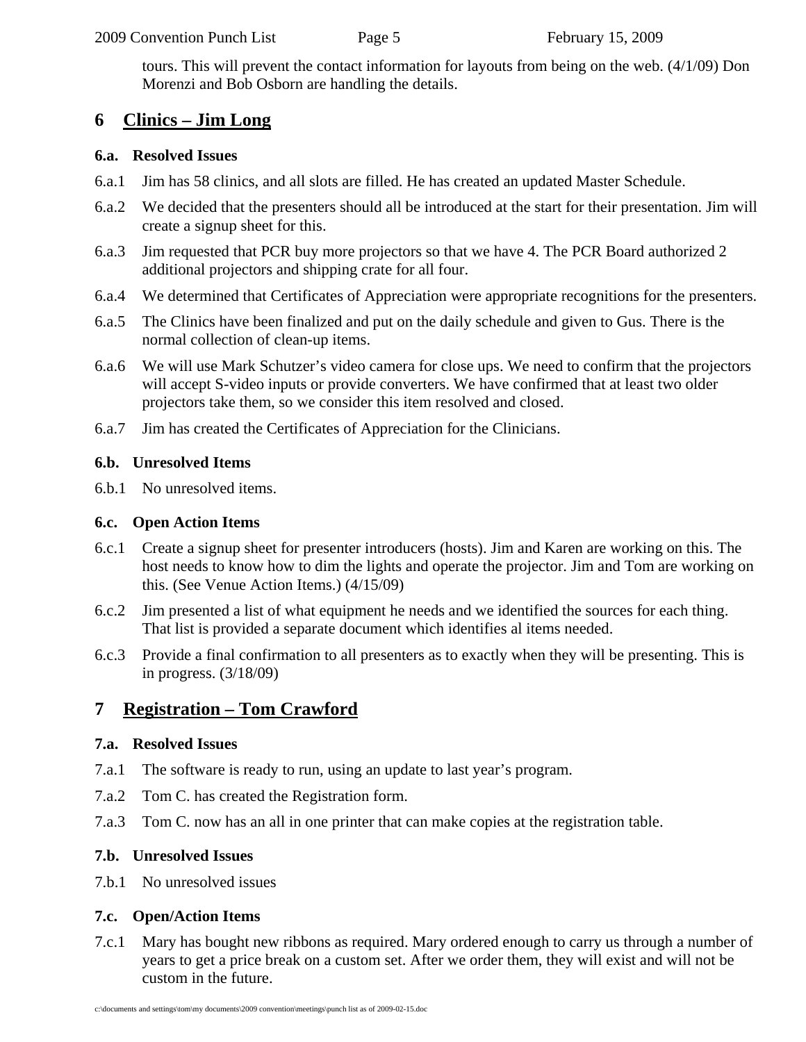tours. This will prevent the contact information for layouts from being on the web. (4/1/09) Don Morenzi and Bob Osborn are handling the details.

## 6 Clinics – Jim Long

### 6.a. Resolved Issues

6.a.1 Jim has 58 clinics, and all slots are filled. He has created an updated Master Schedule.

6.a.2 We decided that the presenters should all be introduced at the start for their presentation. Jim will create a signup sheet for this.

6.a.3 Jim requested that PCR buy more projectors so that we have 4. The PCR Board authorized 2 additional projectors and shipping crate for all four.

6.a.4 We determined that Certificates of Appreciation were appropriate recognitions for the presenters.

6.a.5 The Clinics have been finalized and put on the daily schedule and given to Gus. There is the normal collection of clean-up items.

6.a.6 We will use Mark Schutzer's video camera for close ups. We need to confirm that the projectors will accept S-video inputs or provide converters. We have confirmed that at least two older projectors take them, so we consider this item resolved and closed.

6.a.7 Jim has created the Certificates of Appreciation for the Clinicians.

### 6.b. Unresolved Items

6.b.1 No unresolved items.

### 6.c. Open Action Items

6.c.1 Create a signup sheet for presenter introducers (hosts). Jim and Karen are working on this. The host needs to know how to dim the lights and operate the projector. Jim and Tom are working on this. (See Venue Action Items.) (4/15/09)

6.c.2 Jim presented a list of what equipment he needs and we identified the sources for each thing. That list is provided a separate document which identifies al items needed.

6.c.3 Provide a final confirmation to all presenters as to exactly when they will be presenting. This is in progress. (3/18/09)

## 7 Registration – Tom Crawford

### 7.a. Resolved Issues

7.a.1 The software is ready to run, using an update to last year's program.

7.a.2 Tom C. has created the Registration form.

7.a.3 Tom C. now has an all in one printer that can make copies at the registration table.

### 7.b. Unresolved Issues

7.b.1 No unresolved issues

### 7.c. Open/Action Items

7.c.1 Mary has bought new ribbons as required. Mary ordered enough to carry us through a number of years to get a price break on a custom set. After we order them, they will exist and will not be custom in the future.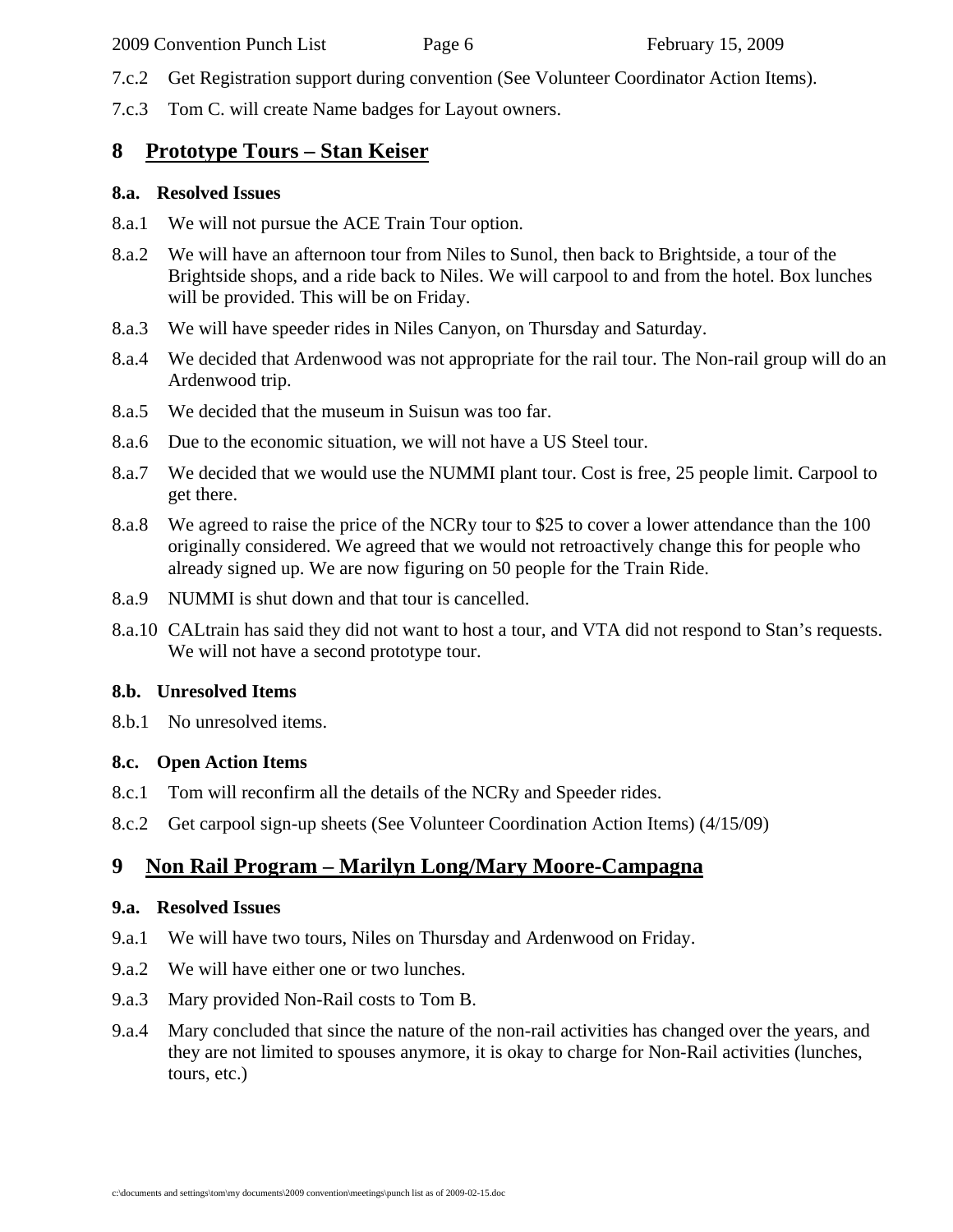7.c.2 Get Registration support during convention (See Volunteer Coordinator Action Items).

7.c.3 Tom C. will create Name badges for Layout owners.

# 8 Prototype Tours – Stan Keiser

### 8.a. Resolved Issues

8.a.1 We will not pursue the ACE Train Tour option.

8.a.2 We will have an afternoon tour from Niles to Sunol, then back to Brightside, a tour of the Brightside shops, and a ride back to Niles. We will carpool to and from the hotel. Box lunches will be provided. This will be on Friday.

8.a.3 We will have speeder rides in Niles Canyon, on Thursday and Saturday.

8.a.4 We decided that Ardenwood was not appropriate for the rail tour. The Non-rail group will do an Ardenwood trip.

8.a.5 We decided that the museum in Suisun was too far.

8.a.6 Due to the economic situation, we will not have a US Steel tour.

8.a.7 We decided that we would use the NUMMI plant tour. Cost is free, 25 people limit. Carpool to get there.

8.a.8 We agreed to raise the price of the NCRy tour to $25 to cover a lower attendance than the 100 originally considered. We agreed that we would not retroactively change this for people who already signed up. We are now figuring on 50 people for the Train Ride.

8.a.9 NUMMI is shut down and that tour is cancelled.

8.a.10 CALtrain has said they did not want to host a tour, and VTA did not respond to Stan's requests. We will not have a second prototype tour.

### 8.b. Unresolved Items

8.b.1 No unresolved items.

### 8.c. Open Action Items

8.c.1 Tom will reconfirm all the details of the NCRy and Speeder rides.

8.c.2 Get carpool sign-up sheets (See Volunteer Coordination Action Items) (4/15/09)

# 9 Non Rail Program – Marilyn Long/Mary Moore-Campagna

### 9.a. Resolved Issues

9.a.1 We will have two tours, Niles on Thursday and Ardenwood on Friday.

9.a.2 We will have either one or two lunches.

9.a.3 Mary provided Non-Rail costs to Tom B.

9.a.4 Mary concluded that since the nature of the non-rail activities has changed over the years, and they are not limited to spouses anymore, it is okay to charge for Non-Rail activities (lunches, tours, etc.)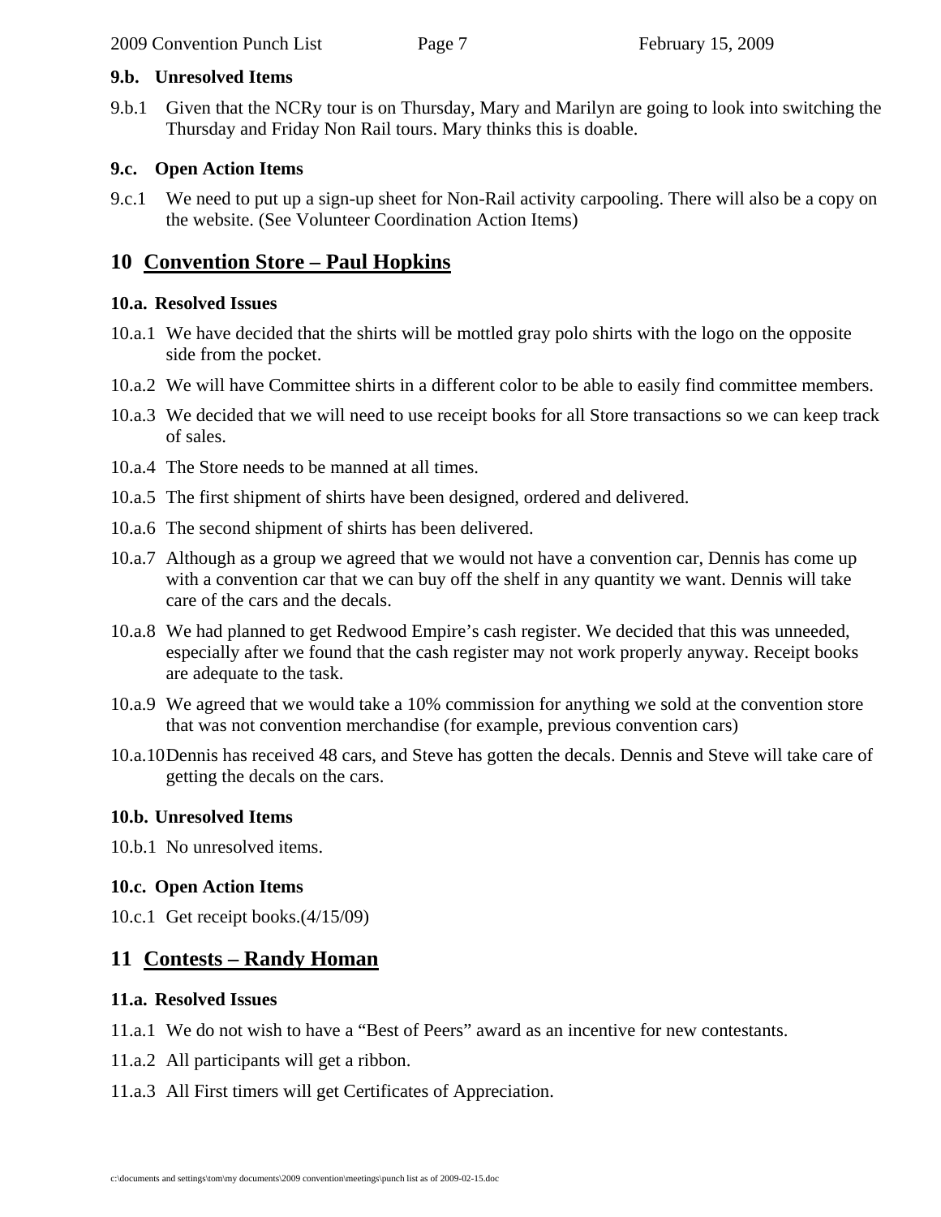#### 9.b. Unresolved Items

9.b.1 Given that the NCRy tour is on Thursday, Mary and Marilyn are going to look into switching the Thursday and Friday Non Rail tours. Mary thinks this is doable.

#### 9.c. Open Action Items

9.c.1 We need to put up a sign-up sheet for Non-Rail activity carpooling. There will also be a copy on the website. (See Volunteer Coordination Action Items)

## 10 Convention Store – Paul Hopkins

#### 10.a. Resolved Issues

10.a.1 We have decided that the shirts will be mottled gray polo shirts with the logo on the opposite side from the pocket.

10.a.2 We will have Committee shirts in a different color to be able to easily find committee members.

10.a.3 We decided that we will need to use receipt books for all Store transactions so we can keep track of sales.

10.a.4 The Store needs to be manned at all times.

10.a.5 The first shipment of shirts have been designed, ordered and delivered.

10.a.6 The second shipment of shirts has been delivered.

10.a.7 Although as a group we agreed that we would not have a convention car, Dennis has come up with a convention car that we can buy off the shelf in any quantity we want. Dennis will take care of the cars and the decals.

10.a.8 We had planned to get Redwood Empire's cash register. We decided that this was unneeded, especially after we found that the cash register may not work properly anyway. Receipt books are adequate to the task.

10.a.9 We agreed that we would take a 10% commission for anything we sold at the convention store that was not convention merchandise (for example, previous convention cars)

10.a.10 Dennis has received 48 cars, and Steve has gotten the decals. Dennis and Steve will take care of getting the decals on the cars.

#### 10.b. Unresolved Items

10.b.1 No unresolved items.

#### 10.c. Open Action Items

10.c.1 Get receipt books.(4/15/09)

## 11 Contests – Randy Homan

#### 11.a. Resolved Issues

11.a.1 We do not wish to have a "Best of Peers" award as an incentive for new contestants.

11.a.2 All participants will get a ribbon.

11.a.3 All First timers will get Certificates of Appreciation.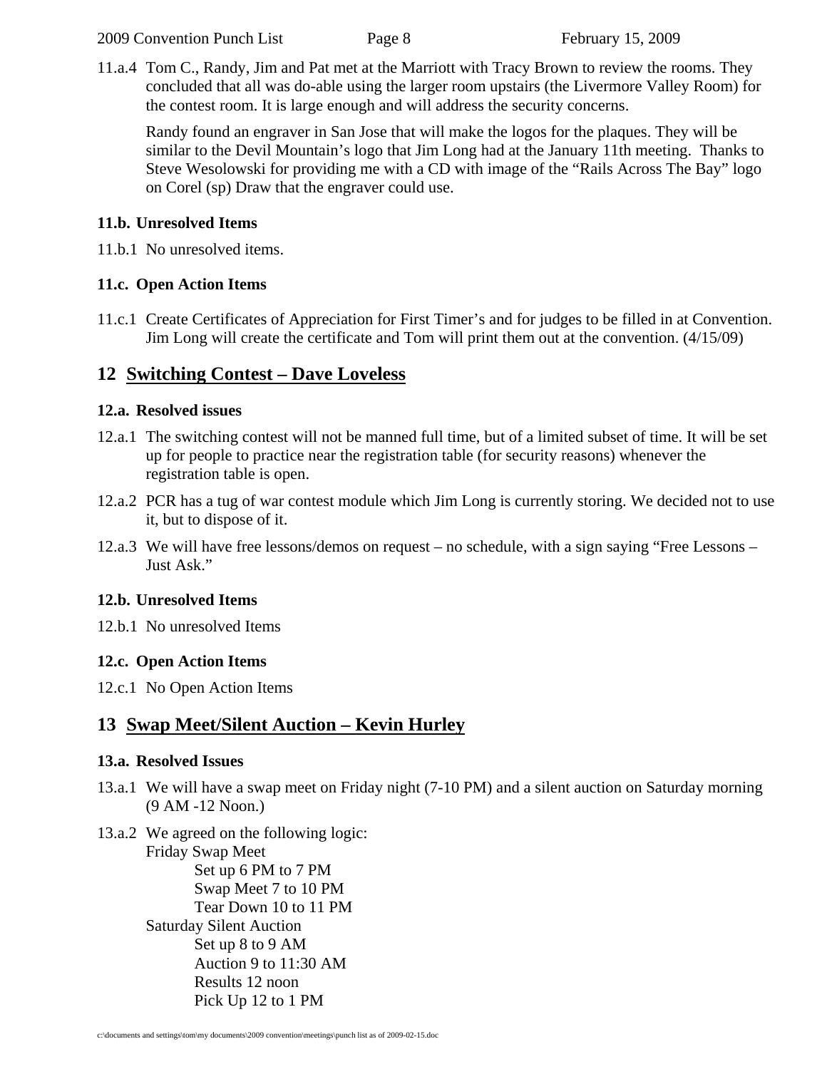11.a.4 Tom C., Randy, Jim and Pat met at the Marriott with Tracy Brown to review the rooms. They concluded that all was do-able using the larger room upstairs (the Livermore Valley Room) for the contest room. It is large enough and will address the security concerns.

Randy found an engraver in San Jose that will make the logos for the plaques. They will be similar to the Devil Mountain's logo that Jim Long had at the January 11th meeting. Thanks to Steve Wesolowski for providing me with a CD with image of the "Rails Across The Bay" logo on Corel (sp) Draw that the engraver could use.

### 11.b. Unresolved Items

11.b.1 No unresolved items.

### 11.c. Open Action Items

11.c.1 Create Certificates of Appreciation for First Timer's and for judges to be filled in at Convention. Jim Long will create the certificate and Tom will print them out at the convention. (4/15/09)

## 12 Switching Contest – Dave Loveless

### 12.a. Resolved issues

12.a.1 The switching contest will not be manned full time, but of a limited subset of time. It will be set up for people to practice near the registration table (for security reasons) whenever the registration table is open.

12.a.2 PCR has a tug of war contest module which Jim Long is currently storing. We decided not to use it, but to dispose of it.

12.a.3 We will have free lessons/demos on request – no schedule, with a sign saying "Free Lessons – Just Ask."

### 12.b. Unresolved Items

12.b.1 No unresolved Items

### 12.c. Open Action Items

12.c.1 No Open Action Items

## 13 Swap Meet/Silent Auction – Kevin Hurley

### 13.a. Resolved Issues

13.a.1 We will have a swap meet on Friday night (7-10 PM) and a silent auction on Saturday morning (9 AM -12 Noon.)

13.a.2 We agreed on the following logic:

Friday Swap Meet
- Set up 6 PM to 7 PM
- Swap Meet 7 to 10 PM
- Tear Down 10 to 11 PM

Saturday Silent Auction
- Set up 8 to 9 AM
- Auction 9 to 11:30 AM
- Results 12 noon
- Pick Up 12 to 1 PM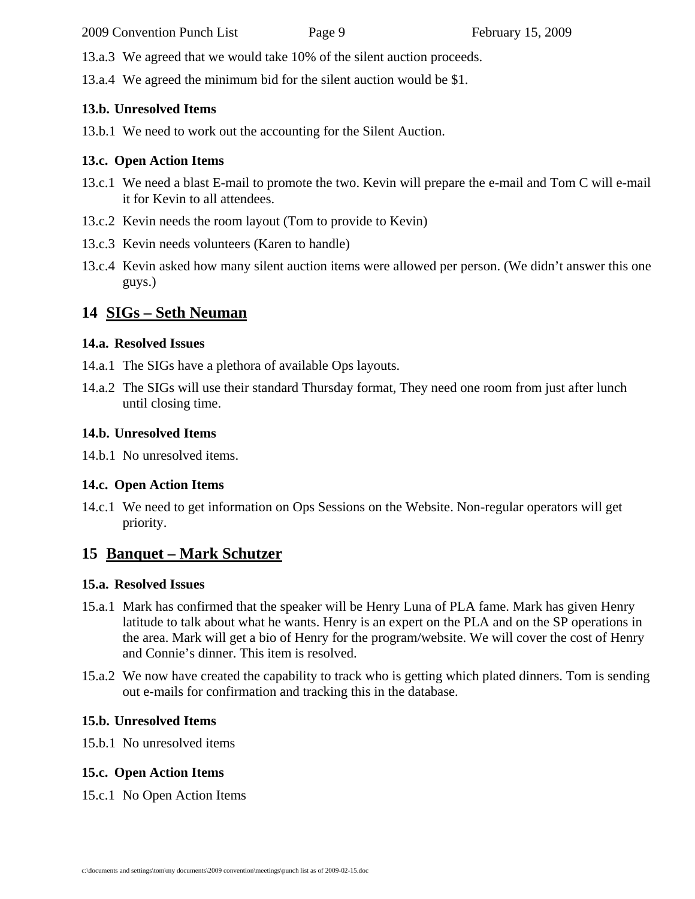13.a.3 We agreed that we would take 10% of the silent auction proceeds.

13.a.4 We agreed the minimum bid for the silent auction would be $1.

### 13.b. Unresolved Items

13.b.1 We need to work out the accounting for the Silent Auction.

### 13.c. Open Action Items

13.c.1 We need a blast E-mail to promote the two. Kevin will prepare the e-mail and Tom C will e-mail it for Kevin to all attendees.

13.c.2 Kevin needs the room layout (Tom to provide to Kevin)

13.c.3 Kevin needs volunteers (Karen to handle)

13.c.4 Kevin asked how many silent auction items were allowed per person. (We didn't answer this one guys.)

## 14 SIGs – Seth Neuman

### 14.a. Resolved Issues

14.a.1 The SIGs have a plethora of available Ops layouts.

14.a.2 The SIGs will use their standard Thursday format, They need one room from just after lunch until closing time.

### 14.b. Unresolved Items

14.b.1 No unresolved items.

### 14.c. Open Action Items

14.c.1 We need to get information on Ops Sessions on the Website. Non-regular operators will get priority.

## 15 Banquet – Mark Schutzer

### 15.a. Resolved Issues

15.a.1 Mark has confirmed that the speaker will be Henry Luna of PLA fame. Mark has given Henry latitude to talk about what he wants. Henry is an expert on the PLA and on the SP operations in the area. Mark will get a bio of Henry for the program/website. We will cover the cost of Henry and Connie's dinner. This item is resolved.

15.a.2 We now have created the capability to track who is getting which plated dinners. Tom is sending out e-mails for confirmation and tracking this in the database.

### 15.b. Unresolved Items

15.b.1 No unresolved items

### 15.c. Open Action Items

15.c.1 No Open Action Items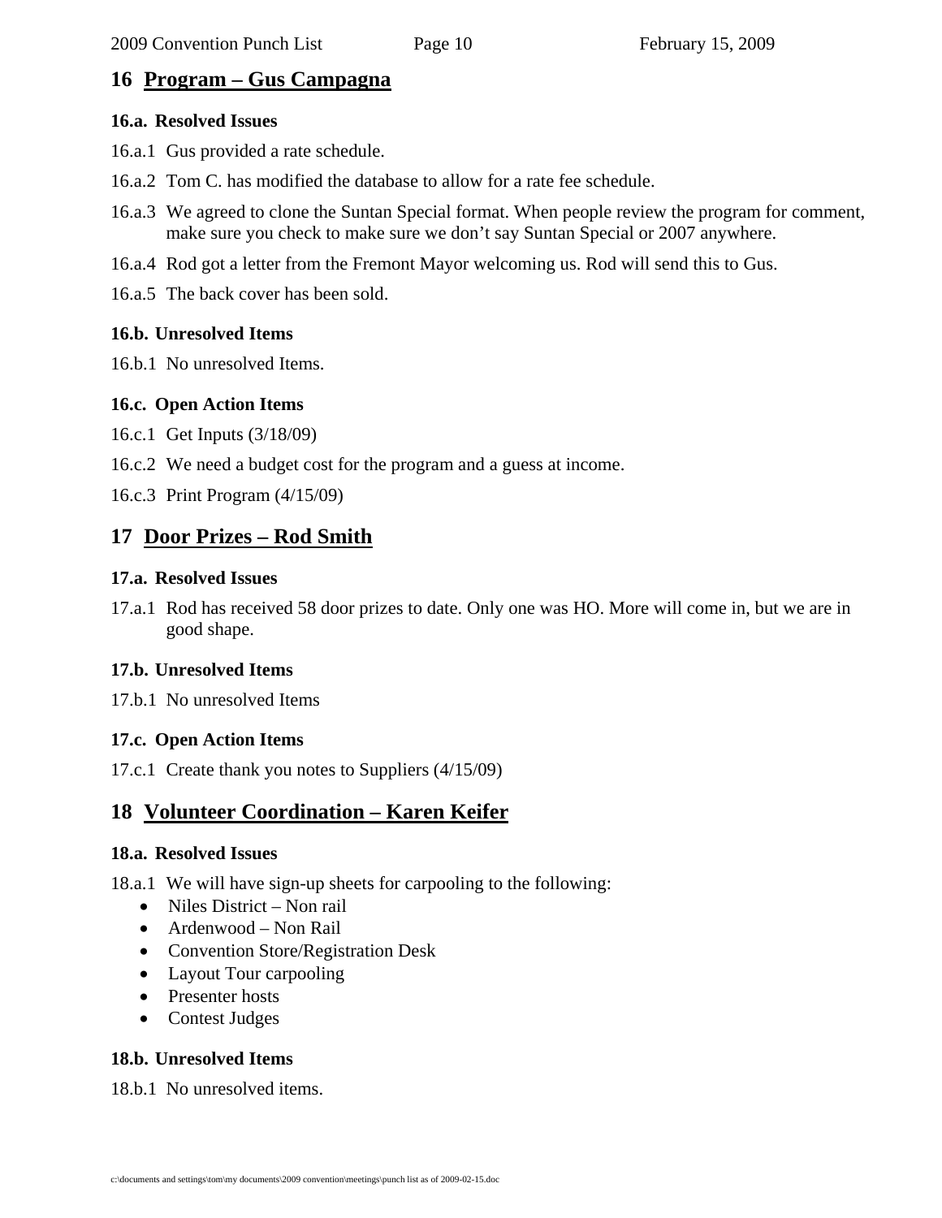## 16 Program – Gus Campagna

### 16.a. Resolved Issues

16.a.1 Gus provided a rate schedule.

16.a.2 Tom C. has modified the database to allow for a rate fee schedule.

16.a.3 We agreed to clone the Suntan Special format. When people review the program for comment, make sure you check to make sure we don't say Suntan Special or 2007 anywhere.

16.a.4 Rod got a letter from the Fremont Mayor welcoming us. Rod will send this to Gus.

16.a.5 The back cover has been sold.

### 16.b. Unresolved Items

16.b.1 No unresolved Items.

### 16.c. Open Action Items

16.c.1 Get Inputs (3/18/09)

16.c.2 We need a budget cost for the program and a guess at income.

16.c.3 Print Program (4/15/09)

## 17 Door Prizes – Rod Smith

### 17.a. Resolved Issues

17.a.1 Rod has received 58 door prizes to date. Only one was HO. More will come in, but we are in good shape.

### 17.b. Unresolved Items

17.b.1 No unresolved Items

### 17.c. Open Action Items

17.c.1 Create thank you notes to Suppliers (4/15/09)

## 18 Volunteer Coordination – Karen Keifer

### 18.a. Resolved Issues

18.a.1 We will have sign-up sheets for carpooling to the following:

- Niles District – Non rail
- Ardenwood – Non Rail
- Convention Store/Registration Desk
- Layout Tour carpooling
- Presenter hosts
- Contest Judges

### 18.b. Unresolved Items

18.b.1 No unresolved items.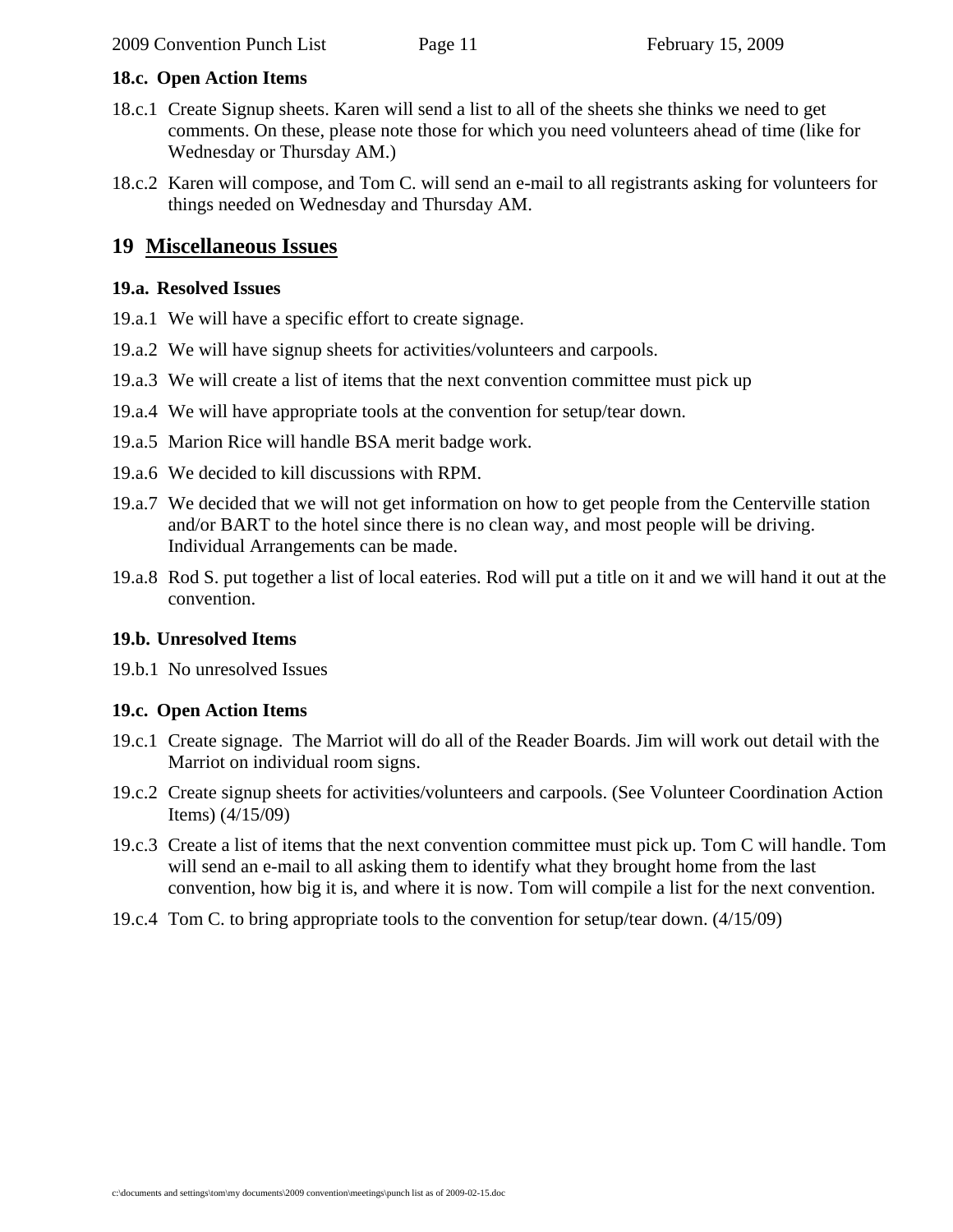### 18.c. Open Action Items

18.c.1 Create Signup sheets. Karen will send a list to all of the sheets she thinks we need to get comments. On these, please note those for which you need volunteers ahead of time (like for Wednesday or Thursday AM.)

18.c.2 Karen will compose, and Tom C. will send an e-mail to all registrants asking for volunteers for things needed on Wednesday and Thursday AM.

## 19 Miscellaneous Issues

### 19.a. Resolved Issues

19.a.1 We will have a specific effort to create signage.

19.a.2 We will have signup sheets for activities/volunteers and carpools.

19.a.3 We will create a list of items that the next convention committee must pick up

19.a.4 We will have appropriate tools at the convention for setup/tear down.

19.a.5 Marion Rice will handle BSA merit badge work.

19.a.6 We decided to kill discussions with RPM.

19.a.7 We decided that we will not get information on how to get people from the Centerville station and/or BART to the hotel since there is no clean way, and most people will be driving. Individual Arrangements can be made.

19.a.8 Rod S. put together a list of local eateries. Rod will put a title on it and we will hand it out at the convention.

### 19.b. Unresolved Items

19.b.1 No unresolved Issues

### 19.c. Open Action Items

19.c.1 Create signage. The Marriot will do all of the Reader Boards. Jim will work out detail with the Marriot on individual room signs.

19.c.2 Create signup sheets for activities/volunteers and carpools. (See Volunteer Coordination Action Items) (4/15/09)

19.c.3 Create a list of items that the next convention committee must pick up. Tom C will handle. Tom will send an e-mail to all asking them to identify what they brought home from the last convention, how big it is, and where it is now. Tom will compile a list for the next convention.

19.c.4 Tom C. to bring appropriate tools to the convention for setup/tear down. (4/15/09)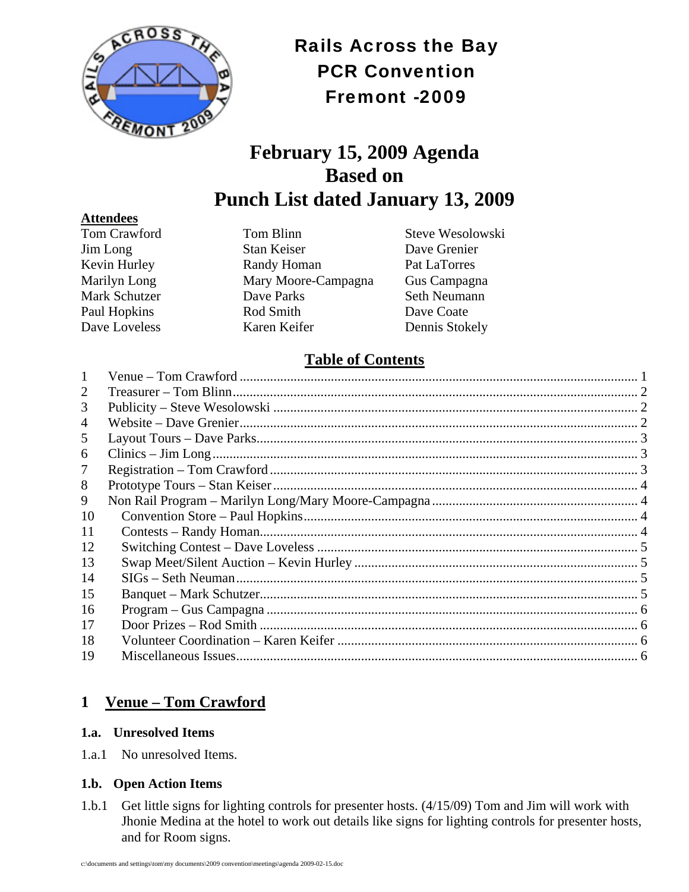# Rails Across the Bay
# PCR Convention
# Fremont -2009

# February 15, 2009 Agenda
# Based on
# Punch List dated January 13, 2009

**Attendees**

| | | |
|---|---|---|
| Tom Crawford | Tom Blinn | Steve Wesolowski |
| Jim Long | Stan Keiser | Dave Grenier |
| Kevin Hurley | Randy Homan | Pat LaTorres |
| Marilyn Long | Mary Moore-Campagna | Gus Campagna |
| Mark Schutzer | Dave Parks | Seth Neumann |
| Paul Hopkins | Rod Smith | Dave Coate |
| Dave Loveless | Karen Keifer | Dennis Stokely |

## Table of Contents

1 Venue – Tom Crawford .... 1
2 Treasurer – Tom Blinn .... 2
3 Publicity – Steve Wesolowski .... 2
4 Website – Dave Grenier .... 2
5 Layout Tours – Dave Parks .... 3
6 Clinics – Jim Long .... 3
7 Registration – Tom Crawford .... 3
8 Prototype Tours – Stan Keiser .... 4
9 Non Rail Program – Marilyn Long/Mary Moore-Campagna .... 4
10 Convention Store – Paul Hopkins .... 4
11 Contests – Randy Homan .... 4
12 Switching Contest – Dave Loveless .... 5
13 Swap Meet/Silent Auction – Kevin Hurley .... 5
14 SIGs – Seth Neuman .... 5
15 Banquet – Mark Schutzer .... 5
16 Program – Gus Campagna .... 6
17 Door Prizes – Rod Smith .... 6
18 Volunteer Coordination – Karen Keifer .... 6
19 Miscellaneous Issues .... 6

## 1 Venue – Tom Crawford

### 1.a. Unresolved Items

1.a.1 No unresolved Items.

### 1.b. Open Action Items

1.b.1 Get little signs for lighting controls for presenter hosts. (4/15/09) Tom and Jim will work with Jhonie Medina at the hotel to work out details like signs for lighting controls for presenter hosts, and for Room signs.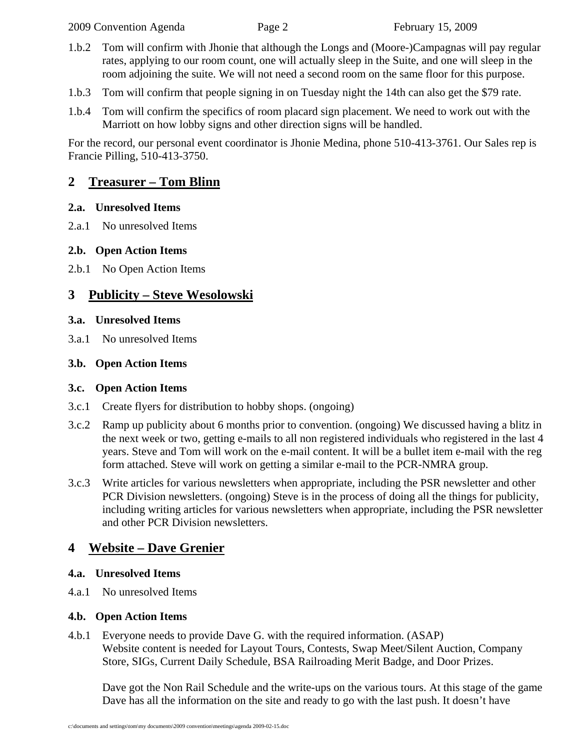1.b.2 Tom will confirm with Jhonie that although the Longs and (Moore-)Campagnas will pay regular rates, applying to our room count, one will actually sleep in the Suite, and one will sleep in the room adjoining the suite. We will not need a second room on the same floor for this purpose.

1.b.3 Tom will confirm that people signing in on Tuesday night the 14th can also get the $79 rate.

1.b.4 Tom will confirm the specifics of room placard sign placement. We need to work out with the Marriott on how lobby signs and other direction signs will be handled.

For the record, our personal event coordinator is Jhonie Medina, phone 510-413-3761. Our Sales rep is Francie Pilling, 510-413-3750.

# 2 Treasurer – Tom Blinn

### 2.a. Unresolved Items

2.a.1 No unresolved Items

### 2.b. Open Action Items

2.b.1 No Open Action Items

# 3 Publicity – Steve Wesolowski

### 3.a. Unresolved Items

3.a.1 No unresolved Items

### 3.b. Open Action Items

### 3.c. Open Action Items

3.c.1 Create flyers for distribution to hobby shops. (ongoing)

3.c.2 Ramp up publicity about 6 months prior to convention. (ongoing) We discussed having a blitz in the next week or two, getting e-mails to all non registered individuals who registered in the last 4 years. Steve and Tom will work on the e-mail content. It will be a bullet item e-mail with the reg form attached. Steve will work on getting a similar e-mail to the PCR-NMRA group.

3.c.3 Write articles for various newsletters when appropriate, including the PSR newsletter and other PCR Division newsletters. (ongoing) Steve is in the process of doing all the things for publicity, including writing articles for various newsletters when appropriate, including the PSR newsletter and other PCR Division newsletters.

# 4 Website – Dave Grenier

### 4.a. Unresolved Items

4.a.1 No unresolved Items

### 4.b. Open Action Items

4.b.1 Everyone needs to provide Dave G. with the required information. (ASAP)
Website content is needed for Layout Tours, Contests, Swap Meet/Silent Auction, Company Store, SIGs, Current Daily Schedule, BSA Railroading Merit Badge, and Door Prizes.

Dave got the Non Rail Schedule and the write-ups on the various tours. At this stage of the game Dave has all the information on the site and ready to go with the last push. It doesn't have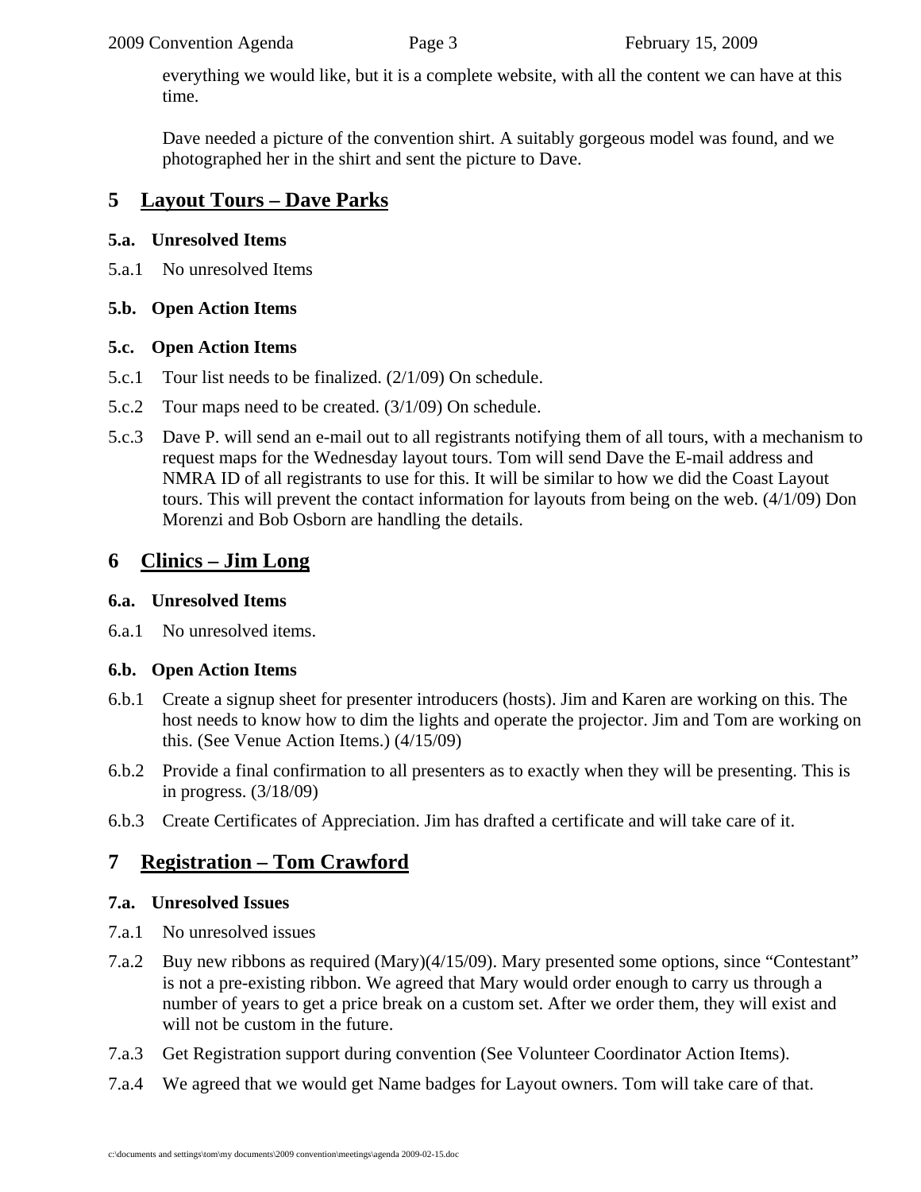everything we would like, but it is a complete website, with all the content we can have at this time.

Dave needed a picture of the convention shirt. A suitably gorgeous model was found, and we photographed her in the shirt and sent the picture to Dave.

## 5 Layout Tours – Dave Parks

### 5.a. Unresolved Items

5.a.1 No unresolved Items

### 5.b. Open Action Items

### 5.c. Open Action Items

5.c.1 Tour list needs to be finalized. (2/1/09) On schedule.

5.c.2 Tour maps need to be created. (3/1/09) On schedule.

5.c.3 Dave P. will send an e-mail out to all registrants notifying them of all tours, with a mechanism to request maps for the Wednesday layout tours. Tom will send Dave the E-mail address and NMRA ID of all registrants to use for this. It will be similar to how we did the Coast Layout tours. This will prevent the contact information for layouts from being on the web. (4/1/09) Don Morenzi and Bob Osborn are handling the details.

## 6 Clinics – Jim Long

### 6.a. Unresolved Items

6.a.1 No unresolved items.

### 6.b. Open Action Items

6.b.1 Create a signup sheet for presenter introducers (hosts). Jim and Karen are working on this. The host needs to know how to dim the lights and operate the projector. Jim and Tom are working on this. (See Venue Action Items.) (4/15/09)

6.b.2 Provide a final confirmation to all presenters as to exactly when they will be presenting. This is in progress. (3/18/09)

6.b.3 Create Certificates of Appreciation. Jim has drafted a certificate and will take care of it.

## 7 Registration – Tom Crawford

### 7.a. Unresolved Issues

7.a.1 No unresolved issues

7.a.2 Buy new ribbons as required (Mary)(4/15/09). Mary presented some options, since "Contestant" is not a pre-existing ribbon. We agreed that Mary would order enough to carry us through a number of years to get a price break on a custom set. After we order them, they will exist and will not be custom in the future.

7.a.3 Get Registration support during convention (See Volunteer Coordinator Action Items).

7.a.4 We agreed that we would get Name badges for Layout owners. Tom will take care of that.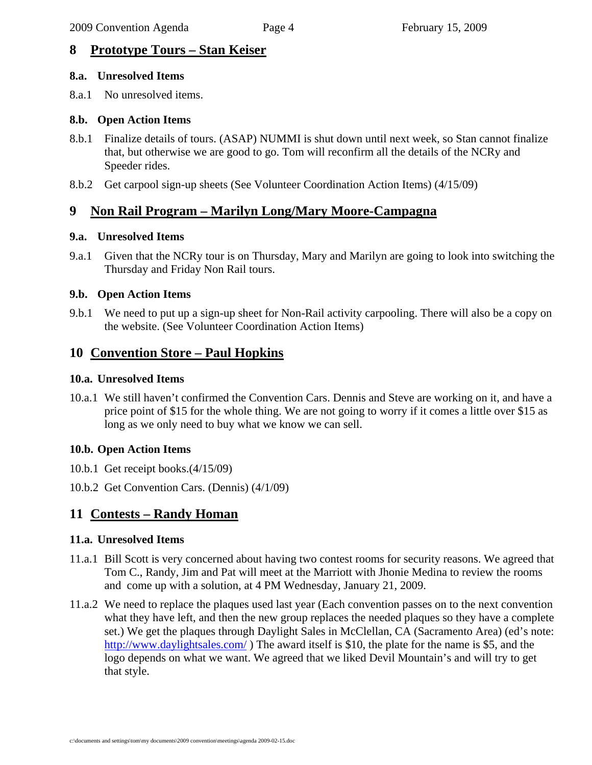## 8 Prototype Tours – Stan Keiser

### 8.a. Unresolved Items

8.a.1 No unresolved items.

### 8.b. Open Action Items

8.b.1 Finalize details of tours. (ASAP) NUMMI is shut down until next week, so Stan cannot finalize that, but otherwise we are good to go. Tom will reconfirm all the details of the NCRy and Speeder rides.

8.b.2 Get carpool sign-up sheets (See Volunteer Coordination Action Items) (4/15/09)

## 9 Non Rail Program – Marilyn Long/Mary Moore-Campagna

### 9.a. Unresolved Items

9.a.1 Given that the NCRy tour is on Thursday, Mary and Marilyn are going to look into switching the Thursday and Friday Non Rail tours.

### 9.b. Open Action Items

9.b.1 We need to put up a sign-up sheet for Non-Rail activity carpooling. There will also be a copy on the website. (See Volunteer Coordination Action Items)

## 10 Convention Store – Paul Hopkins

### 10.a. Unresolved Items

10.a.1 We still haven't confirmed the Convention Cars. Dennis and Steve are working on it, and have a price point of $15 for the whole thing. We are not going to worry if it comes a little over $15 as long as we only need to buy what we know we can sell.

### 10.b. Open Action Items

10.b.1 Get receipt books.(4/15/09)

10.b.2 Get Convention Cars. (Dennis) (4/1/09)

## 11 Contests – Randy Homan

### 11.a. Unresolved Items

11.a.1 Bill Scott is very concerned about having two contest rooms for security reasons. We agreed that Tom C., Randy, Jim and Pat will meet at the Marriott with Jhonie Medina to review the rooms and come up with a solution, at 4 PM Wednesday, January 21, 2009.

11.a.2 We need to replace the plaques used last year (Each convention passes on to the next convention what they have left, and then the new group replaces the needed plaques so they have a complete set.) We get the plaques through Daylight Sales in McClellan, CA (Sacramento Area) (ed's note: http://www.daylightsales.com/ ) The award itself is $10, the plate for the name is $5, and the logo depends on what we want. We agreed that we liked Devil Mountain's and will try to get that style.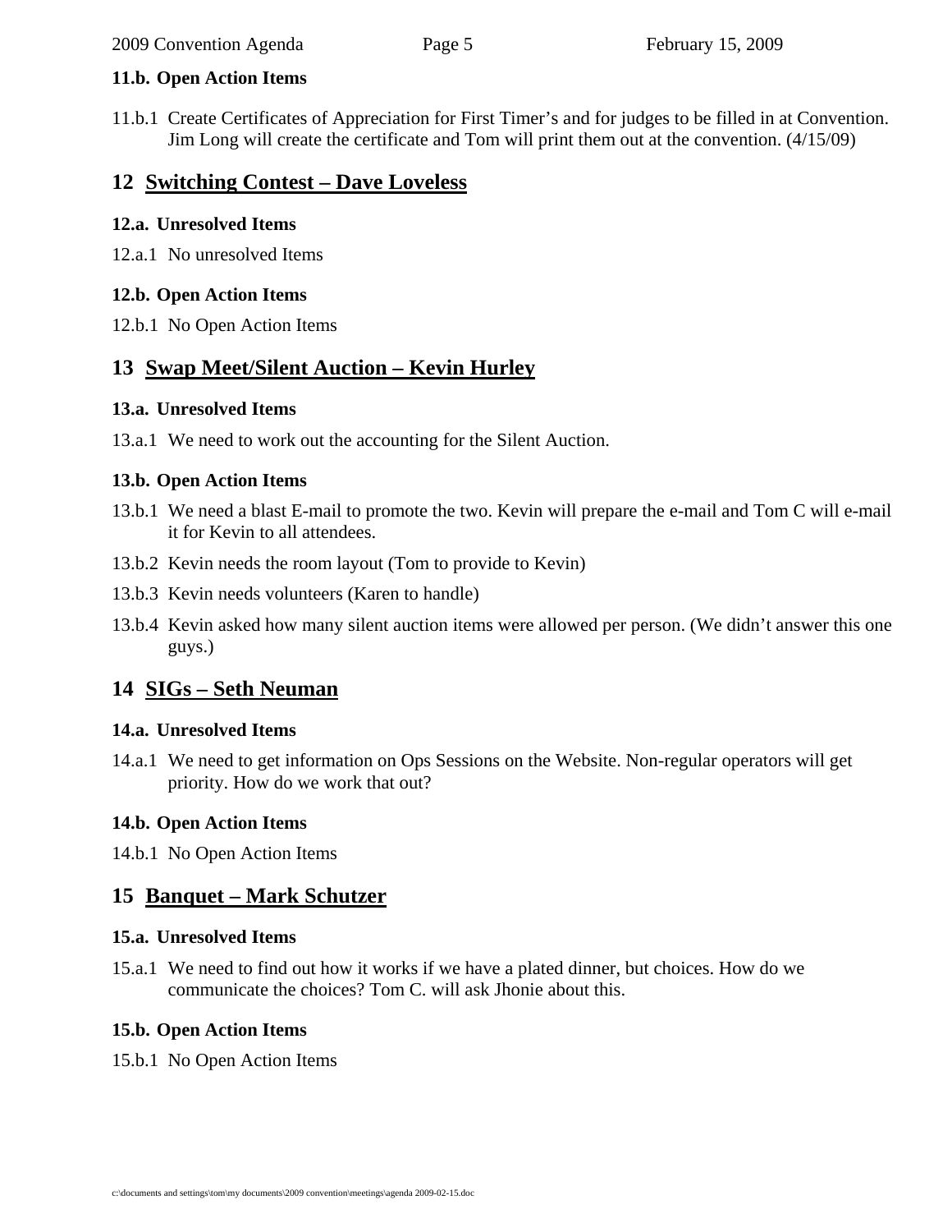### 11.b. Open Action Items

11.b.1 Create Certificates of Appreciation for First Timer's and for judges to be filled in at Convention. Jim Long will create the certificate and Tom will print them out at the convention. (4/15/09)

## 12 Switching Contest – Dave Loveless

### 12.a. Unresolved Items

12.a.1 No unresolved Items

### 12.b. Open Action Items

12.b.1 No Open Action Items

## 13 Swap Meet/Silent Auction – Kevin Hurley

### 13.a. Unresolved Items

13.a.1 We need to work out the accounting for the Silent Auction.

### 13.b. Open Action Items

13.b.1 We need a blast E-mail to promote the two. Kevin will prepare the e-mail and Tom C will e-mail it for Kevin to all attendees.

13.b.2 Kevin needs the room layout (Tom to provide to Kevin)

13.b.3 Kevin needs volunteers (Karen to handle)

13.b.4 Kevin asked how many silent auction items were allowed per person. (We didn't answer this one guys.)

## 14 SIGs – Seth Neuman

### 14.a. Unresolved Items

14.a.1 We need to get information on Ops Sessions on the Website. Non-regular operators will get priority. How do we work that out?

### 14.b. Open Action Items

14.b.1 No Open Action Items

## 15 Banquet – Mark Schutzer

### 15.a. Unresolved Items

15.a.1 We need to find out how it works if we have a plated dinner, but choices. How do we communicate the choices? Tom C. will ask Jhonie about this.

### 15.b. Open Action Items

15.b.1 No Open Action Items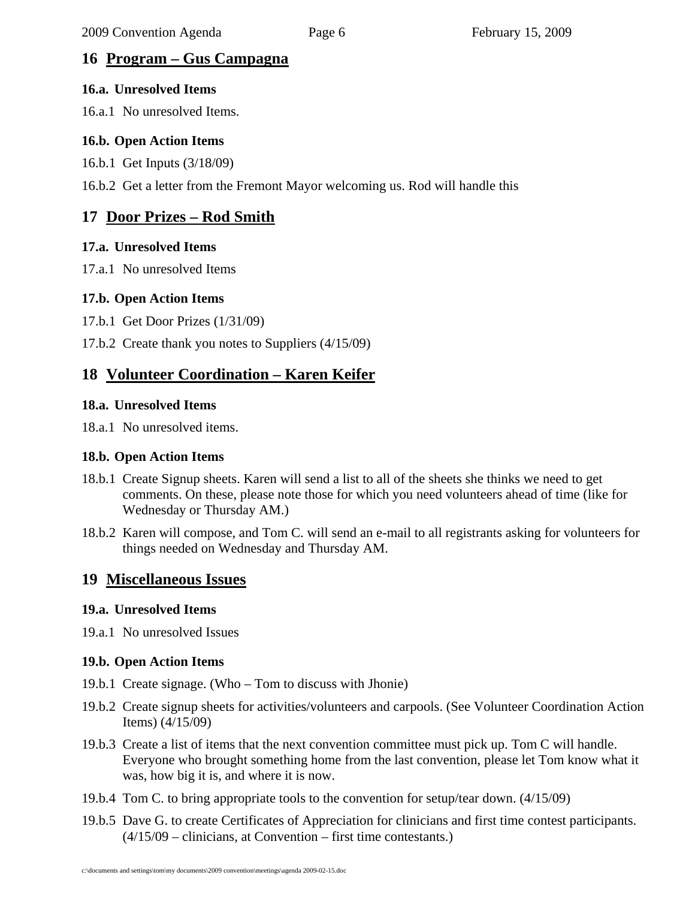## 16 Program – Gus Campagna

### 16.a. Unresolved Items

16.a.1 No unresolved Items.

### 16.b. Open Action Items

16.b.1 Get Inputs (3/18/09)

16.b.2 Get a letter from the Fremont Mayor welcoming us. Rod will handle this

## 17 Door Prizes – Rod Smith

### 17.a. Unresolved Items

17.a.1 No unresolved Items

### 17.b. Open Action Items

17.b.1 Get Door Prizes (1/31/09)

17.b.2 Create thank you notes to Suppliers (4/15/09)

## 18 Volunteer Coordination – Karen Keifer

### 18.a. Unresolved Items

18.a.1 No unresolved items.

### 18.b. Open Action Items

18.b.1 Create Signup sheets. Karen will send a list to all of the sheets she thinks we need to get comments. On these, please note those for which you need volunteers ahead of time (like for Wednesday or Thursday AM.)

18.b.2 Karen will compose, and Tom C. will send an e-mail to all registrants asking for volunteers for things needed on Wednesday and Thursday AM.

## 19 Miscellaneous Issues

### 19.a. Unresolved Items

19.a.1 No unresolved Issues

### 19.b. Open Action Items

19.b.1 Create signage. (Who – Tom to discuss with Jhonie)

19.b.2 Create signup sheets for activities/volunteers and carpools. (See Volunteer Coordination Action Items) (4/15/09)

19.b.3 Create a list of items that the next convention committee must pick up. Tom C will handle. Everyone who brought something home from the last convention, please let Tom know what it was, how big it is, and where it is now.

19.b.4 Tom C. to bring appropriate tools to the convention for setup/tear down. (4/15/09)

19.b.5 Dave G. to create Certificates of Appreciation for clinicians and first time contest participants. (4/15/09 – clinicians, at Convention – first time contestants.)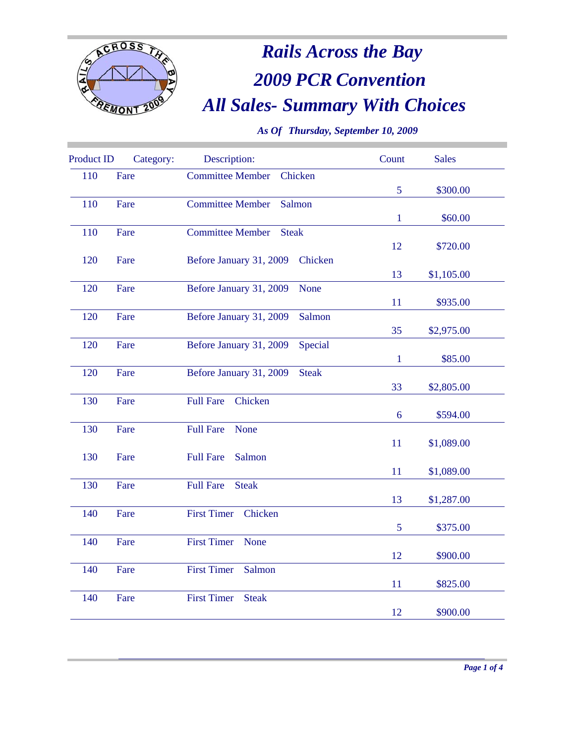# Rails Across the Bay

## 2009 PCR Convention

## All Sales- Summary With Choices

*As Of Thursday, September 10, 2009*

| Product ID | Category: | Description: | Count | Sales |
|---|---|---|---|---|
| 110 | Fare | Committee Member Chicken | 5 | $300.00 |
| 110 | Fare | Committee Member Salmon | 1 | $60.00 |
| 110 | Fare | Committee Member Steak | 12 | $720.00 |
| 120 | Fare | Before January 31, 2009 Chicken | 13 | $1,105.00 |
| 120 | Fare | Before January 31, 2009 None | 11 | $935.00 |
| 120 | Fare | Before January 31, 2009 Salmon | 35 | $2,975.00 |
| 120 | Fare | Before January 31, 2009 Special | 1 | $85.00 |
| 120 | Fare | Before January 31, 2009 Steak | 33 | $2,805.00 |
| 130 | Fare | Full Fare Chicken | 6 | $594.00 |
| 130 | Fare | Full Fare None | 11 | $1,089.00 |
| 130 | Fare | Full Fare Salmon | 11 | $1,089.00 |
| 130 | Fare | Full Fare Steak | 13 | $1,287.00 |
| 140 | Fare | First Timer Chicken | 5 | $375.00 |
| 140 | Fare | First Timer None | 12 | $900.00 |
| 140 | Fare | First Timer Salmon | 11 | $825.00 |
| 140 | Fare | First Timer Steak | 12 | $900.00 |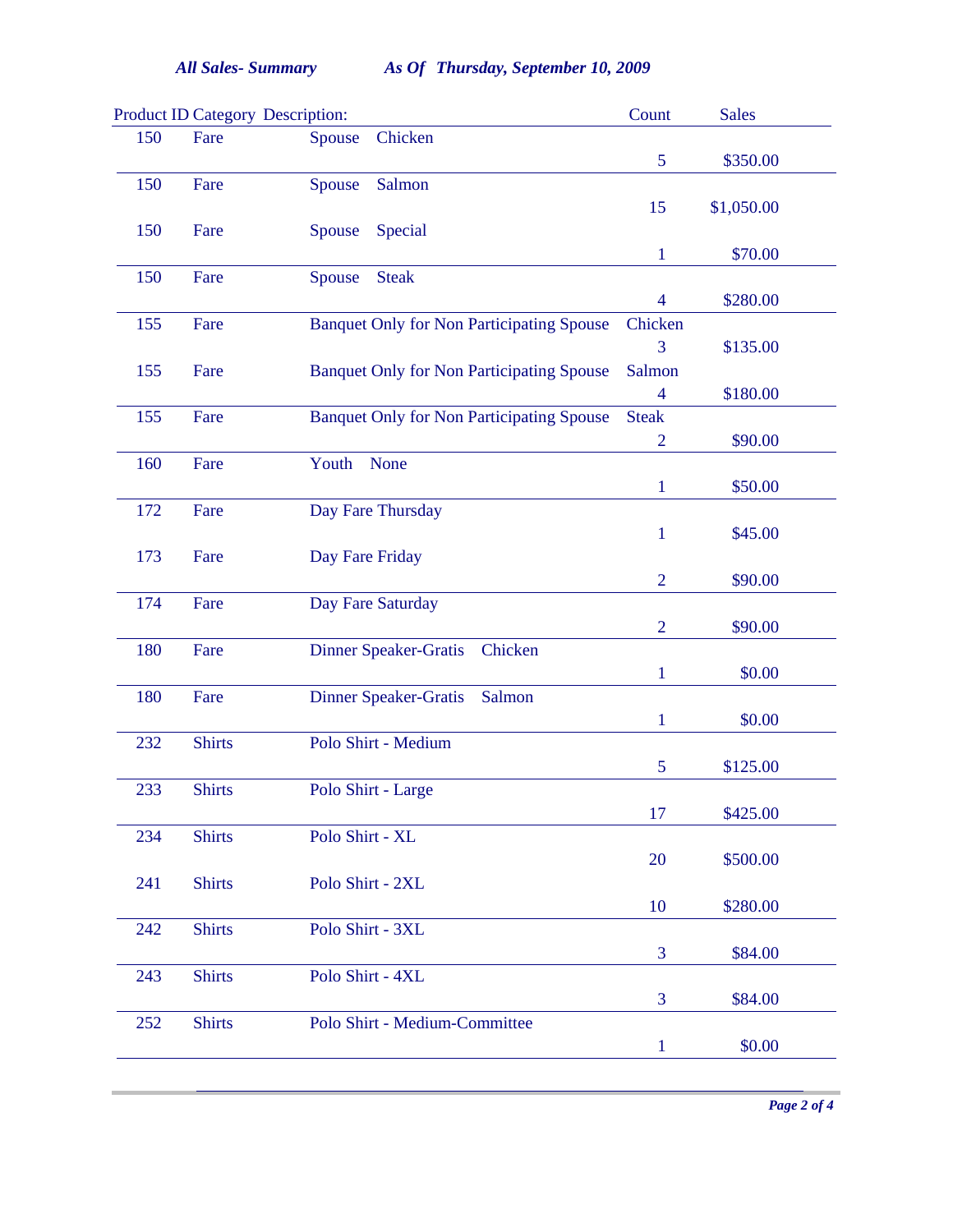*All Sales- Summary*  *As Of Thursday, September 10, 2009*

| Product ID | Category | Description: | Count | Sales |
|---|---|---|---|---|
| 150 | Fare | Spouse Chicken | 5 | $350.00 |
| 150 | Fare | Spouse Salmon | 15 | $1,050.00 |
| 150 | Fare | Spouse Special | 1 | $70.00 |
| 150 | Fare | Spouse Steak | 4 | $280.00 |
| 155 | Fare | Banquet Only for Non Participating Spouse Chicken | 3 | $135.00 |
| 155 | Fare | Banquet Only for Non Participating Spouse Salmon | 4 | $180.00 |
| 155 | Fare | Banquet Only for Non Participating Spouse Steak | 2 | $90.00 |
| 160 | Fare | Youth None | 1 | $50.00 |
| 172 | Fare | Day Fare Thursday | 1 | $45.00 |
| 173 | Fare | Day Fare Friday | 2 | $90.00 |
| 174 | Fare | Day Fare Saturday | 2 | $90.00 |
| 180 | Fare | Dinner Speaker-Gratis Chicken | 1 | $0.00 |
| 180 | Fare | Dinner Speaker-Gratis Salmon | 1 | $0.00 |
| 232 | Shirts | Polo Shirt - Medium | 5 | $125.00 |
| 233 | Shirts | Polo Shirt - Large | 17 | $425.00 |
| 234 | Shirts | Polo Shirt - XL | 20 | $500.00 |
| 241 | Shirts | Polo Shirt - 2XL | 10 | $280.00 |
| 242 | Shirts | Polo Shirt - 3XL | 3 | $84.00 |
| 243 | Shirts | Polo Shirt - 4XL | 3 | $84.00 |
| 252 | Shirts | Polo Shirt - Medium-Committee | 1 | $0.00 |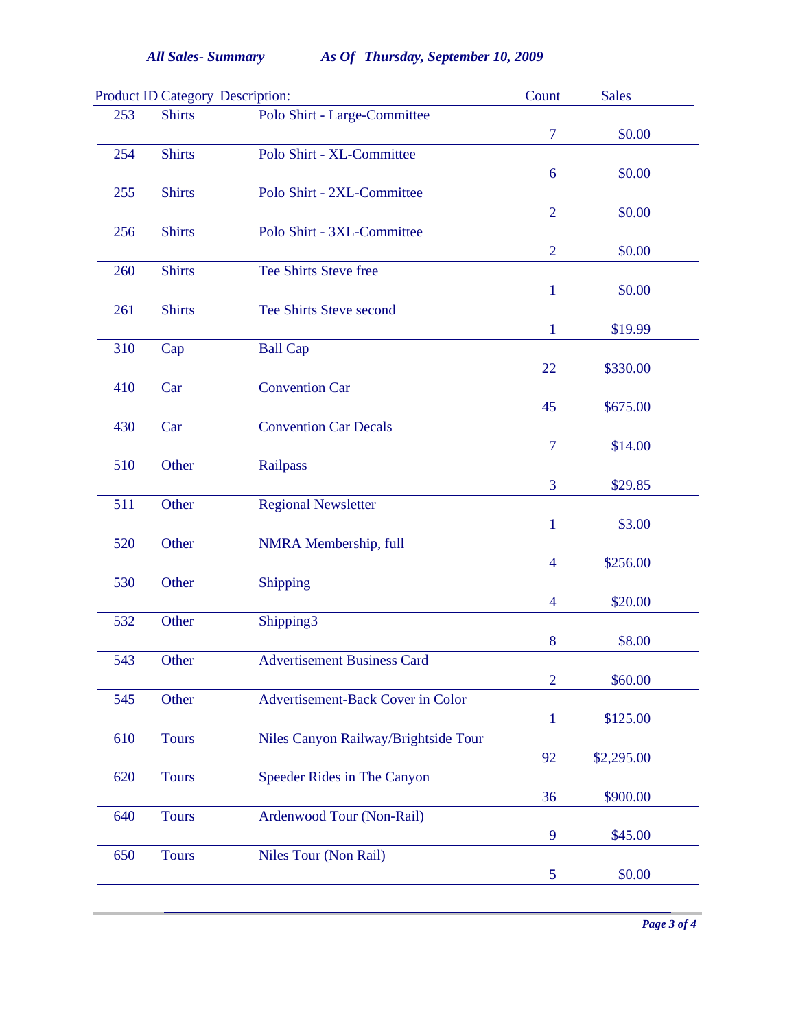***All Sales- Summary*** ***As Of Thursday, September 10, 2009***

| Product ID | Category | Description: | Count | Sales |
|---|---|---|---|---|
| 253 | Shirts | Polo Shirt - Large-Committee | 7 | $0.00 |
| 254 | Shirts | Polo Shirt - XL-Committee | 6 | $0.00 |
| 255 | Shirts | Polo Shirt - 2XL-Committee | 2 | $0.00 |
| 256 | Shirts | Polo Shirt - 3XL-Committee | 2 | $0.00 |
| 260 | Shirts | Tee Shirts Steve free | 1 | $0.00 |
| 261 | Shirts | Tee Shirts Steve second | 1 | $19.99 |
| 310 | Cap | Ball Cap | 22 | $330.00 |
| 410 | Car | Convention Car | 45 | $675.00 |
| 430 | Car | Convention Car Decals | 7 | $14.00 |
| 510 | Other | Railpass | 3 | $29.85 |
| 511 | Other | Regional Newsletter | 1 | $3.00 |
| 520 | Other | NMRA Membership, full | 4 | $256.00 |
| 530 | Other | Shipping | 4 | $20.00 |
| 532 | Other | Shipping3 | 8 | $8.00 |
| 543 | Other | Advertisement Business Card | 2 | $60.00 |
| 545 | Other | Advertisement-Back Cover in Color | 1 | $125.00 |
| 610 | Tours | Niles Canyon Railway/Brightside Tour | 92 | $2,295.00 |
| 620 | Tours | Speeder Rides in The Canyon | 36 | $900.00 |
| 640 | Tours | Ardenwood Tour (Non-Rail) | 9 | $45.00 |
| 650 | Tours | Niles Tour (Non Rail) | 5 | $0.00 |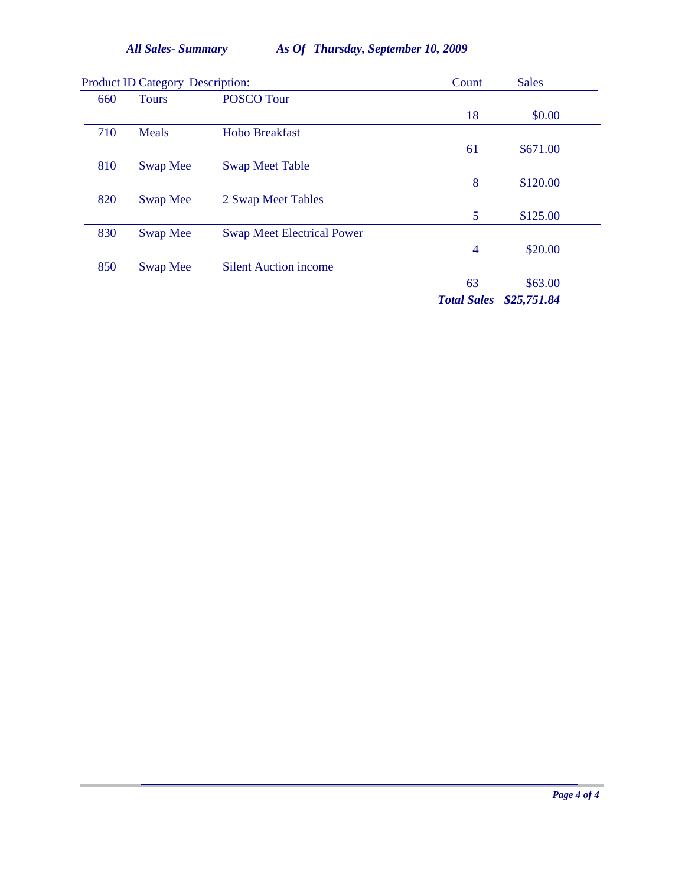*All Sales- Summary* *As Of Thursday, September 10, 2009*

| Product ID | Category | Description: | Count | Sales |
|---|---|---|---|---|
| 660 | Tours | POSCO Tour | 18 | $0.00 |
| 710 | Meals | Hobo Breakfast | 61 | $671.00 |
| 810 | Swap Mee | Swap Meet Table | 8 | $120.00 |
| 820 | Swap Mee | 2 Swap Meet Tables | 5 | $125.00 |
| 830 | Swap Mee | Swap Meet Electrical Power | 4 | $20.00 |
| 850 | Swap Mee | Silent Auction income | 63 | $63.00 |
| | | | ***Total Sales*** | ***$25,751.84*** |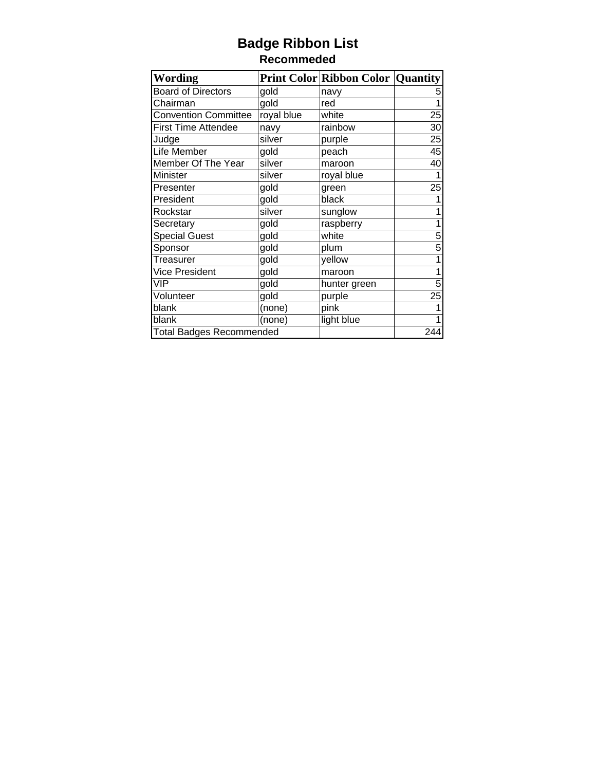# Badge Ribbon List

## Recommeded

| Wording | Print Color | Ribbon Color | Quantity |
|---|---|---|---|
| Board of Directors | gold | navy | 5 |
| Chairman | gold | red | 1 |
| Convention Committee | royal blue | white | 25 |
| First Time Attendee | navy | rainbow | 30 |
| Judge | silver | purple | 25 |
| Life Member | gold | peach | 45 |
| Member Of The Year | silver | maroon | 40 |
| Minister | silver | royal blue | 1 |
| Presenter | gold | green | 25 |
| President | gold | black | 1 |
| Rockstar | silver | sunglow | 1 |
| Secretary | gold | raspberry | 1 |
| Special Guest | gold | white | 5 |
| Sponsor | gold | plum | 5 |
| Treasurer | gold | yellow | 1 |
| Vice President | gold | maroon | 1 |
| VIP | gold | hunter green | 5 |
| Volunteer | gold | purple | 25 |
| blank | (none) | pink | 1 |
| blank | (none) | light blue | 1 |
| Total Badges Recommended | | | 244 |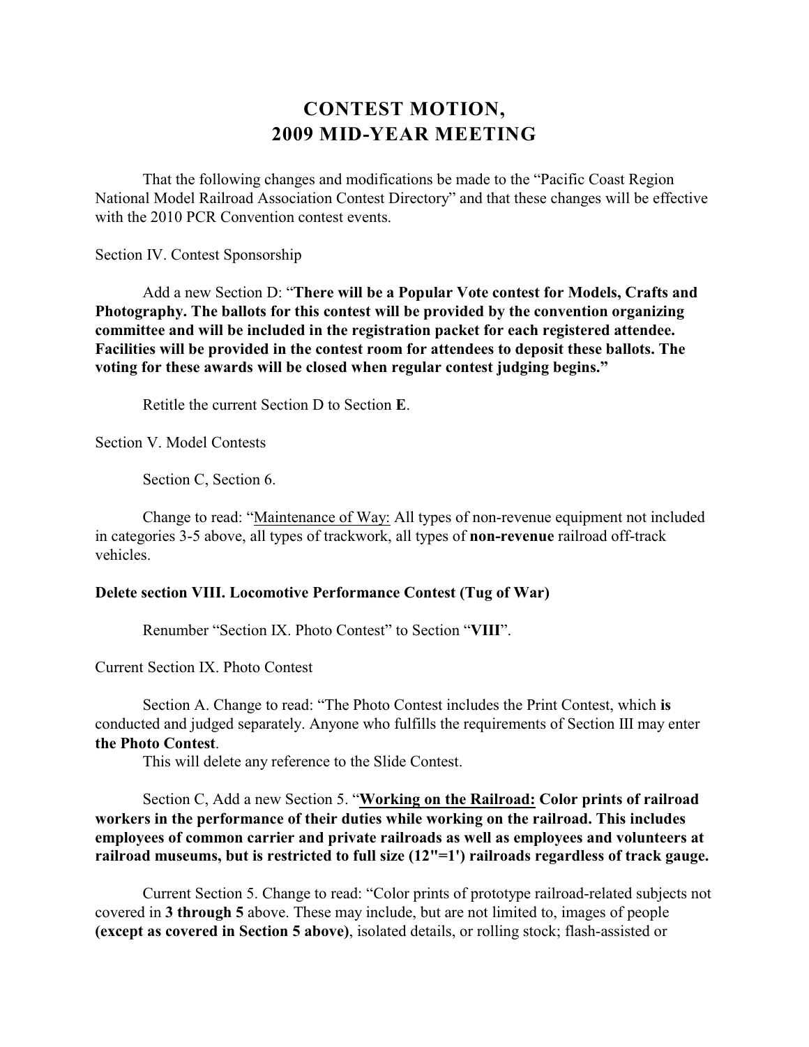# CONTEST MOTION, 2009 MID-YEAR MEETING

That the following changes and modifications be made to the "Pacific Coast Region National Model Railroad Association Contest Directory" and that these changes will be effective with the 2010 PCR Convention contest events.

Section IV. Contest Sponsorship

Add a new Section D: "**There will be a Popular Vote contest for Models, Crafts and Photography. The ballots for this contest will be provided by the convention organizing committee and will be included in the registration packet for each registered attendee. Facilities will be provided in the contest room for attendees to deposit these ballots. The voting for these awards will be closed when regular contest judging begins."**

Retitle the current Section D to Section **E**.

Section V. Model Contests

Section C, Section 6.

Change to read: "<u>Maintenance of Way:</u> All types of non-revenue equipment not included in categories 3-5 above, all types of trackwork, all types of **non-revenue** railroad off-track vehicles.

**Delete section VIII. Locomotive Performance Contest (Tug of War)**

Renumber "Section IX. Photo Contest" to Section "**VIII**".

Current Section IX. Photo Contest

Section A. Change to read: "The Photo Contest includes the Print Contest, which **is** conducted and judged separately. Anyone who fulfills the requirements of Section III may enter **the Photo Contest**.

This will delete any reference to the Slide Contest.

Section C, Add a new Section 5. "**<u>Working on the Railroad:</u> Color prints of railroad workers in the performance of their duties while working on the railroad. This includes employees of common carrier and private railroads as well as employees and volunteers at railroad museums, but is restricted to full size (12"=1') railroads regardless of track gauge.**

Current Section 5. Change to read: "Color prints of prototype railroad-related subjects not covered in **3 through 5** above. These may include, but are not limited to, images of people **(except as covered in Section 5 above)**, isolated details, or rolling stock; flash-assisted or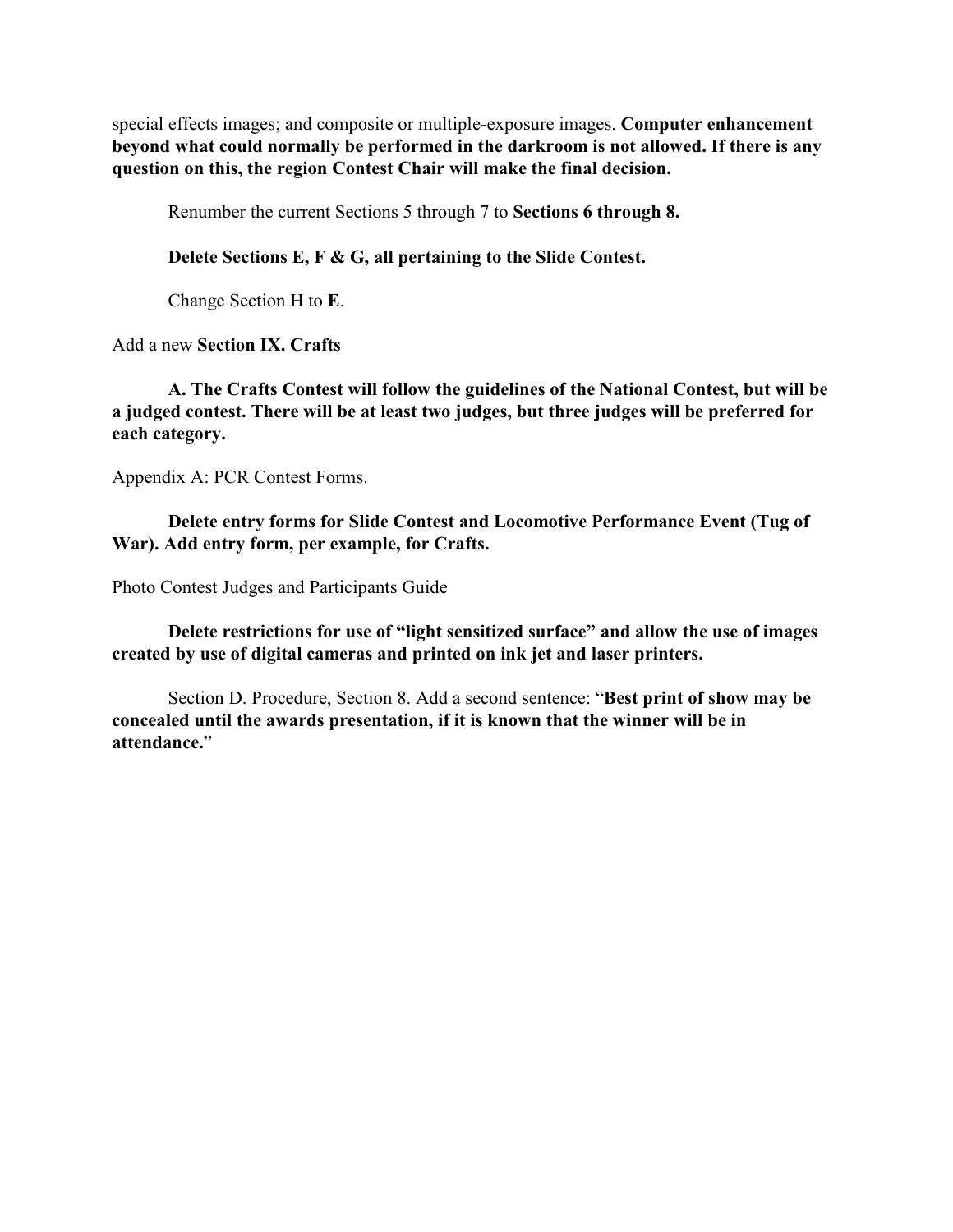special effects images; and composite or multiple-exposure images. **Computer enhancement beyond what could normally be performed in the darkroom is not allowed. If there is any question on this, the region Contest Chair will make the final decision.**

Renumber the current Sections 5 through 7 to **Sections 6 through 8.**

**Delete Sections E, F & G, all pertaining to the Slide Contest.**

Change Section H to **E**.

Add a new **Section IX. Crafts**

**A. The Crafts Contest will follow the guidelines of the National Contest, but will be a judged contest. There will be at least two judges, but three judges will be preferred for each category.**

Appendix A: PCR Contest Forms.

**Delete entry forms for Slide Contest and Locomotive Performance Event (Tug of War). Add entry form, per example, for Crafts.**

Photo Contest Judges and Participants Guide

**Delete restrictions for use of "light sensitized surface" and allow the use of images created by use of digital cameras and printed on ink jet and laser printers.**

Section D. Procedure, Section 8. Add a second sentence: "**Best print of show may be concealed until the awards presentation, if it is known that the winner will be in attendance.**"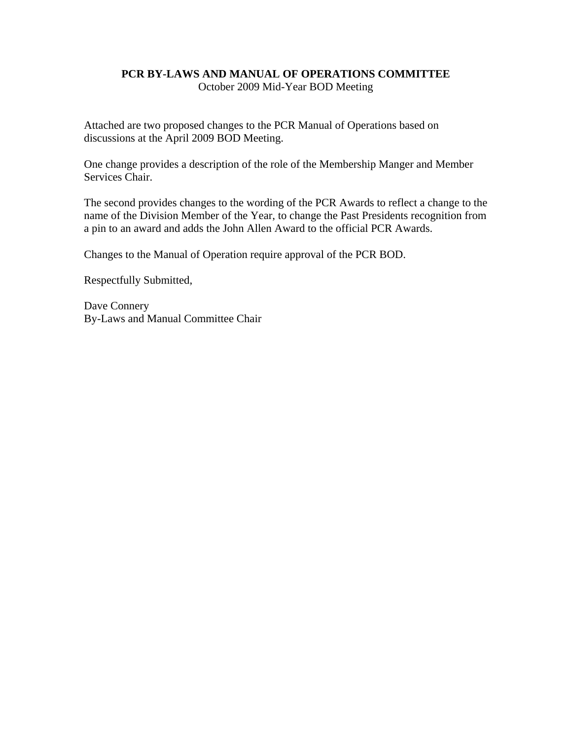**PCR BY-LAWS AND MANUAL OF OPERATIONS COMMITTEE**

October 2009 Mid-Year BOD Meeting

Attached are two proposed changes to the PCR Manual of Operations based on discussions at the April 2009 BOD Meeting.

One change provides a description of the role of the Membership Manger and Member Services Chair.

The second provides changes to the wording of the PCR Awards to reflect a change to the name of the Division Member of the Year, to change the Past Presidents recognition from a pin to an award and adds the John Allen Award to the official PCR Awards.

Changes to the Manual of Operation require approval of the PCR BOD.

Respectfully Submitted,

Dave Connery
By-Laws and Manual Committee Chair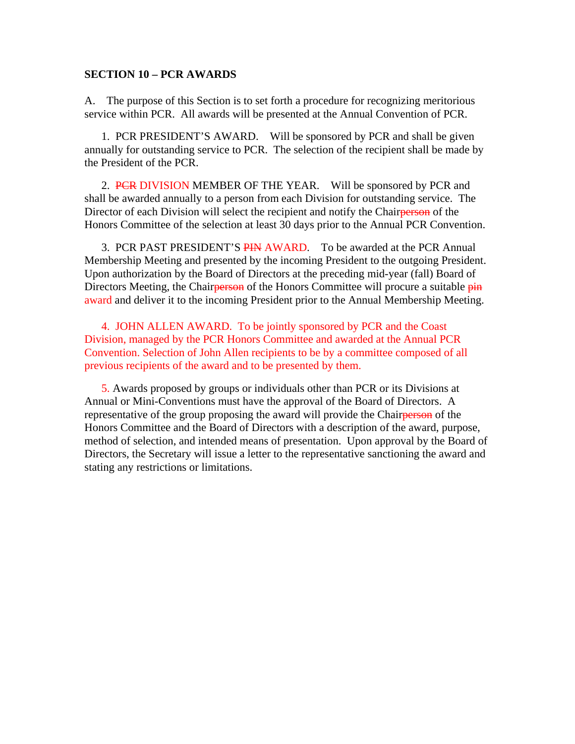**SECTION 10 – PCR AWARDS**

A. The purpose of this Section is to set forth a procedure for recognizing meritorious service within PCR. All awards will be presented at the Annual Convention of PCR.

1. PCR PRESIDENT'S AWARD. Will be sponsored by PCR and shall be given annually for outstanding service to PCR. The selection of the recipient shall be made by the President of the PCR.

2. ~~PCR~~ DIVISION MEMBER OF THE YEAR. Will be sponsored by PCR and shall be awarded annually to a person from each Division for outstanding service. The Director of each Division will select the recipient and notify the Chair~~person~~ of the Honors Committee of the selection at least 30 days prior to the Annual PCR Convention.

3. PCR PAST PRESIDENT'S ~~PIN~~ AWARD. To be awarded at the PCR Annual Membership Meeting and presented by the incoming President to the outgoing President. Upon authorization by the Board of Directors at the preceding mid-year (fall) Board of Directors Meeting, the Chair~~person~~ of the Honors Committee will procure a suitable ~~pin~~ award and deliver it to the incoming President prior to the Annual Membership Meeting.

4. JOHN ALLEN AWARD. To be jointly sponsored by PCR and the Coast Division, managed by the PCR Honors Committee and awarded at the Annual PCR Convention. Selection of John Allen recipients to be by a committee composed of all previous recipients of the award and to be presented by them.

5. Awards proposed by groups or individuals other than PCR or its Divisions at Annual or Mini-Conventions must have the approval of the Board of Directors. A representative of the group proposing the award will provide the Chair~~person~~ of the Honors Committee and the Board of Directors with a description of the award, purpose, method of selection, and intended means of presentation. Upon approval by the Board of Directors, the Secretary will issue a letter to the representative sanctioning the award and stating any restrictions or limitations.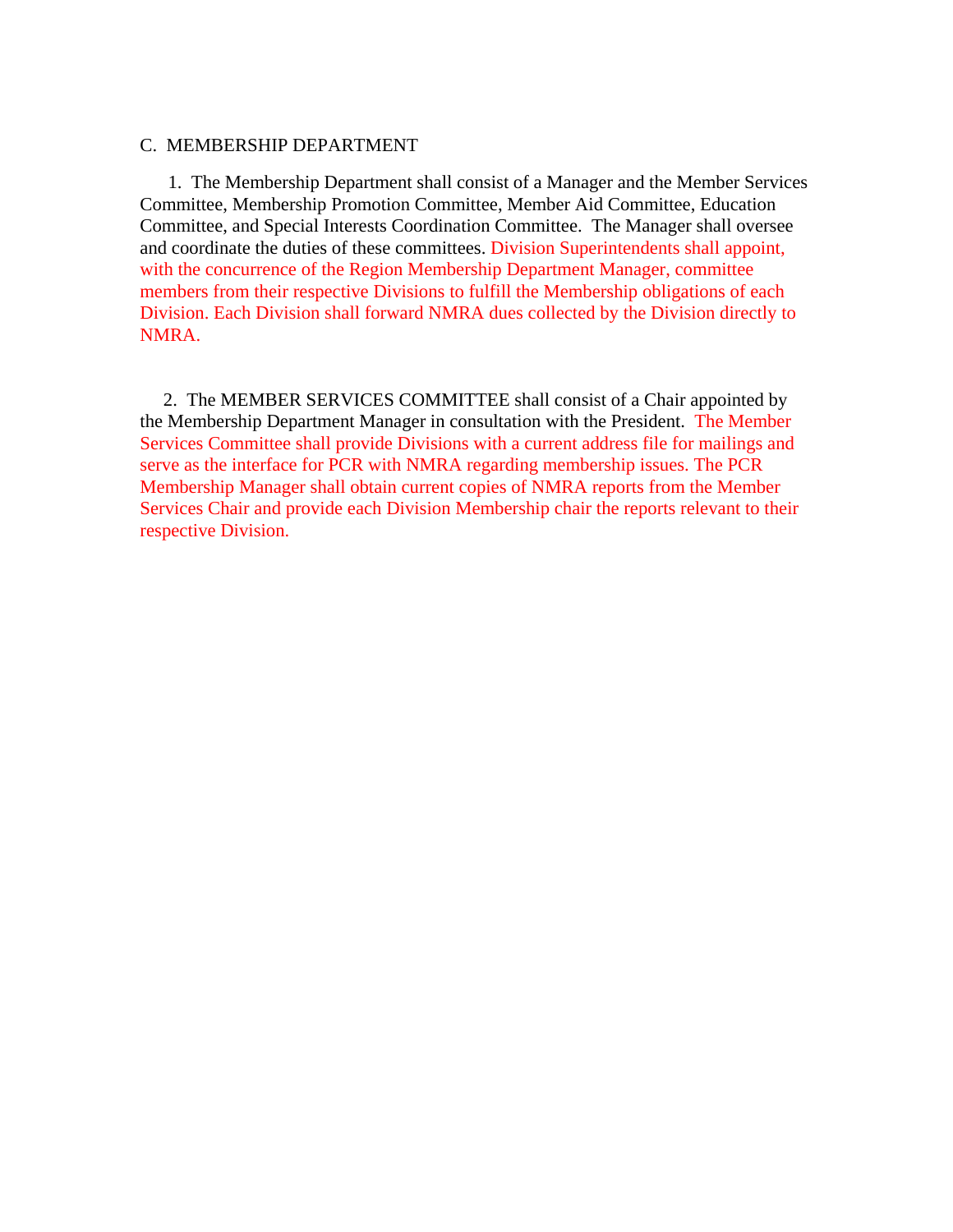## C. MEMBERSHIP DEPARTMENT

1. The Membership Department shall consist of a Manager and the Member Services Committee, Membership Promotion Committee, Member Aid Committee, Education Committee, and Special Interests Coordination Committee. The Manager shall oversee and coordinate the duties of these committees. Division Superintendents shall appoint, with the concurrence of the Region Membership Department Manager, committee members from their respective Divisions to fulfill the Membership obligations of each Division. Each Division shall forward NMRA dues collected by the Division directly to NMRA.

2. The MEMBER SERVICES COMMITTEE shall consist of a Chair appointed by the Membership Department Manager in consultation with the President. The Member Services Committee shall provide Divisions with a current address file for mailings and serve as the interface for PCR with NMRA regarding membership issues. The PCR Membership Manager shall obtain current copies of NMRA reports from the Member Services Chair and provide each Division Membership chair the reports relevant to their respective Division.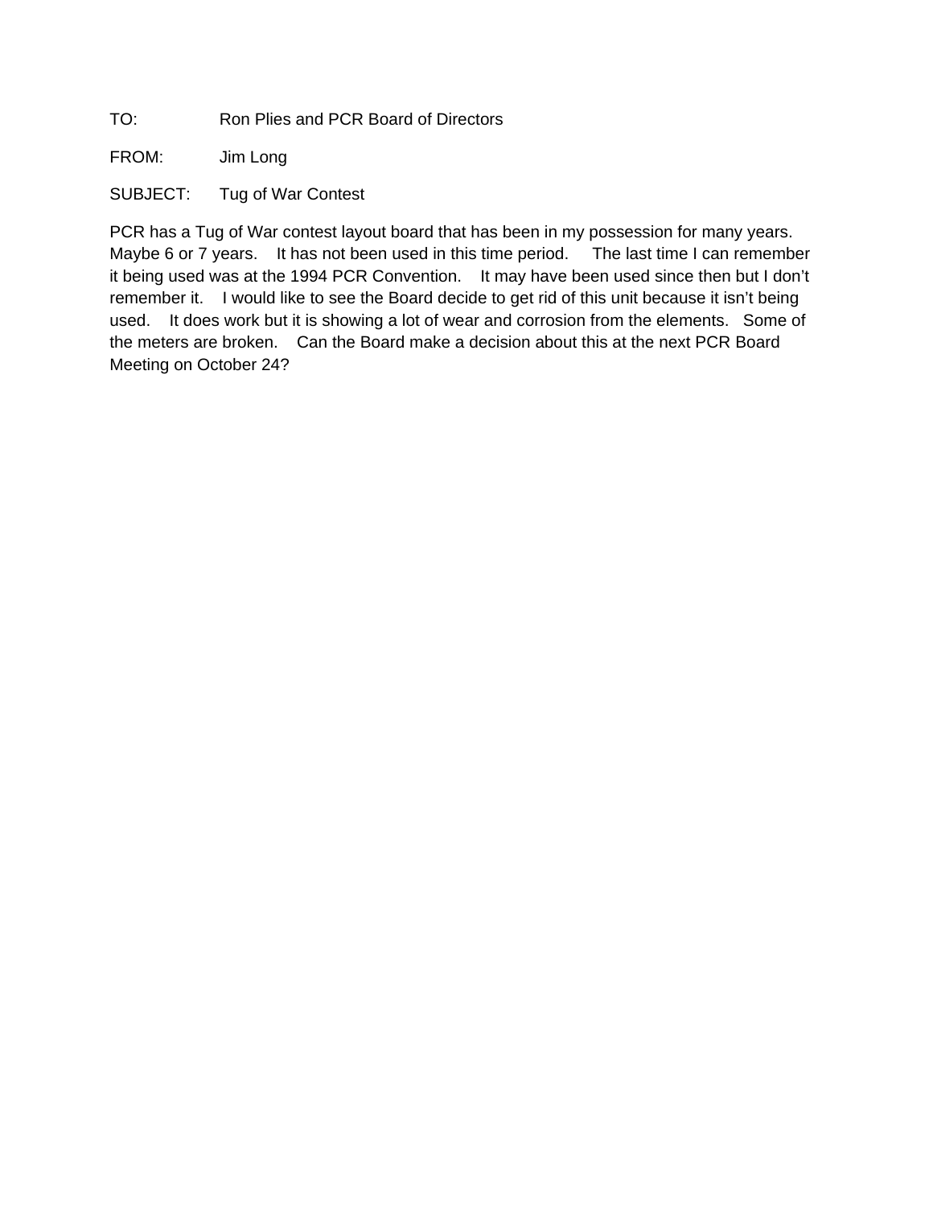TO: Ron Plies and PCR Board of Directors

FROM: Jim Long

SUBJECT: Tug of War Contest

PCR has a Tug of War contest layout board that has been in my possession for many years. Maybe 6 or 7 years. It has not been used in this time period. The last time I can remember it being used was at the 1994 PCR Convention. It may have been used since then but I don't remember it. I would like to see the Board decide to get rid of this unit because it isn't being used. It does work but it is showing a lot of wear and corrosion from the elements. Some of the meters are broken. Can the Board make a decision about this at the next PCR Board Meeting on October 24?